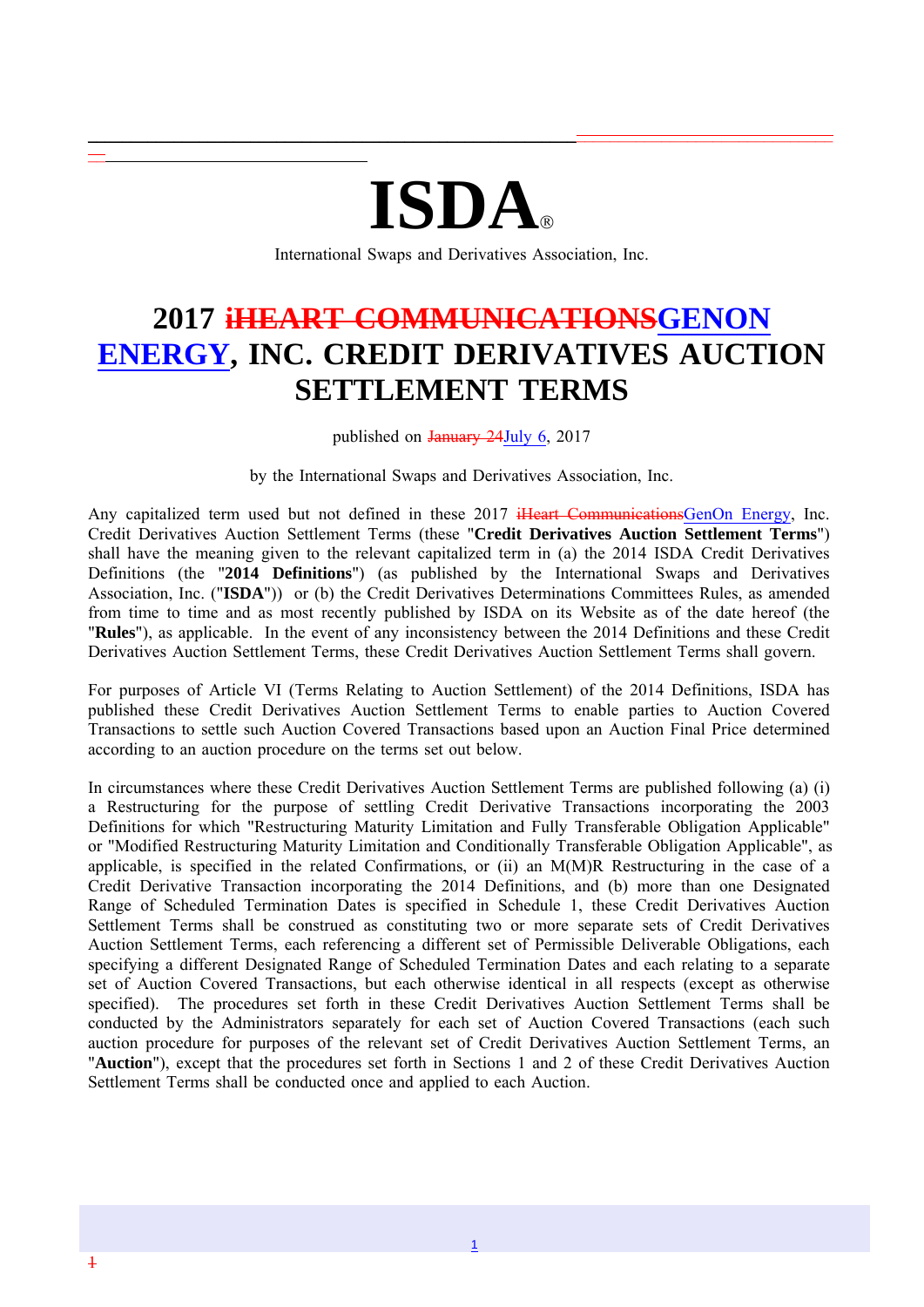# ISDA®

International Swaps and Derivatives Association, Inc.

# 2017 ~~iHEART COMMUNICATIONS~~GENON ENERGY, INC. CREDIT DERIVATIVES AUCTION SETTLEMENT TERMS

published on ~~January 24~~July 6, 2017

by the International Swaps and Derivatives Association, Inc.

Any capitalized term used but not defined in these 2017 ~~iHeart Communications~~GenOn Energy, Inc. Credit Derivatives Auction Settlement Terms (these "**Credit Derivatives Auction Settlement Terms**") shall have the meaning given to the relevant capitalized term in (a) the 2014 ISDA Credit Derivatives Definitions (the "**2014 Definitions**") (as published by the International Swaps and Derivatives Association, Inc. ("**ISDA**")) or (b) the Credit Derivatives Determinations Committees Rules, as amended from time to time and as most recently published by ISDA on its Website as of the date hereof (the "**Rules**"), as applicable. In the event of any inconsistency between the 2014 Definitions and these Credit Derivatives Auction Settlement Terms, these Credit Derivatives Auction Settlement Terms shall govern.

For purposes of Article VI (Terms Relating to Auction Settlement) of the 2014 Definitions, ISDA has published these Credit Derivatives Auction Settlement Terms to enable parties to Auction Covered Transactions to settle such Auction Covered Transactions based upon an Auction Final Price determined according to an auction procedure on the terms set out below.

In circumstances where these Credit Derivatives Auction Settlement Terms are published following (a) (i) a Restructuring for the purpose of settling Credit Derivative Transactions incorporating the 2003 Definitions for which "Restructuring Maturity Limitation and Fully Transferable Obligation Applicable" or "Modified Restructuring Maturity Limitation and Conditionally Transferable Obligation Applicable", as applicable, is specified in the related Confirmations, or (ii) an M(M)R Restructuring in the case of a Credit Derivative Transaction incorporating the 2014 Definitions, and (b) more than one Designated Range of Scheduled Termination Dates is specified in Schedule 1, these Credit Derivatives Auction Settlement Terms shall be construed as constituting two or more separate sets of Credit Derivatives Auction Settlement Terms, each referencing a different set of Permissible Deliverable Obligations, each specifying a different Designated Range of Scheduled Termination Dates and each relating to a separate set of Auction Covered Transactions, but each otherwise identical in all respects (except as otherwise specified). The procedures set forth in these Credit Derivatives Auction Settlement Terms shall be conducted by the Administrators separately for each set of Auction Covered Transactions (each such auction procedure for purposes of the relevant set of Credit Derivatives Auction Settlement Terms, an "**Auction**"), except that the procedures set forth in Sections 1 and 2 of these Credit Derivatives Auction Settlement Terms shall be conducted once and applied to each Auction.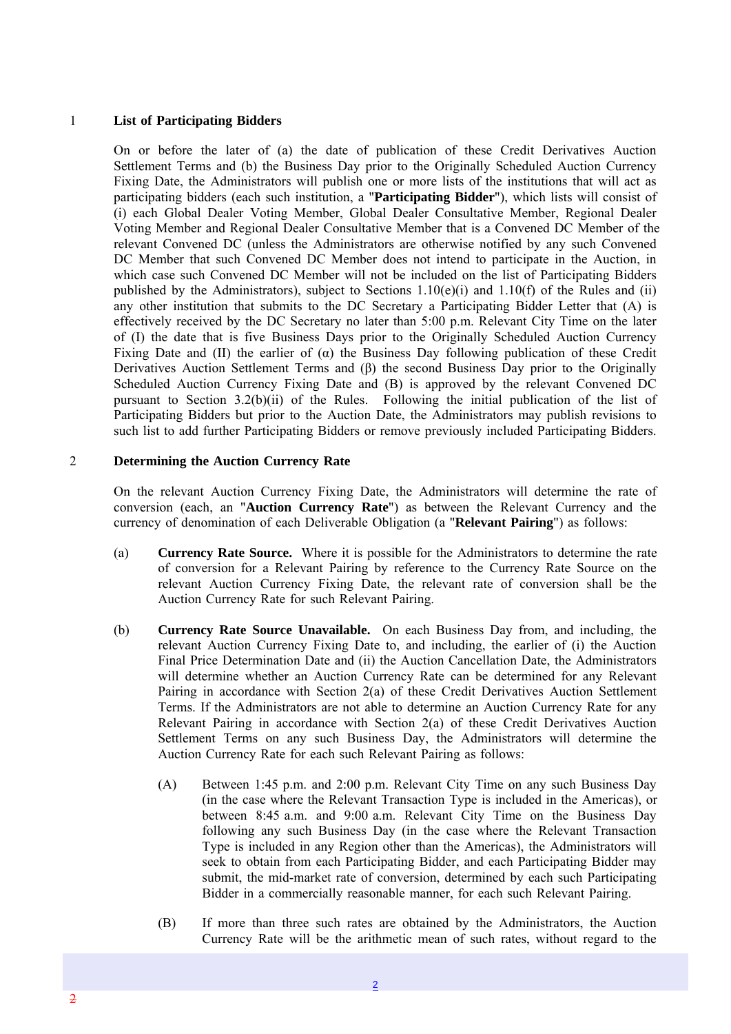## 1 List of Participating Bidders

On or before the later of (a) the date of publication of these Credit Derivatives Auction Settlement Terms and (b) the Business Day prior to the Originally Scheduled Auction Currency Fixing Date, the Administrators will publish one or more lists of the institutions that will act as participating bidders (each such institution, a "**Participating Bidder**"), which lists will consist of (i) each Global Dealer Voting Member, Global Dealer Consultative Member, Regional Dealer Voting Member and Regional Dealer Consultative Member that is a Convened DC Member of the relevant Convened DC (unless the Administrators are otherwise notified by any such Convened DC Member that such Convened DC Member does not intend to participate in the Auction, in which case such Convened DC Member will not be included on the list of Participating Bidders published by the Administrators), subject to Sections 1.10(e)(i) and 1.10(f) of the Rules and (ii) any other institution that submits to the DC Secretary a Participating Bidder Letter that (A) is effectively received by the DC Secretary no later than 5:00 p.m. Relevant City Time on the later of (I) the date that is five Business Days prior to the Originally Scheduled Auction Currency Fixing Date and (II) the earlier of (α) the Business Day following publication of these Credit Derivatives Auction Settlement Terms and (β) the second Business Day prior to the Originally Scheduled Auction Currency Fixing Date and (B) is approved by the relevant Convened DC pursuant to Section 3.2(b)(ii) of the Rules. Following the initial publication of the list of Participating Bidders but prior to the Auction Date, the Administrators may publish revisions to such list to add further Participating Bidders or remove previously included Participating Bidders.

## 2 Determining the Auction Currency Rate

On the relevant Auction Currency Fixing Date, the Administrators will determine the rate of conversion (each, an "**Auction Currency Rate**") as between the Relevant Currency and the currency of denomination of each Deliverable Obligation (a "**Relevant Pairing**") as follows:

(a) **Currency Rate Source.** Where it is possible for the Administrators to determine the rate of conversion for a Relevant Pairing by reference to the Currency Rate Source on the relevant Auction Currency Fixing Date, the relevant rate of conversion shall be the Auction Currency Rate for such Relevant Pairing.

(b) **Currency Rate Source Unavailable.** On each Business Day from, and including, the relevant Auction Currency Fixing Date to, and including, the earlier of (i) the Auction Final Price Determination Date and (ii) the Auction Cancellation Date, the Administrators will determine whether an Auction Currency Rate can be determined for any Relevant Pairing in accordance with Section 2(a) of these Credit Derivatives Auction Settlement Terms. If the Administrators are not able to determine an Auction Currency Rate for any Relevant Pairing in accordance with Section 2(a) of these Credit Derivatives Auction Settlement Terms on any such Business Day, the Administrators will determine the Auction Currency Rate for each such Relevant Pairing as follows:

(A) Between 1:45 p.m. and 2:00 p.m. Relevant City Time on any such Business Day (in the case where the Relevant Transaction Type is included in the Americas), or between 8:45 a.m. and 9:00 a.m. Relevant City Time on the Business Day following any such Business Day (in the case where the Relevant Transaction Type is included in any Region other than the Americas), the Administrators will seek to obtain from each Participating Bidder, and each Participating Bidder may submit, the mid-market rate of conversion, determined by each such Participating Bidder in a commercially reasonable manner, for each such Relevant Pairing.

(B) If more than three such rates are obtained by the Administrators, the Auction Currency Rate will be the arithmetic mean of such rates, without regard to the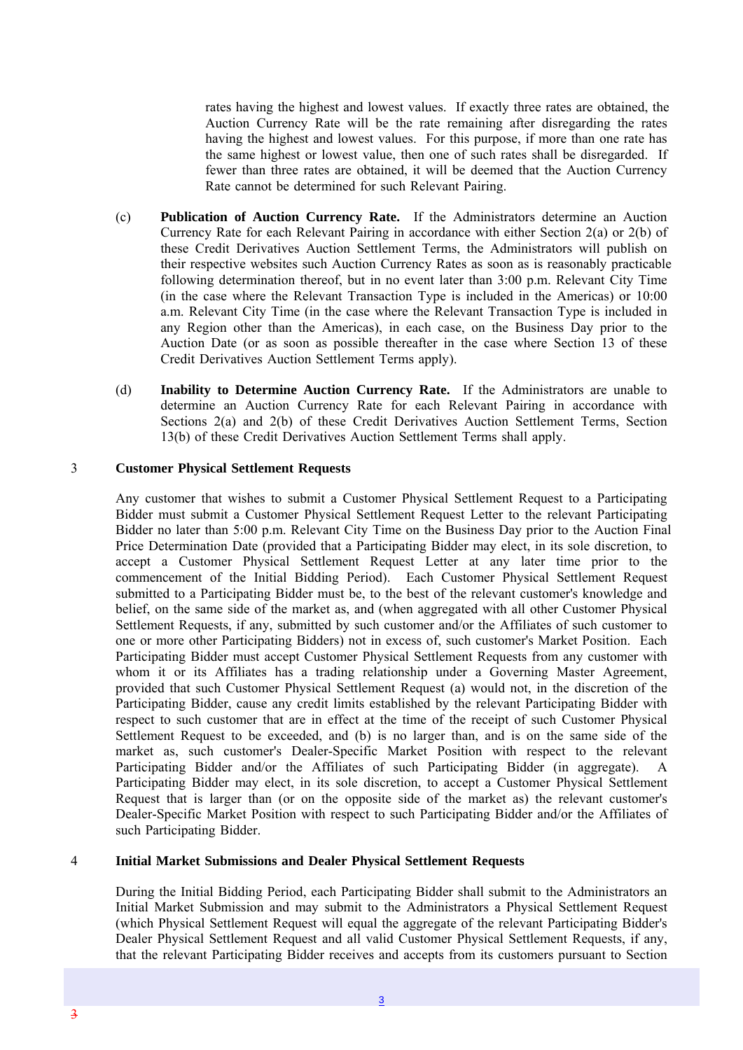rates having the highest and lowest values. If exactly three rates are obtained, the Auction Currency Rate will be the rate remaining after disregarding the rates having the highest and lowest values. For this purpose, if more than one rate has the same highest or lowest value, then one of such rates shall be disregarded. If fewer than three rates are obtained, it will be deemed that the Auction Currency Rate cannot be determined for such Relevant Pairing.

(c) **Publication of Auction Currency Rate.** If the Administrators determine an Auction Currency Rate for each Relevant Pairing in accordance with either Section 2(a) or 2(b) of these Credit Derivatives Auction Settlement Terms, the Administrators will publish on their respective websites such Auction Currency Rates as soon as is reasonably practicable following determination thereof, but in no event later than 3:00 p.m. Relevant City Time (in the case where the Relevant Transaction Type is included in the Americas) or 10:00 a.m. Relevant City Time (in the case where the Relevant Transaction Type is included in any Region other than the Americas), in each case, on the Business Day prior to the Auction Date (or as soon as possible thereafter in the case where Section 13 of these Credit Derivatives Auction Settlement Terms apply).

(d) **Inability to Determine Auction Currency Rate.** If the Administrators are unable to determine an Auction Currency Rate for each Relevant Pairing in accordance with Sections 2(a) and 2(b) of these Credit Derivatives Auction Settlement Terms, Section 13(b) of these Credit Derivatives Auction Settlement Terms shall apply.

## 3 Customer Physical Settlement Requests

Any customer that wishes to submit a Customer Physical Settlement Request to a Participating Bidder must submit a Customer Physical Settlement Request Letter to the relevant Participating Bidder no later than 5:00 p.m. Relevant City Time on the Business Day prior to the Auction Final Price Determination Date (provided that a Participating Bidder may elect, in its sole discretion, to accept a Customer Physical Settlement Request Letter at any later time prior to the commencement of the Initial Bidding Period). Each Customer Physical Settlement Request submitted to a Participating Bidder must be, to the best of the relevant customer's knowledge and belief, on the same side of the market as, and (when aggregated with all other Customer Physical Settlement Requests, if any, submitted by such customer and/or the Affiliates of such customer to one or more other Participating Bidders) not in excess of, such customer's Market Position. Each Participating Bidder must accept Customer Physical Settlement Requests from any customer with whom it or its Affiliates has a trading relationship under a Governing Master Agreement, provided that such Customer Physical Settlement Request (a) would not, in the discretion of the Participating Bidder, cause any credit limits established by the relevant Participating Bidder with respect to such customer that are in effect at the time of the receipt of such Customer Physical Settlement Request to be exceeded, and (b) is no larger than, and is on the same side of the market as, such customer's Dealer-Specific Market Position with respect to the relevant Participating Bidder and/or the Affiliates of such Participating Bidder (in aggregate). A Participating Bidder may elect, in its sole discretion, to accept a Customer Physical Settlement Request that is larger than (or on the opposite side of the market as) the relevant customer's Dealer-Specific Market Position with respect to such Participating Bidder and/or the Affiliates of such Participating Bidder.

## 4 Initial Market Submissions and Dealer Physical Settlement Requests

During the Initial Bidding Period, each Participating Bidder shall submit to the Administrators an Initial Market Submission and may submit to the Administrators a Physical Settlement Request (which Physical Settlement Request will equal the aggregate of the relevant Participating Bidder's Dealer Physical Settlement Request and all valid Customer Physical Settlement Requests, if any, that the relevant Participating Bidder receives and accepts from its customers pursuant to Section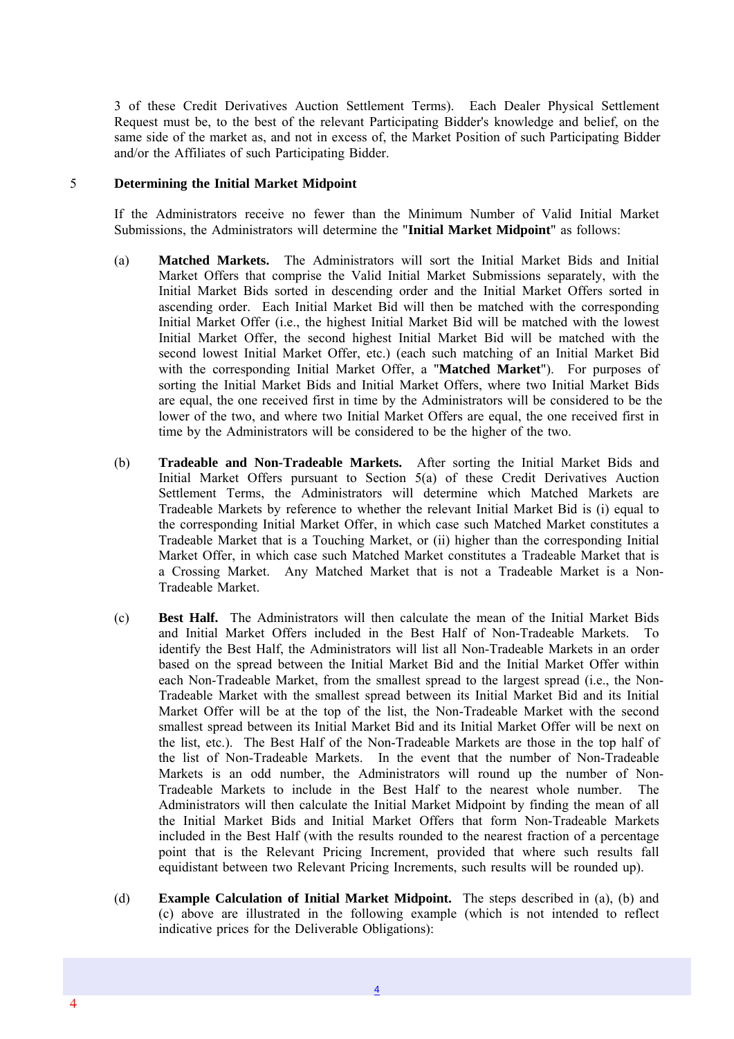3 of these Credit Derivatives Auction Settlement Terms). Each Dealer Physical Settlement Request must be, to the best of the relevant Participating Bidder's knowledge and belief, on the same side of the market as, and not in excess of, the Market Position of such Participating Bidder and/or the Affiliates of such Participating Bidder.

## 5 Determining the Initial Market Midpoint

If the Administrators receive no fewer than the Minimum Number of Valid Initial Market Submissions, the Administrators will determine the "**Initial Market Midpoint**" as follows:

(a) **Matched Markets.** The Administrators will sort the Initial Market Bids and Initial Market Offers that comprise the Valid Initial Market Submissions separately, with the Initial Market Bids sorted in descending order and the Initial Market Offers sorted in ascending order. Each Initial Market Bid will then be matched with the corresponding Initial Market Offer (i.e., the highest Initial Market Bid will be matched with the lowest Initial Market Offer, the second highest Initial Market Bid will be matched with the second lowest Initial Market Offer, etc.) (each such matching of an Initial Market Bid with the corresponding Initial Market Offer, a "**Matched Market**"). For purposes of sorting the Initial Market Bids and Initial Market Offers, where two Initial Market Bids are equal, the one received first in time by the Administrators will be considered to be the lower of the two, and where two Initial Market Offers are equal, the one received first in time by the Administrators will be considered to be the higher of the two.

(b) **Tradeable and Non-Tradeable Markets.** After sorting the Initial Market Bids and Initial Market Offers pursuant to Section 5(a) of these Credit Derivatives Auction Settlement Terms, the Administrators will determine which Matched Markets are Tradeable Markets by reference to whether the relevant Initial Market Bid is (i) equal to the corresponding Initial Market Offer, in which case such Matched Market constitutes a Tradeable Market that is a Touching Market, or (ii) higher than the corresponding Initial Market Offer, in which case such Matched Market constitutes a Tradeable Market that is a Crossing Market. Any Matched Market that is not a Tradeable Market is a Non-Tradeable Market.

(c) **Best Half.** The Administrators will then calculate the mean of the Initial Market Bids and Initial Market Offers included in the Best Half of Non-Tradeable Markets. To identify the Best Half, the Administrators will list all Non-Tradeable Markets in an order based on the spread between the Initial Market Bid and the Initial Market Offer within each Non-Tradeable Market, from the smallest spread to the largest spread (i.e., the Non-Tradeable Market with the smallest spread between its Initial Market Bid and its Initial Market Offer will be at the top of the list, the Non-Tradeable Market with the second smallest spread between its Initial Market Bid and its Initial Market Offer will be next on the list, etc.). The Best Half of the Non-Tradeable Markets are those in the top half of the list of Non-Tradeable Markets. In the event that the number of Non-Tradeable Markets is an odd number, the Administrators will round up the number of Non-Tradeable Markets to include in the Best Half to the nearest whole number. The Administrators will then calculate the Initial Market Midpoint by finding the mean of all the Initial Market Bids and Initial Market Offers that form Non-Tradeable Markets included in the Best Half (with the results rounded to the nearest fraction of a percentage point that is the Relevant Pricing Increment, provided that where such results fall equidistant between two Relevant Pricing Increments, such results will be rounded up).

(d) **Example Calculation of Initial Market Midpoint.** The steps described in (a), (b) and (c) above are illustrated in the following example (which is not intended to reflect indicative prices for the Deliverable Obligations):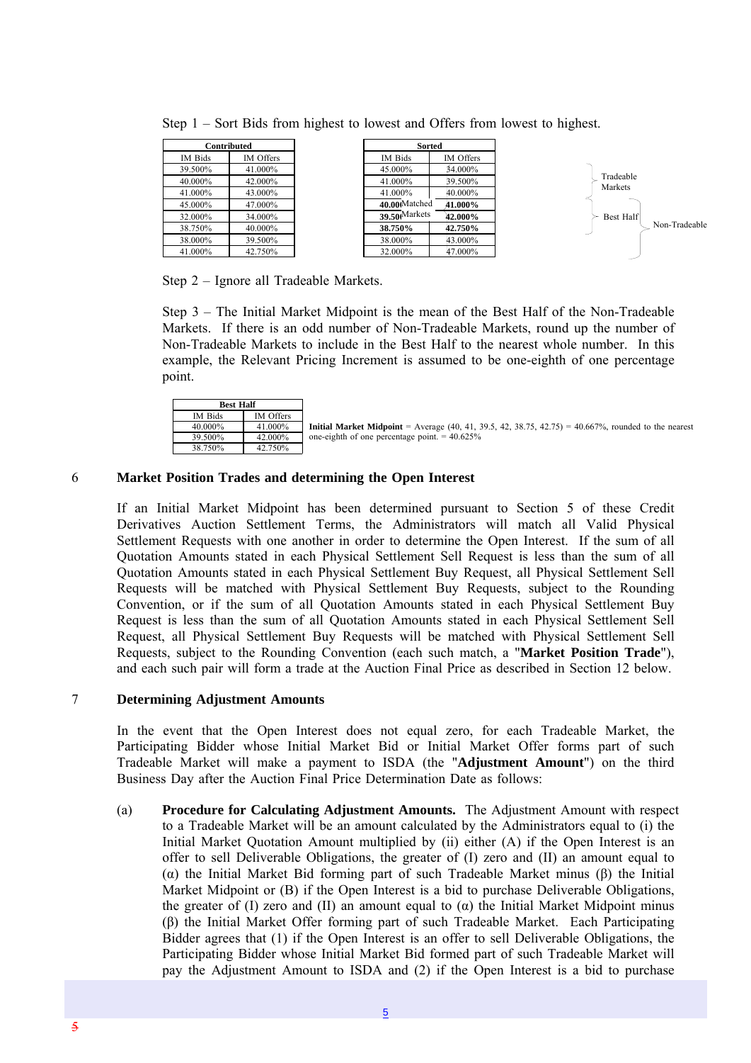Step 1 – Sort Bids from highest to lowest and Offers from lowest to highest.

| Contributed | |
|---|---|
| IM Bids | IM Offers |
| 39.500% | 41.000% |
| 40.000% | 42.000% |
| 41.000% | 43.000% |
| 45.000% | 47.000% |
| 32.000% | 34.000% |
| 38.750% | 40.000% |
| 38.000% | 39.500% |
| 41.000% | 42.750% |

| Sorted | | |
|---|---|---|
| IM Bids | IM Offers | |
| 45.000% | 34.000% | Tradeable Markets (Matched Markets) |
| 41.000% | 39.500% | Tradeable Markets (Matched Markets) |
| 41.000% | 40.000% | Tradeable Markets (Matched Markets) |
| **40.000%** | **41.000%** | Non-Tradeable – Best Half |
| **39.500%** | **42.000%** | Non-Tradeable – Best Half |
| **38.750%** | **42.750%** | Non-Tradeable – Best Half |
| 38.000% | 43.000% | Non-Tradeable |
| 32.000% | 47.000% | Non-Tradeable |

Step 2 – Ignore all Tradeable Markets.

Step 3 – The Initial Market Midpoint is the mean of the Best Half of the Non-Tradeable Markets. If there is an odd number of Non-Tradeable Markets, round up the number of Non-Tradeable Markets to include in the Best Half to the nearest whole number. In this example, the Relevant Pricing Increment is assumed to be one-eighth of one percentage point.

| Best Half | |
|---|---|
| IM Bids | IM Offers |
| 40.000% | 41.000% |
| 39.500% | 42.000% |
| 38.750% | 42.750% |

**Initial Market Midpoint** = Average (40, 41, 39.5, 42, 38.75, 42.75) = 40.667%, rounded to the nearest one-eighth of one percentage point. = 40.625%

## 6 Market Position Trades and determining the Open Interest

If an Initial Market Midpoint has been determined pursuant to Section 5 of these Credit Derivatives Auction Settlement Terms, the Administrators will match all Valid Physical Settlement Requests with one another in order to determine the Open Interest. If the sum of all Quotation Amounts stated in each Physical Settlement Sell Request is less than the sum of all Quotation Amounts stated in each Physical Settlement Buy Request, all Physical Settlement Sell Requests will be matched with Physical Settlement Buy Requests, subject to the Rounding Convention, or if the sum of all Quotation Amounts stated in each Physical Settlement Buy Request is less than the sum of all Quotation Amounts stated in each Physical Settlement Sell Request, all Physical Settlement Buy Requests will be matched with Physical Settlement Sell Requests, subject to the Rounding Convention (each such match, a "**Market Position Trade**"), and each such pair will form a trade at the Auction Final Price as described in Section 12 below.

## 7 Determining Adjustment Amounts

In the event that the Open Interest does not equal zero, for each Tradeable Market, the Participating Bidder whose Initial Market Bid or Initial Market Offer forms part of such Tradeable Market will make a payment to ISDA (the "**Adjustment Amount**") on the third Business Day after the Auction Final Price Determination Date as follows:

(a) **Procedure for Calculating Adjustment Amounts.** The Adjustment Amount with respect to a Tradeable Market will be an amount calculated by the Administrators equal to (i) the Initial Market Quotation Amount multiplied by (ii) either (A) if the Open Interest is an offer to sell Deliverable Obligations, the greater of (I) zero and (II) an amount equal to (α) the Initial Market Bid forming part of such Tradeable Market minus (β) the Initial Market Midpoint or (B) if the Open Interest is a bid to purchase Deliverable Obligations, the greater of (I) zero and (II) an amount equal to (α) the Initial Market Midpoint minus (β) the Initial Market Offer forming part of such Tradeable Market. Each Participating Bidder agrees that (1) if the Open Interest is an offer to sell Deliverable Obligations, the Participating Bidder whose Initial Market Bid formed part of such Tradeable Market will pay the Adjustment Amount to ISDA and (2) if the Open Interest is a bid to purchase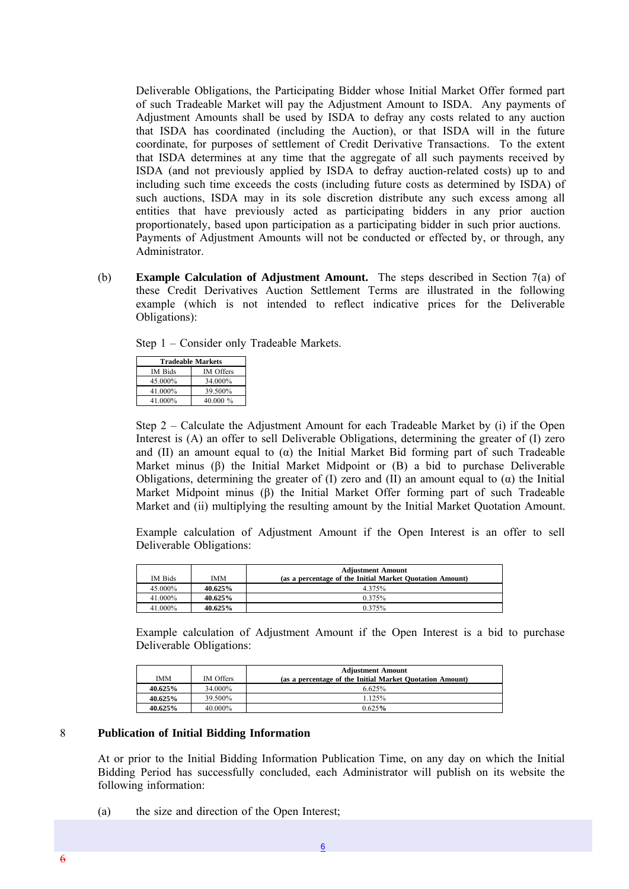Deliverable Obligations, the Participating Bidder whose Initial Market Offer formed part of such Tradeable Market will pay the Adjustment Amount to ISDA. Any payments of Adjustment Amounts shall be used by ISDA to defray any costs related to any auction that ISDA has coordinated (including the Auction), or that ISDA will in the future coordinate, for purposes of settlement of Credit Derivative Transactions. To the extent that ISDA determines at any time that the aggregate of all such payments received by ISDA (and not previously applied by ISDA to defray auction-related costs) up to and including such time exceeds the costs (including future costs as determined by ISDA) of such auctions, ISDA may in its sole discretion distribute any such excess among all entities that have previously acted as participating bidders in any prior auction proportionately, based upon participation as a participating bidder in such prior auctions. Payments of Adjustment Amounts will not be conducted or effected by, or through, any Administrator.

(b) **Example Calculation of Adjustment Amount.** The steps described in Section 7(a) of these Credit Derivatives Auction Settlement Terms are illustrated in the following example (which is not intended to reflect indicative prices for the Deliverable Obligations):

Step 1 – Consider only Tradeable Markets.

| **Tradeable Markets** | |
|---|---|
| IM Bids | IM Offers |
| 45.000% | 34.000% |
| 41.000% | 39.500% |
| 41.000% | 40.000 % |

Step 2 – Calculate the Adjustment Amount for each Tradeable Market by (i) if the Open Interest is (A) an offer to sell Deliverable Obligations, determining the greater of (I) zero and (II) an amount equal to (α) the Initial Market Bid forming part of such Tradeable Market minus (β) the Initial Market Midpoint or (B) a bid to purchase Deliverable Obligations, determining the greater of (I) zero and (II) an amount equal to (α) the Initial Market Midpoint minus (β) the Initial Market Offer forming part of such Tradeable Market and (ii) multiplying the resulting amount by the Initial Market Quotation Amount.

Example calculation of Adjustment Amount if the Open Interest is an offer to sell Deliverable Obligations:

| IM Bids | IMM | **Adjustment Amount (as a percentage of the Initial Market Quotation Amount)** |
|---|---|---|
| 45.000% | **40.625%** | 4.375% |
| 41.000% | **40.625%** | 0.375% |
| 41.000% | **40.625%** | 0.375% |

Example calculation of Adjustment Amount if the Open Interest is a bid to purchase Deliverable Obligations:

| IMM | IM Offers | **Adjustment Amount (as a percentage of the Initial Market Quotation Amount)** |
|---|---|---|
| **40.625%** | 34.000% | 6.625% |
| **40.625%** | 39.500% | 1.125% |
| **40.625%** | 40.000% | 0.625% |

## 8 Publication of Initial Bidding Information

At or prior to the Initial Bidding Information Publication Time, on any day on which the Initial Bidding Period has successfully concluded, each Administrator will publish on its website the following information:

(a) the size and direction of the Open Interest;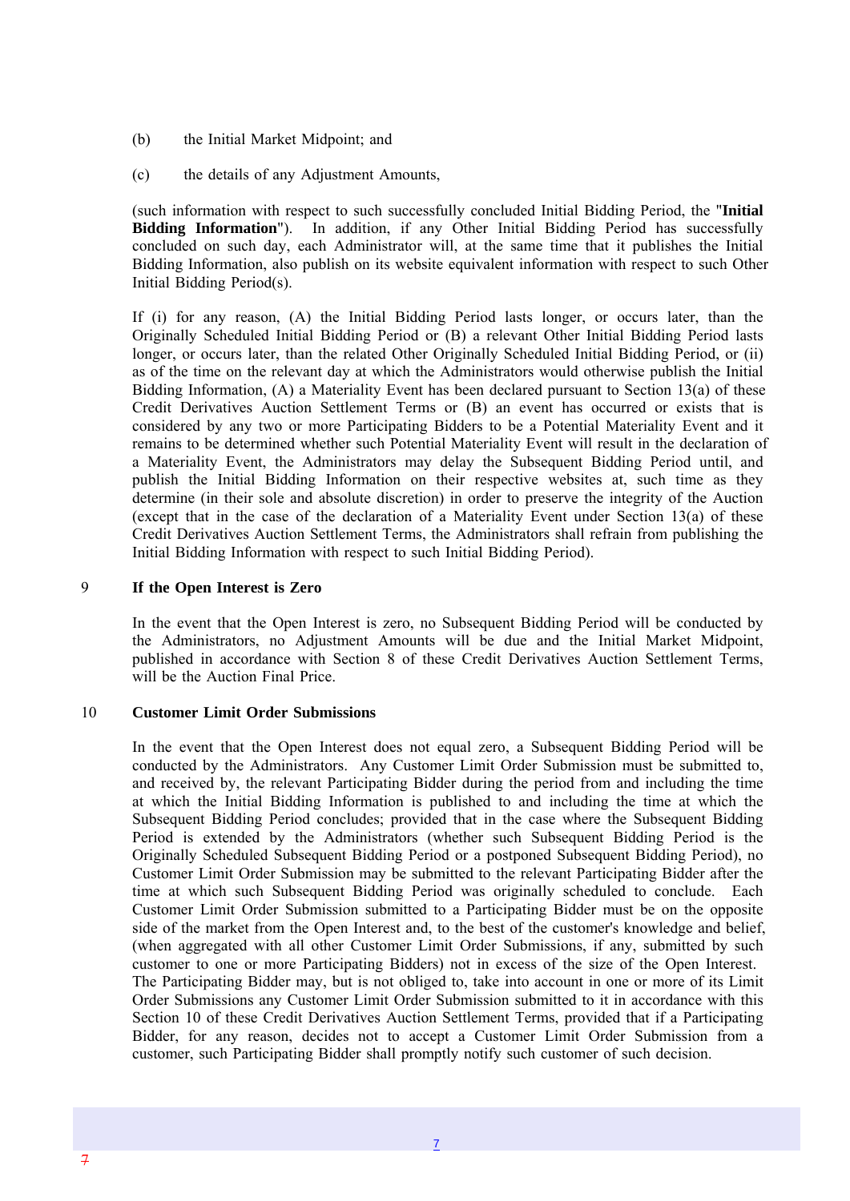(b) the Initial Market Midpoint; and

(c) the details of any Adjustment Amounts,

(such information with respect to such successfully concluded Initial Bidding Period, the "**Initial Bidding Information**"). In addition, if any Other Initial Bidding Period has successfully concluded on such day, each Administrator will, at the same time that it publishes the Initial Bidding Information, also publish on its website equivalent information with respect to such Other Initial Bidding Period(s).

If (i) for any reason, (A) the Initial Bidding Period lasts longer, or occurs later, than the Originally Scheduled Initial Bidding Period or (B) a relevant Other Initial Bidding Period lasts longer, or occurs later, than the related Other Originally Scheduled Initial Bidding Period, or (ii) as of the time on the relevant day at which the Administrators would otherwise publish the Initial Bidding Information, (A) a Materiality Event has been declared pursuant to Section 13(a) of these Credit Derivatives Auction Settlement Terms or (B) an event has occurred or exists that is considered by any two or more Participating Bidders to be a Potential Materiality Event and it remains to be determined whether such Potential Materiality Event will result in the declaration of a Materiality Event, the Administrators may delay the Subsequent Bidding Period until, and publish the Initial Bidding Information on their respective websites at, such time as they determine (in their sole and absolute discretion) in order to preserve the integrity of the Auction (except that in the case of the declaration of a Materiality Event under Section 13(a) of these Credit Derivatives Auction Settlement Terms, the Administrators shall refrain from publishing the Initial Bidding Information with respect to such Initial Bidding Period).

## 9 If the Open Interest is Zero

In the event that the Open Interest is zero, no Subsequent Bidding Period will be conducted by the Administrators, no Adjustment Amounts will be due and the Initial Market Midpoint, published in accordance with Section 8 of these Credit Derivatives Auction Settlement Terms, will be the Auction Final Price.

## 10 Customer Limit Order Submissions

In the event that the Open Interest does not equal zero, a Subsequent Bidding Period will be conducted by the Administrators. Any Customer Limit Order Submission must be submitted to, and received by, the relevant Participating Bidder during the period from and including the time at which the Initial Bidding Information is published to and including the time at which the Subsequent Bidding Period concludes; provided that in the case where the Subsequent Bidding Period is extended by the Administrators (whether such Subsequent Bidding Period is the Originally Scheduled Subsequent Bidding Period or a postponed Subsequent Bidding Period), no Customer Limit Order Submission may be submitted to the relevant Participating Bidder after the time at which such Subsequent Bidding Period was originally scheduled to conclude. Each Customer Limit Order Submission submitted to a Participating Bidder must be on the opposite side of the market from the Open Interest and, to the best of the customer's knowledge and belief, (when aggregated with all other Customer Limit Order Submissions, if any, submitted by such customer to one or more Participating Bidders) not in excess of the size of the Open Interest. The Participating Bidder may, but is not obliged to, take into account in one or more of its Limit Order Submissions any Customer Limit Order Submission submitted to it in accordance with this Section 10 of these Credit Derivatives Auction Settlement Terms, provided that if a Participating Bidder, for any reason, decides not to accept a Customer Limit Order Submission from a customer, such Participating Bidder shall promptly notify such customer of such decision.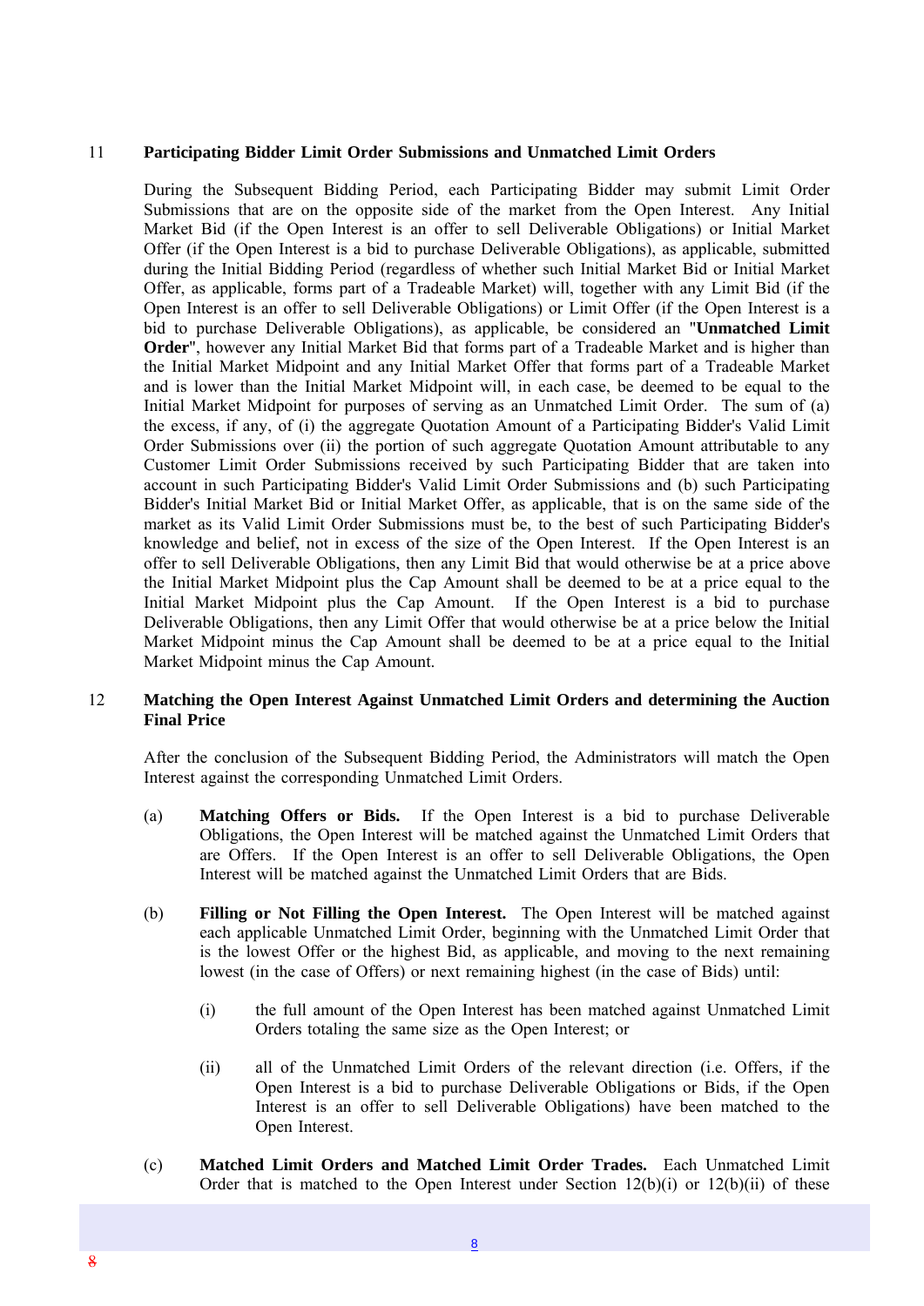## 11 Participating Bidder Limit Order Submissions and Unmatched Limit Orders

During the Subsequent Bidding Period, each Participating Bidder may submit Limit Order Submissions that are on the opposite side of the market from the Open Interest. Any Initial Market Bid (if the Open Interest is an offer to sell Deliverable Obligations) or Initial Market Offer (if the Open Interest is a bid to purchase Deliverable Obligations), as applicable, submitted during the Initial Bidding Period (regardless of whether such Initial Market Bid or Initial Market Offer, as applicable, forms part of a Tradeable Market) will, together with any Limit Bid (if the Open Interest is an offer to sell Deliverable Obligations) or Limit Offer (if the Open Interest is a bid to purchase Deliverable Obligations), as applicable, be considered an "**Unmatched Limit Order**", however any Initial Market Bid that forms part of a Tradeable Market and is higher than the Initial Market Midpoint and any Initial Market Offer that forms part of a Tradeable Market and is lower than the Initial Market Midpoint will, in each case, be deemed to be equal to the Initial Market Midpoint for purposes of serving as an Unmatched Limit Order. The sum of (a) the excess, if any, of (i) the aggregate Quotation Amount of a Participating Bidder's Valid Limit Order Submissions over (ii) the portion of such aggregate Quotation Amount attributable to any Customer Limit Order Submissions received by such Participating Bidder that are taken into account in such Participating Bidder's Valid Limit Order Submissions and (b) such Participating Bidder's Initial Market Bid or Initial Market Offer, as applicable, that is on the same side of the market as its Valid Limit Order Submissions must be, to the best of such Participating Bidder's knowledge and belief, not in excess of the size of the Open Interest. If the Open Interest is an offer to sell Deliverable Obligations, then any Limit Bid that would otherwise be at a price above the Initial Market Midpoint plus the Cap Amount shall be deemed to be at a price equal to the Initial Market Midpoint plus the Cap Amount. If the Open Interest is a bid to purchase Deliverable Obligations, then any Limit Offer that would otherwise be at a price below the Initial Market Midpoint minus the Cap Amount shall be deemed to be at a price equal to the Initial Market Midpoint minus the Cap Amount.

## 12 Matching the Open Interest Against Unmatched Limit Orders and determining the Auction Final Price

After the conclusion of the Subsequent Bidding Period, the Administrators will match the Open Interest against the corresponding Unmatched Limit Orders.

(a) **Matching Offers or Bids.** If the Open Interest is a bid to purchase Deliverable Obligations, the Open Interest will be matched against the Unmatched Limit Orders that are Offers. If the Open Interest is an offer to sell Deliverable Obligations, the Open Interest will be matched against the Unmatched Limit Orders that are Bids.

(b) **Filling or Not Filling the Open Interest.** The Open Interest will be matched against each applicable Unmatched Limit Order, beginning with the Unmatched Limit Order that is the lowest Offer or the highest Bid, as applicable, and moving to the next remaining lowest (in the case of Offers) or next remaining highest (in the case of Bids) until:

  (i) the full amount of the Open Interest has been matched against Unmatched Limit Orders totaling the same size as the Open Interest; or

  (ii) all of the Unmatched Limit Orders of the relevant direction (i.e. Offers, if the Open Interest is a bid to purchase Deliverable Obligations or Bids, if the Open Interest is an offer to sell Deliverable Obligations) have been matched to the Open Interest.

(c) **Matched Limit Orders and Matched Limit Order Trades.** Each Unmatched Limit Order that is matched to the Open Interest under Section 12(b)(i) or 12(b)(ii) of these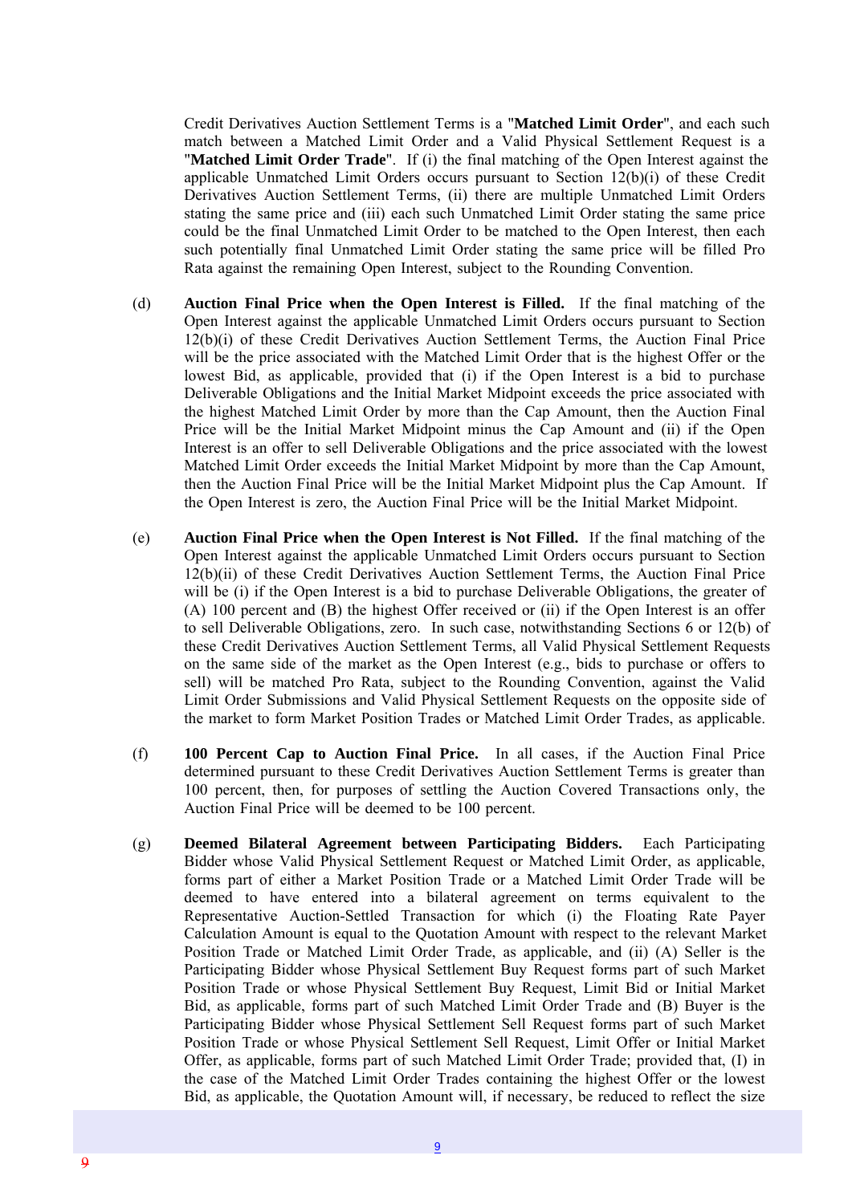Credit Derivatives Auction Settlement Terms is a "**Matched Limit Order**", and each such match between a Matched Limit Order and a Valid Physical Settlement Request is a "**Matched Limit Order Trade**". If (i) the final matching of the Open Interest against the applicable Unmatched Limit Orders occurs pursuant to Section 12(b)(i) of these Credit Derivatives Auction Settlement Terms, (ii) there are multiple Unmatched Limit Orders stating the same price and (iii) each such Unmatched Limit Order stating the same price could be the final Unmatched Limit Order to be matched to the Open Interest, then each such potentially final Unmatched Limit Order stating the same price will be filled Pro Rata against the remaining Open Interest, subject to the Rounding Convention.

(d) **Auction Final Price when the Open Interest is Filled.** If the final matching of the Open Interest against the applicable Unmatched Limit Orders occurs pursuant to Section 12(b)(i) of these Credit Derivatives Auction Settlement Terms, the Auction Final Price will be the price associated with the Matched Limit Order that is the highest Offer or the lowest Bid, as applicable, provided that (i) if the Open Interest is a bid to purchase Deliverable Obligations and the Initial Market Midpoint exceeds the price associated with the highest Matched Limit Order by more than the Cap Amount, then the Auction Final Price will be the Initial Market Midpoint minus the Cap Amount and (ii) if the Open Interest is an offer to sell Deliverable Obligations and the price associated with the lowest Matched Limit Order exceeds the Initial Market Midpoint by more than the Cap Amount, then the Auction Final Price will be the Initial Market Midpoint plus the Cap Amount. If the Open Interest is zero, the Auction Final Price will be the Initial Market Midpoint.

(e) **Auction Final Price when the Open Interest is Not Filled.** If the final matching of the Open Interest against the applicable Unmatched Limit Orders occurs pursuant to Section 12(b)(ii) of these Credit Derivatives Auction Settlement Terms, the Auction Final Price will be (i) if the Open Interest is a bid to purchase Deliverable Obligations, the greater of (A) 100 percent and (B) the highest Offer received or (ii) if the Open Interest is an offer to sell Deliverable Obligations, zero. In such case, notwithstanding Sections 6 or 12(b) of these Credit Derivatives Auction Settlement Terms, all Valid Physical Settlement Requests on the same side of the market as the Open Interest (e.g., bids to purchase or offers to sell) will be matched Pro Rata, subject to the Rounding Convention, against the Valid Limit Order Submissions and Valid Physical Settlement Requests on the opposite side of the market to form Market Position Trades or Matched Limit Order Trades, as applicable.

(f) **100 Percent Cap to Auction Final Price.** In all cases, if the Auction Final Price determined pursuant to these Credit Derivatives Auction Settlement Terms is greater than 100 percent, then, for purposes of settling the Auction Covered Transactions only, the Auction Final Price will be deemed to be 100 percent.

(g) **Deemed Bilateral Agreement between Participating Bidders.** Each Participating Bidder whose Valid Physical Settlement Request or Matched Limit Order, as applicable, forms part of either a Market Position Trade or a Matched Limit Order Trade will be deemed to have entered into a bilateral agreement on terms equivalent to the Representative Auction-Settled Transaction for which (i) the Floating Rate Payer Calculation Amount is equal to the Quotation Amount with respect to the relevant Market Position Trade or Matched Limit Order Trade, as applicable, and (ii) (A) Seller is the Participating Bidder whose Physical Settlement Buy Request forms part of such Market Position Trade or whose Physical Settlement Buy Request, Limit Bid or Initial Market Bid, as applicable, forms part of such Matched Limit Order Trade and (B) Buyer is the Participating Bidder whose Physical Settlement Sell Request forms part of such Market Position Trade or whose Physical Settlement Sell Request, Limit Offer or Initial Market Offer, as applicable, forms part of such Matched Limit Order Trade; provided that, (I) in the case of the Matched Limit Order Trades containing the highest Offer or the lowest Bid, as applicable, the Quotation Amount will, if necessary, be reduced to reflect the size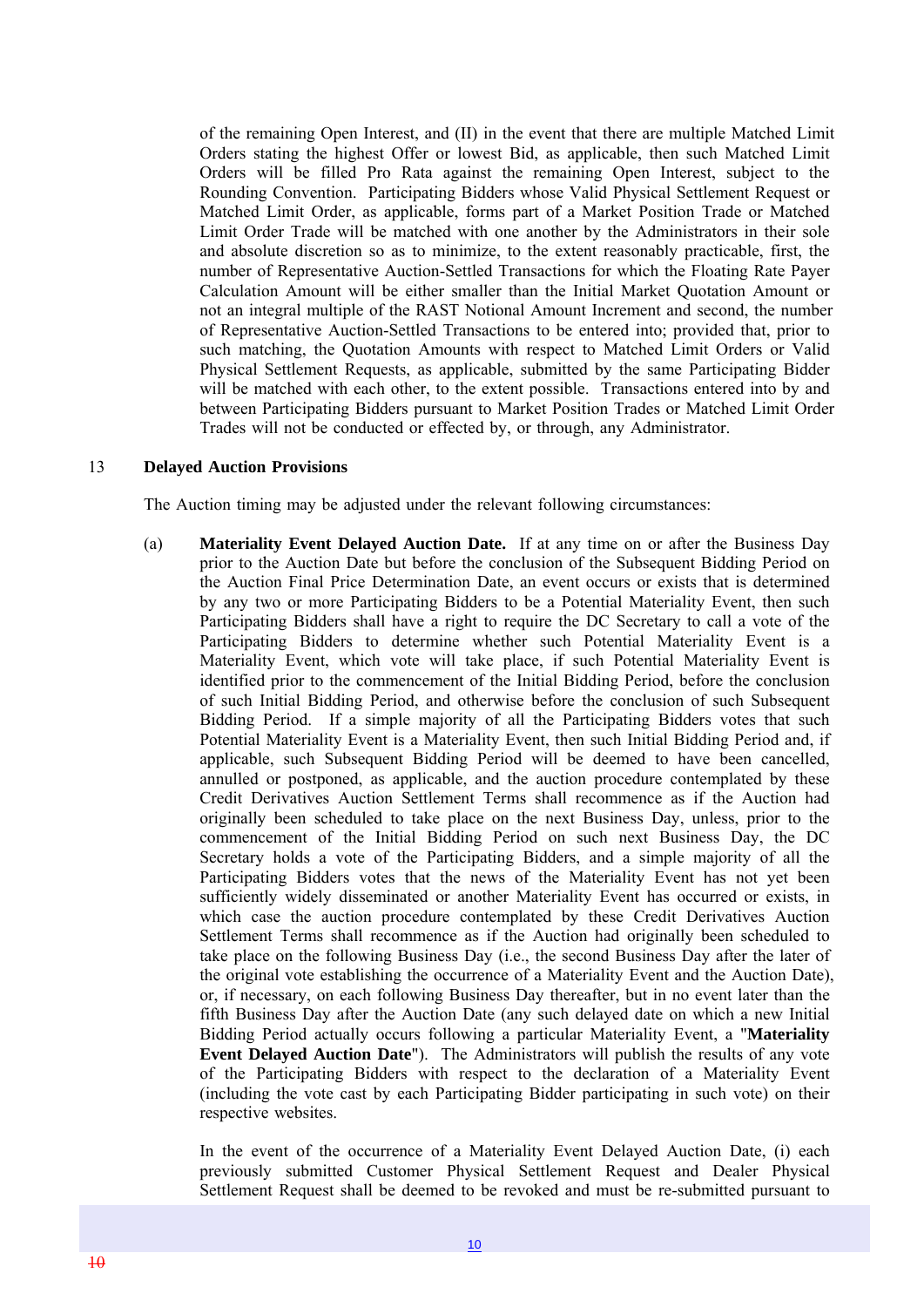of the remaining Open Interest, and (II) in the event that there are multiple Matched Limit Orders stating the highest Offer or lowest Bid, as applicable, then such Matched Limit Orders will be filled Pro Rata against the remaining Open Interest, subject to the Rounding Convention. Participating Bidders whose Valid Physical Settlement Request or Matched Limit Order, as applicable, forms part of a Market Position Trade or Matched Limit Order Trade will be matched with one another by the Administrators in their sole and absolute discretion so as to minimize, to the extent reasonably practicable, first, the number of Representative Auction-Settled Transactions for which the Floating Rate Payer Calculation Amount will be either smaller than the Initial Market Quotation Amount or not an integral multiple of the RAST Notional Amount Increment and second, the number of Representative Auction-Settled Transactions to be entered into; provided that, prior to such matching, the Quotation Amounts with respect to Matched Limit Orders or Valid Physical Settlement Requests, as applicable, submitted by the same Participating Bidder will be matched with each other, to the extent possible. Transactions entered into by and between Participating Bidders pursuant to Market Position Trades or Matched Limit Order Trades will not be conducted or effected by, or through, any Administrator.

## 13 Delayed Auction Provisions

The Auction timing may be adjusted under the relevant following circumstances:

(a) **Materiality Event Delayed Auction Date.** If at any time on or after the Business Day prior to the Auction Date but before the conclusion of the Subsequent Bidding Period on the Auction Final Price Determination Date, an event occurs or exists that is determined by any two or more Participating Bidders to be a Potential Materiality Event, then such Participating Bidders shall have a right to require the DC Secretary to call a vote of the Participating Bidders to determine whether such Potential Materiality Event is a Materiality Event, which vote will take place, if such Potential Materiality Event is identified prior to the commencement of the Initial Bidding Period, before the conclusion of such Initial Bidding Period, and otherwise before the conclusion of such Subsequent Bidding Period. If a simple majority of all the Participating Bidders votes that such Potential Materiality Event is a Materiality Event, then such Initial Bidding Period and, if applicable, such Subsequent Bidding Period will be deemed to have been cancelled, annulled or postponed, as applicable, and the auction procedure contemplated by these Credit Derivatives Auction Settlement Terms shall recommence as if the Auction had originally been scheduled to take place on the next Business Day, unless, prior to the commencement of the Initial Bidding Period on such next Business Day, the DC Secretary holds a vote of the Participating Bidders, and a simple majority of all the Participating Bidders votes that the news of the Materiality Event has not yet been sufficiently widely disseminated or another Materiality Event has occurred or exists, in which case the auction procedure contemplated by these Credit Derivatives Auction Settlement Terms shall recommence as if the Auction had originally been scheduled to take place on the following Business Day (i.e., the second Business Day after the later of the original vote establishing the occurrence of a Materiality Event and the Auction Date), or, if necessary, on each following Business Day thereafter, but in no event later than the fifth Business Day after the Auction Date (any such delayed date on which a new Initial Bidding Period actually occurs following a particular Materiality Event, a "**Materiality Event Delayed Auction Date**"). The Administrators will publish the results of any vote of the Participating Bidders with respect to the declaration of a Materiality Event (including the vote cast by each Participating Bidder participating in such vote) on their respective websites.

In the event of the occurrence of a Materiality Event Delayed Auction Date, (i) each previously submitted Customer Physical Settlement Request and Dealer Physical Settlement Request shall be deemed to be revoked and must be re-submitted pursuant to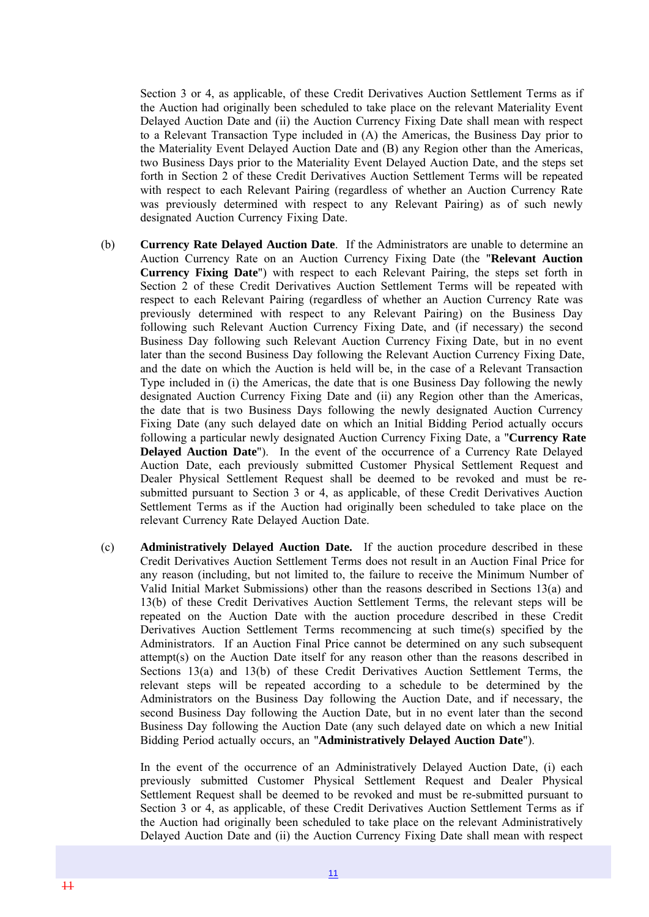Section 3 or 4, as applicable, of these Credit Derivatives Auction Settlement Terms as if the Auction had originally been scheduled to take place on the relevant Materiality Event Delayed Auction Date and (ii) the Auction Currency Fixing Date shall mean with respect to a Relevant Transaction Type included in (A) the Americas, the Business Day prior to the Materiality Event Delayed Auction Date and (B) any Region other than the Americas, two Business Days prior to the Materiality Event Delayed Auction Date, and the steps set forth in Section 2 of these Credit Derivatives Auction Settlement Terms will be repeated with respect to each Relevant Pairing (regardless of whether an Auction Currency Rate was previously determined with respect to any Relevant Pairing) as of such newly designated Auction Currency Fixing Date.

(b) **Currency Rate Delayed Auction Date**. If the Administrators are unable to determine an Auction Currency Rate on an Auction Currency Fixing Date (the "**Relevant Auction Currency Fixing Date**") with respect to each Relevant Pairing, the steps set forth in Section 2 of these Credit Derivatives Auction Settlement Terms will be repeated with respect to each Relevant Pairing (regardless of whether an Auction Currency Rate was previously determined with respect to any Relevant Pairing) on the Business Day following such Relevant Auction Currency Fixing Date, and (if necessary) the second Business Day following such Relevant Auction Currency Fixing Date, but in no event later than the second Business Day following the Relevant Auction Currency Fixing Date, and the date on which the Auction is held will be, in the case of a Relevant Transaction Type included in (i) the Americas, the date that is one Business Day following the newly designated Auction Currency Fixing Date and (ii) any Region other than the Americas, the date that is two Business Days following the newly designated Auction Currency Fixing Date (any such delayed date on which an Initial Bidding Period actually occurs following a particular newly designated Auction Currency Fixing Date, a "**Currency Rate Delayed Auction Date**"). In the event of the occurrence of a Currency Rate Delayed Auction Date, each previously submitted Customer Physical Settlement Request and Dealer Physical Settlement Request shall be deemed to be revoked and must be re-submitted pursuant to Section 3 or 4, as applicable, of these Credit Derivatives Auction Settlement Terms as if the Auction had originally been scheduled to take place on the relevant Currency Rate Delayed Auction Date.

(c) **Administratively Delayed Auction Date.** If the auction procedure described in these Credit Derivatives Auction Settlement Terms does not result in an Auction Final Price for any reason (including, but not limited to, the failure to receive the Minimum Number of Valid Initial Market Submissions) other than the reasons described in Sections 13(a) and 13(b) of these Credit Derivatives Auction Settlement Terms, the relevant steps will be repeated on the Auction Date with the auction procedure described in these Credit Derivatives Auction Settlement Terms recommencing at such time(s) specified by the Administrators. If an Auction Final Price cannot be determined on any such subsequent attempt(s) on the Auction Date itself for any reason other than the reasons described in Sections 13(a) and 13(b) of these Credit Derivatives Auction Settlement Terms, the relevant steps will be repeated according to a schedule to be determined by the Administrators on the Business Day following the Auction Date, and if necessary, the second Business Day following the Auction Date, but in no event later than the second Business Day following the Auction Date (any such delayed date on which a new Initial Bidding Period actually occurs, an "**Administratively Delayed Auction Date**").

In the event of the occurrence of an Administratively Delayed Auction Date, (i) each previously submitted Customer Physical Settlement Request and Dealer Physical Settlement Request shall be deemed to be revoked and must be re-submitted pursuant to Section 3 or 4, as applicable, of these Credit Derivatives Auction Settlement Terms as if the Auction had originally been scheduled to take place on the relevant Administratively Delayed Auction Date and (ii) the Auction Currency Fixing Date shall mean with respect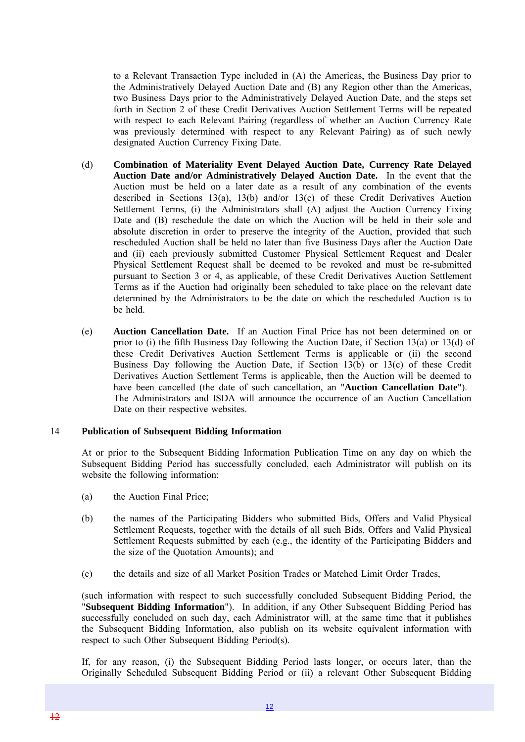to a Relevant Transaction Type included in (A) the Americas, the Business Day prior to the Administratively Delayed Auction Date and (B) any Region other than the Americas, two Business Days prior to the Administratively Delayed Auction Date, and the steps set forth in Section 2 of these Credit Derivatives Auction Settlement Terms will be repeated with respect to each Relevant Pairing (regardless of whether an Auction Currency Rate was previously determined with respect to any Relevant Pairing) as of such newly designated Auction Currency Fixing Date.

(d) **Combination of Materiality Event Delayed Auction Date, Currency Rate Delayed Auction Date and/or Administratively Delayed Auction Date.** In the event that the Auction must be held on a later date as a result of any combination of the events described in Sections 13(a), 13(b) and/or 13(c) of these Credit Derivatives Auction Settlement Terms, (i) the Administrators shall (A) adjust the Auction Currency Fixing Date and (B) reschedule the date on which the Auction will be held in their sole and absolute discretion in order to preserve the integrity of the Auction, provided that such rescheduled Auction shall be held no later than five Business Days after the Auction Date and (ii) each previously submitted Customer Physical Settlement Request and Dealer Physical Settlement Request shall be deemed to be revoked and must be re-submitted pursuant to Section 3 or 4, as applicable, of these Credit Derivatives Auction Settlement Terms as if the Auction had originally been scheduled to take place on the relevant date determined by the Administrators to be the date on which the rescheduled Auction is to be held.

(e) **Auction Cancellation Date.** If an Auction Final Price has not been determined on or prior to (i) the fifth Business Day following the Auction Date, if Section 13(a) or 13(d) of these Credit Derivatives Auction Settlement Terms is applicable or (ii) the second Business Day following the Auction Date, if Section 13(b) or 13(c) of these Credit Derivatives Auction Settlement Terms is applicable, then the Auction will be deemed to have been cancelled (the date of such cancellation, an "**Auction Cancellation Date**"). The Administrators and ISDA will announce the occurrence of an Auction Cancellation Date on their respective websites.

## 14 Publication of Subsequent Bidding Information

At or prior to the Subsequent Bidding Information Publication Time on any day on which the Subsequent Bidding Period has successfully concluded, each Administrator will publish on its website the following information:

(a) the Auction Final Price;

(b) the names of the Participating Bidders who submitted Bids, Offers and Valid Physical Settlement Requests, together with the details of all such Bids, Offers and Valid Physical Settlement Requests submitted by each (e.g., the identity of the Participating Bidders and the size of the Quotation Amounts); and

(c) the details and size of all Market Position Trades or Matched Limit Order Trades,

(such information with respect to such successfully concluded Subsequent Bidding Period, the "**Subsequent Bidding Information**"). In addition, if any Other Subsequent Bidding Period has successfully concluded on such day, each Administrator will, at the same time that it publishes the Subsequent Bidding Information, also publish on its website equivalent information with respect to such Other Subsequent Bidding Period(s).

If, for any reason, (i) the Subsequent Bidding Period lasts longer, or occurs later, than the Originally Scheduled Subsequent Bidding Period or (ii) a relevant Other Subsequent Bidding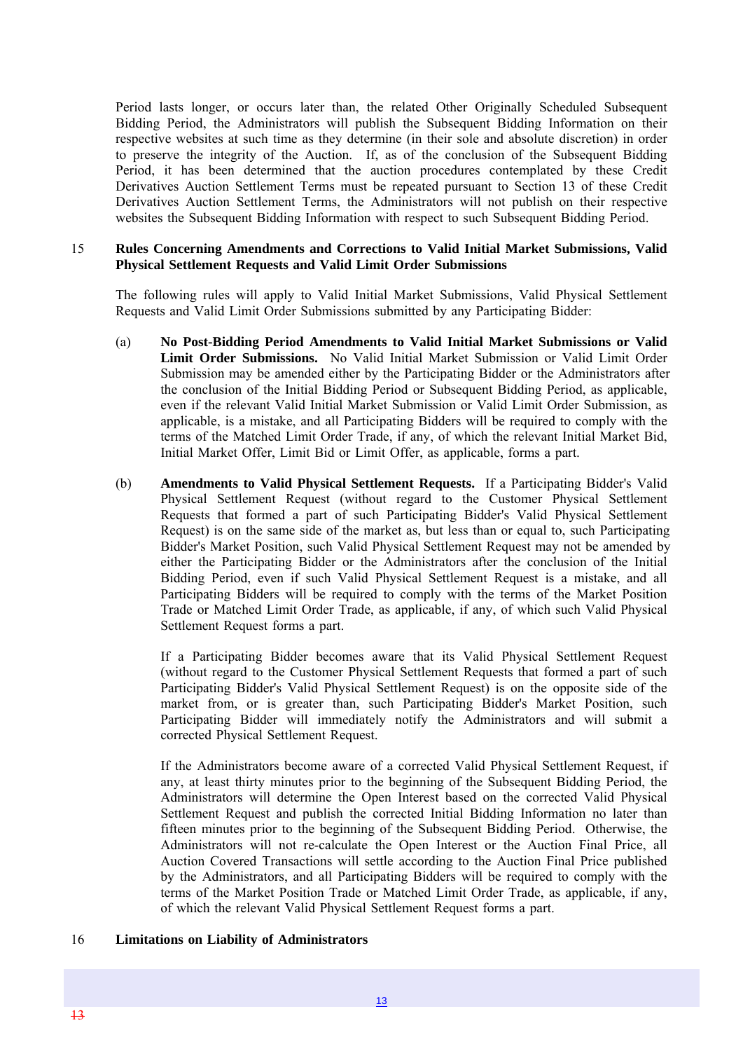Period lasts longer, or occurs later than, the related Other Originally Scheduled Subsequent Bidding Period, the Administrators will publish the Subsequent Bidding Information on their respective websites at such time as they determine (in their sole and absolute discretion) in order to preserve the integrity of the Auction. If, as of the conclusion of the Subsequent Bidding Period, it has been determined that the auction procedures contemplated by these Credit Derivatives Auction Settlement Terms must be repeated pursuant to Section 13 of these Credit Derivatives Auction Settlement Terms, the Administrators will not publish on their respective websites the Subsequent Bidding Information with respect to such Subsequent Bidding Period.

## 15 Rules Concerning Amendments and Corrections to Valid Initial Market Submissions, Valid Physical Settlement Requests and Valid Limit Order Submissions

The following rules will apply to Valid Initial Market Submissions, Valid Physical Settlement Requests and Valid Limit Order Submissions submitted by any Participating Bidder:

(a) **No Post-Bidding Period Amendments to Valid Initial Market Submissions or Valid Limit Order Submissions.** No Valid Initial Market Submission or Valid Limit Order Submission may be amended either by the Participating Bidder or the Administrators after the conclusion of the Initial Bidding Period or Subsequent Bidding Period, as applicable, even if the relevant Valid Initial Market Submission or Valid Limit Order Submission, as applicable, is a mistake, and all Participating Bidders will be required to comply with the terms of the Matched Limit Order Trade, if any, of which the relevant Initial Market Bid, Initial Market Offer, Limit Bid or Limit Offer, as applicable, forms a part.

(b) **Amendments to Valid Physical Settlement Requests.** If a Participating Bidder's Valid Physical Settlement Request (without regard to the Customer Physical Settlement Requests that formed a part of such Participating Bidder's Valid Physical Settlement Request) is on the same side of the market as, but less than or equal to, such Participating Bidder's Market Position, such Valid Physical Settlement Request may not be amended by either the Participating Bidder or the Administrators after the conclusion of the Initial Bidding Period, even if such Valid Physical Settlement Request is a mistake, and all Participating Bidders will be required to comply with the terms of the Market Position Trade or Matched Limit Order Trade, as applicable, if any, of which such Valid Physical Settlement Request forms a part.

If a Participating Bidder becomes aware that its Valid Physical Settlement Request (without regard to the Customer Physical Settlement Requests that formed a part of such Participating Bidder's Valid Physical Settlement Request) is on the opposite side of the market from, or is greater than, such Participating Bidder's Market Position, such Participating Bidder will immediately notify the Administrators and will submit a corrected Physical Settlement Request.

If the Administrators become aware of a corrected Valid Physical Settlement Request, if any, at least thirty minutes prior to the beginning of the Subsequent Bidding Period, the Administrators will determine the Open Interest based on the corrected Valid Physical Settlement Request and publish the corrected Initial Bidding Information no later than fifteen minutes prior to the beginning of the Subsequent Bidding Period. Otherwise, the Administrators will not re-calculate the Open Interest or the Auction Final Price, all Auction Covered Transactions will settle according to the Auction Final Price published by the Administrators, and all Participating Bidders will be required to comply with the terms of the Market Position Trade or Matched Limit Order Trade, as applicable, if any, of which the relevant Valid Physical Settlement Request forms a part.

## 16 Limitations on Liability of Administrators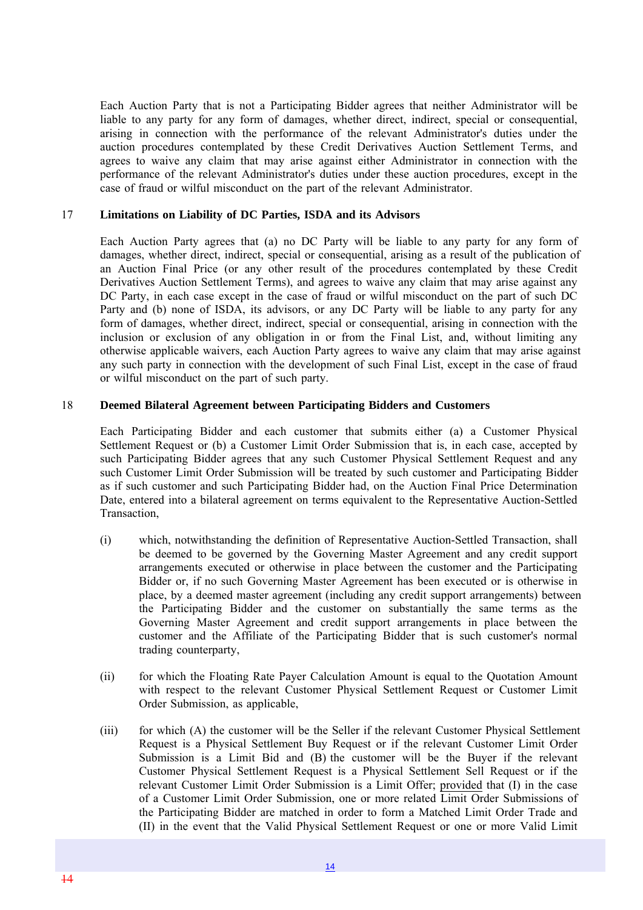Each Auction Party that is not a Participating Bidder agrees that neither Administrator will be liable to any party for any form of damages, whether direct, indirect, special or consequential, arising in connection with the performance of the relevant Administrator's duties under the auction procedures contemplated by these Credit Derivatives Auction Settlement Terms, and agrees to waive any claim that may arise against either Administrator in connection with the performance of the relevant Administrator's duties under these auction procedures, except in the case of fraud or wilful misconduct on the part of the relevant Administrator.

## 17 Limitations on Liability of DC Parties, ISDA and its Advisors

Each Auction Party agrees that (a) no DC Party will be liable to any party for any form of damages, whether direct, indirect, special or consequential, arising as a result of the publication of an Auction Final Price (or any other result of the procedures contemplated by these Credit Derivatives Auction Settlement Terms), and agrees to waive any claim that may arise against any DC Party, in each case except in the case of fraud or wilful misconduct on the part of such DC Party and (b) none of ISDA, its advisors, or any DC Party will be liable to any party for any form of damages, whether direct, indirect, special or consequential, arising in connection with the inclusion or exclusion of any obligation in or from the Final List, and, without limiting any otherwise applicable waivers, each Auction Party agrees to waive any claim that may arise against any such party in connection with the development of such Final List, except in the case of fraud or wilful misconduct on the part of such party.

## 18 Deemed Bilateral Agreement between Participating Bidders and Customers

Each Participating Bidder and each customer that submits either (a) a Customer Physical Settlement Request or (b) a Customer Limit Order Submission that is, in each case, accepted by such Participating Bidder agrees that any such Customer Physical Settlement Request and any such Customer Limit Order Submission will be treated by such customer and Participating Bidder as if such customer and such Participating Bidder had, on the Auction Final Price Determination Date, entered into a bilateral agreement on terms equivalent to the Representative Auction-Settled Transaction,

(i) which, notwithstanding the definition of Representative Auction-Settled Transaction, shall be deemed to be governed by the Governing Master Agreement and any credit support arrangements executed or otherwise in place between the customer and the Participating Bidder or, if no such Governing Master Agreement has been executed or is otherwise in place, by a deemed master agreement (including any credit support arrangements) between the Participating Bidder and the customer on substantially the same terms as the Governing Master Agreement and credit support arrangements in place between the customer and the Affiliate of the Participating Bidder that is such customer's normal trading counterparty,

(ii) for which the Floating Rate Payer Calculation Amount is equal to the Quotation Amount with respect to the relevant Customer Physical Settlement Request or Customer Limit Order Submission, as applicable,

(iii) for which (A) the customer will be the Seller if the relevant Customer Physical Settlement Request is a Physical Settlement Buy Request or if the relevant Customer Limit Order Submission is a Limit Bid and (B) the customer will be the Buyer if the relevant Customer Physical Settlement Request is a Physical Settlement Sell Request or if the relevant Customer Limit Order Submission is a Limit Offer; provided that (I) in the case of a Customer Limit Order Submission, one or more related Limit Order Submissions of the Participating Bidder are matched in order to form a Matched Limit Order Trade and (II) in the event that the Valid Physical Settlement Request or one or more Valid Limit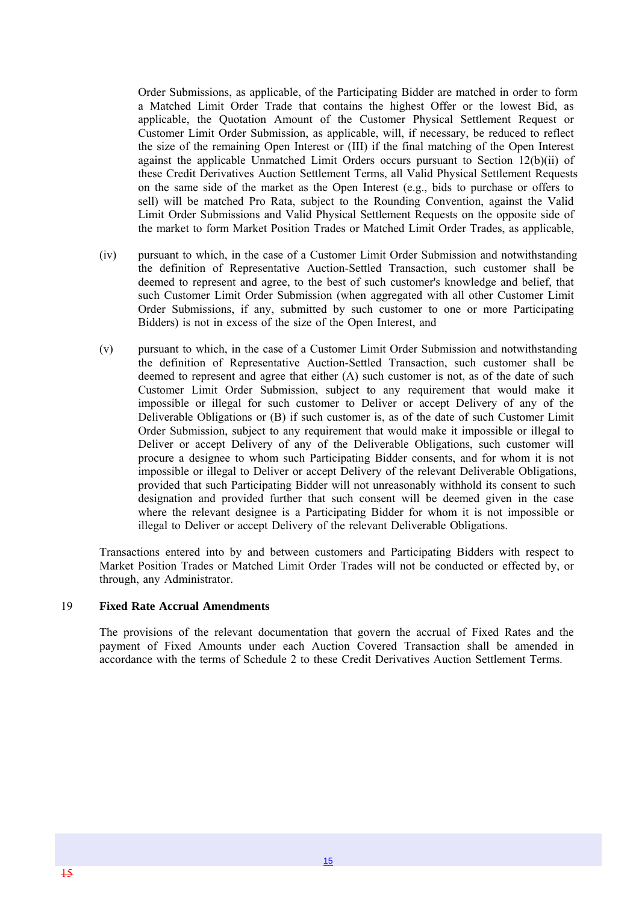Order Submissions, as applicable, of the Participating Bidder are matched in order to form a Matched Limit Order Trade that contains the highest Offer or the lowest Bid, as applicable, the Quotation Amount of the Customer Physical Settlement Request or Customer Limit Order Submission, as applicable, will, if necessary, be reduced to reflect the size of the remaining Open Interest or (III) if the final matching of the Open Interest against the applicable Unmatched Limit Orders occurs pursuant to Section 12(b)(ii) of these Credit Derivatives Auction Settlement Terms, all Valid Physical Settlement Requests on the same side of the market as the Open Interest (e.g., bids to purchase or offers to sell) will be matched Pro Rata, subject to the Rounding Convention, against the Valid Limit Order Submissions and Valid Physical Settlement Requests on the opposite side of the market to form Market Position Trades or Matched Limit Order Trades, as applicable,

(iv) pursuant to which, in the case of a Customer Limit Order Submission and notwithstanding the definition of Representative Auction-Settled Transaction, such customer shall be deemed to represent and agree, to the best of such customer's knowledge and belief, that such Customer Limit Order Submission (when aggregated with all other Customer Limit Order Submissions, if any, submitted by such customer to one or more Participating Bidders) is not in excess of the size of the Open Interest, and

(v) pursuant to which, in the case of a Customer Limit Order Submission and notwithstanding the definition of Representative Auction-Settled Transaction, such customer shall be deemed to represent and agree that either (A) such customer is not, as of the date of such Customer Limit Order Submission, subject to any requirement that would make it impossible or illegal for such customer to Deliver or accept Delivery of any of the Deliverable Obligations or (B) if such customer is, as of the date of such Customer Limit Order Submission, subject to any requirement that would make it impossible or illegal to Deliver or accept Delivery of any of the Deliverable Obligations, such customer will procure a designee to whom such Participating Bidder consents, and for whom it is not impossible or illegal to Deliver or accept Delivery of the relevant Deliverable Obligations, provided that such Participating Bidder will not unreasonably withhold its consent to such designation and provided further that such consent will be deemed given in the case where the relevant designee is a Participating Bidder for whom it is not impossible or illegal to Deliver or accept Delivery of the relevant Deliverable Obligations.

Transactions entered into by and between customers and Participating Bidders with respect to Market Position Trades or Matched Limit Order Trades will not be conducted or effected by, or through, any Administrator.

## 19 Fixed Rate Accrual Amendments

The provisions of the relevant documentation that govern the accrual of Fixed Rates and the payment of Fixed Amounts under each Auction Covered Transaction shall be amended in accordance with the terms of Schedule 2 to these Credit Derivatives Auction Settlement Terms.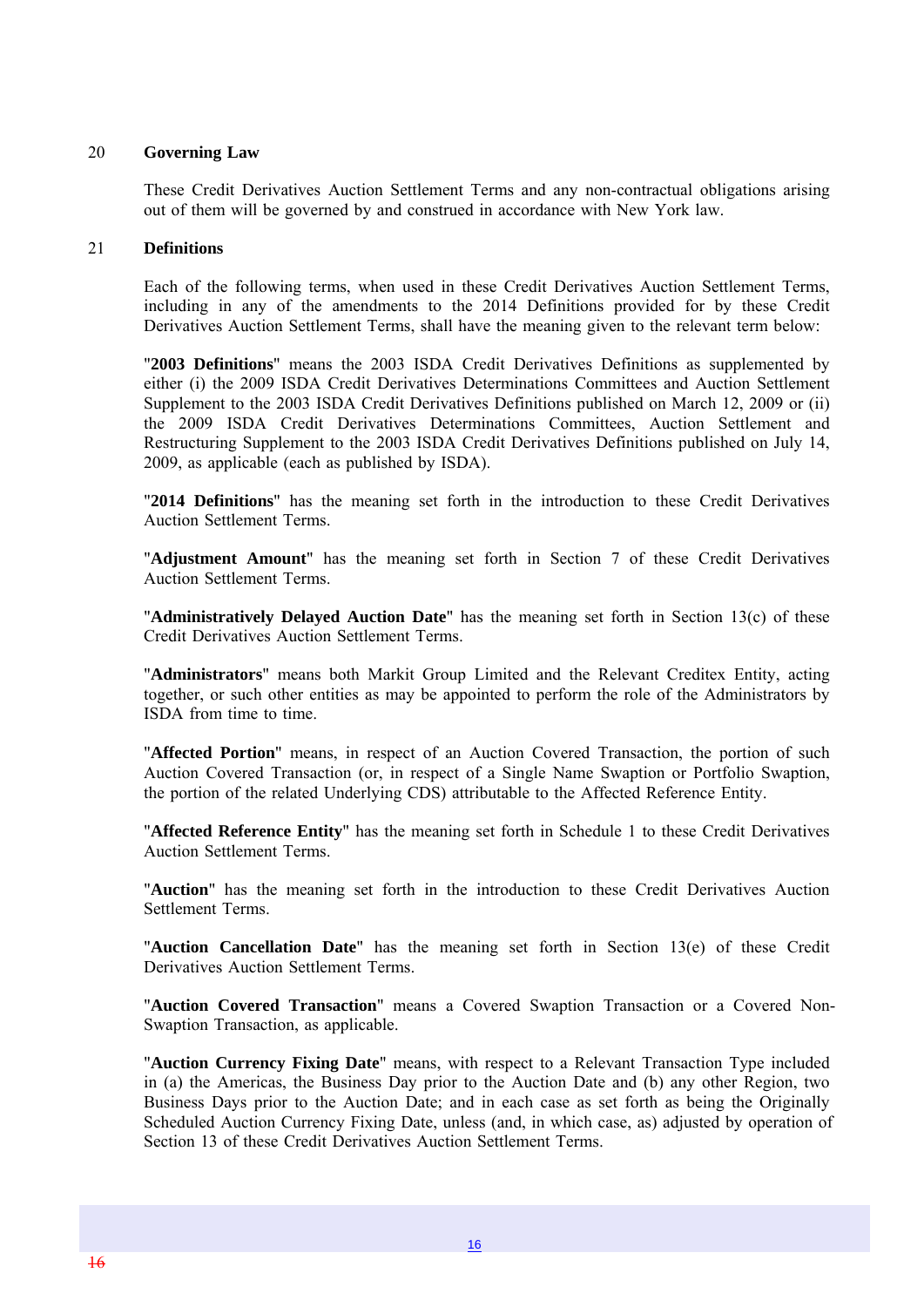## 20 Governing Law

These Credit Derivatives Auction Settlement Terms and any non-contractual obligations arising out of them will be governed by and construed in accordance with New York law.

## 21 Definitions

Each of the following terms, when used in these Credit Derivatives Auction Settlement Terms, including in any of the amendments to the 2014 Definitions provided for by these Credit Derivatives Auction Settlement Terms, shall have the meaning given to the relevant term below:

"**2003 Definitions**" means the 2003 ISDA Credit Derivatives Definitions as supplemented by either (i) the 2009 ISDA Credit Derivatives Determinations Committees and Auction Settlement Supplement to the 2003 ISDA Credit Derivatives Definitions published on March 12, 2009 or (ii) the 2009 ISDA Credit Derivatives Determinations Committees, Auction Settlement and Restructuring Supplement to the 2003 ISDA Credit Derivatives Definitions published on July 14, 2009, as applicable (each as published by ISDA).

"**2014 Definitions**" has the meaning set forth in the introduction to these Credit Derivatives Auction Settlement Terms.

"**Adjustment Amount**" has the meaning set forth in Section 7 of these Credit Derivatives Auction Settlement Terms.

"**Administratively Delayed Auction Date**" has the meaning set forth in Section 13(c) of these Credit Derivatives Auction Settlement Terms.

"**Administrators**" means both Markit Group Limited and the Relevant Creditex Entity, acting together, or such other entities as may be appointed to perform the role of the Administrators by ISDA from time to time.

"**Affected Portion**" means, in respect of an Auction Covered Transaction, the portion of such Auction Covered Transaction (or, in respect of a Single Name Swaption or Portfolio Swaption, the portion of the related Underlying CDS) attributable to the Affected Reference Entity.

"**Affected Reference Entity**" has the meaning set forth in Schedule 1 to these Credit Derivatives Auction Settlement Terms.

"**Auction**" has the meaning set forth in the introduction to these Credit Derivatives Auction Settlement Terms.

"**Auction Cancellation Date**" has the meaning set forth in Section 13(e) of these Credit Derivatives Auction Settlement Terms.

"**Auction Covered Transaction**" means a Covered Swaption Transaction or a Covered Non-Swaption Transaction, as applicable.

"**Auction Currency Fixing Date**" means, with respect to a Relevant Transaction Type included in (a) the Americas, the Business Day prior to the Auction Date and (b) any other Region, two Business Days prior to the Auction Date; and in each case as set forth as being the Originally Scheduled Auction Currency Fixing Date, unless (and, in which case, as) adjusted by operation of Section 13 of these Credit Derivatives Auction Settlement Terms.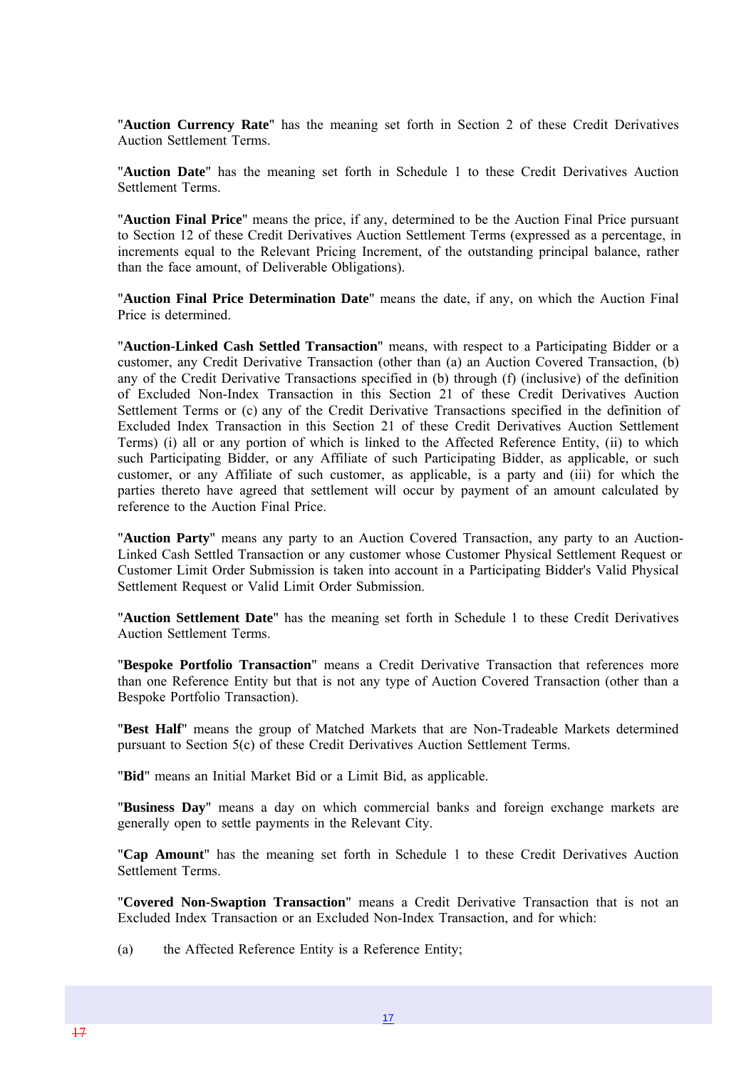"**Auction Currency Rate**" has the meaning set forth in Section 2 of these Credit Derivatives Auction Settlement Terms.

"**Auction Date**" has the meaning set forth in Schedule 1 to these Credit Derivatives Auction Settlement Terms.

"**Auction Final Price**" means the price, if any, determined to be the Auction Final Price pursuant to Section 12 of these Credit Derivatives Auction Settlement Terms (expressed as a percentage, in increments equal to the Relevant Pricing Increment, of the outstanding principal balance, rather than the face amount, of Deliverable Obligations).

"**Auction Final Price Determination Date**" means the date, if any, on which the Auction Final Price is determined.

"**Auction-Linked Cash Settled Transaction**" means, with respect to a Participating Bidder or a customer, any Credit Derivative Transaction (other than (a) an Auction Covered Transaction, (b) any of the Credit Derivative Transactions specified in (b) through (f) (inclusive) of the definition of Excluded Non-Index Transaction in this Section 21 of these Credit Derivatives Auction Settlement Terms or (c) any of the Credit Derivative Transactions specified in the definition of Excluded Index Transaction in this Section 21 of these Credit Derivatives Auction Settlement Terms) (i) all or any portion of which is linked to the Affected Reference Entity, (ii) to which such Participating Bidder, or any Affiliate of such Participating Bidder, as applicable, or such customer, or any Affiliate of such customer, as applicable, is a party and (iii) for which the parties thereto have agreed that settlement will occur by payment of an amount calculated by reference to the Auction Final Price.

"**Auction Party**" means any party to an Auction Covered Transaction, any party to an Auction-Linked Cash Settled Transaction or any customer whose Customer Physical Settlement Request or Customer Limit Order Submission is taken into account in a Participating Bidder's Valid Physical Settlement Request or Valid Limit Order Submission.

"**Auction Settlement Date**" has the meaning set forth in Schedule 1 to these Credit Derivatives Auction Settlement Terms.

"**Bespoke Portfolio Transaction**" means a Credit Derivative Transaction that references more than one Reference Entity but that is not any type of Auction Covered Transaction (other than a Bespoke Portfolio Transaction).

"**Best Half**" means the group of Matched Markets that are Non-Tradeable Markets determined pursuant to Section 5(c) of these Credit Derivatives Auction Settlement Terms.

"**Bid**" means an Initial Market Bid or a Limit Bid, as applicable.

"**Business Day**" means a day on which commercial banks and foreign exchange markets are generally open to settle payments in the Relevant City.

"**Cap Amount**" has the meaning set forth in Schedule 1 to these Credit Derivatives Auction Settlement Terms.

"**Covered Non-Swaption Transaction**" means a Credit Derivative Transaction that is not an Excluded Index Transaction or an Excluded Non-Index Transaction, and for which:

(a) the Affected Reference Entity is a Reference Entity;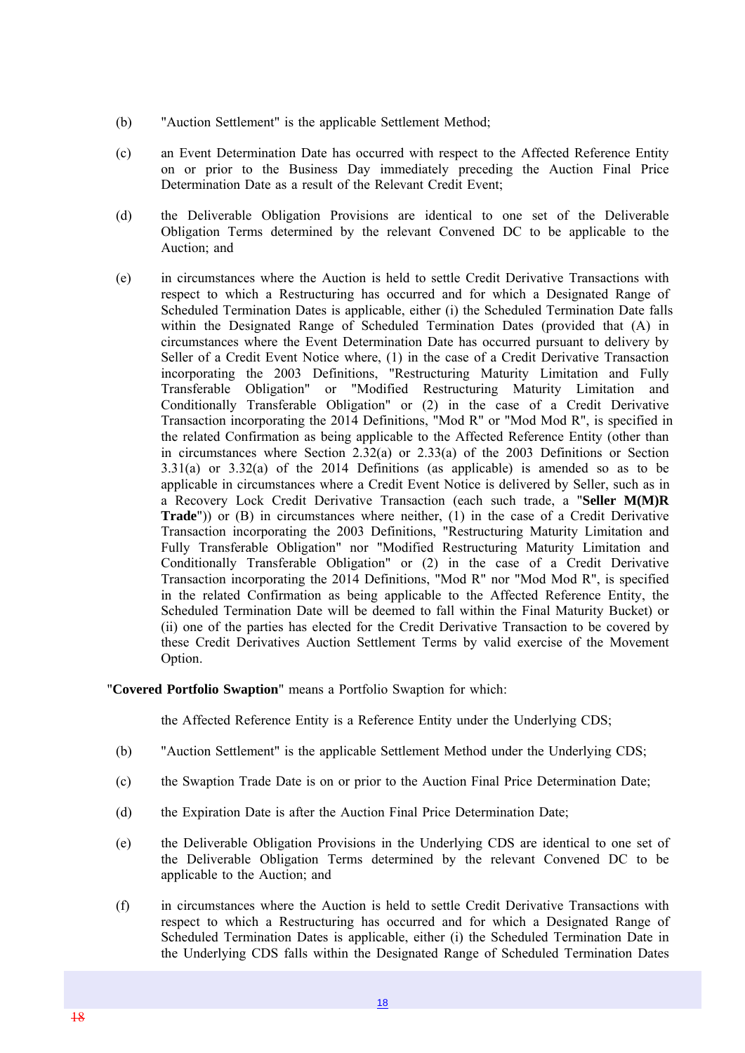(b) "Auction Settlement" is the applicable Settlement Method;

(c) an Event Determination Date has occurred with respect to the Affected Reference Entity on or prior to the Business Day immediately preceding the Auction Final Price Determination Date as a result of the Relevant Credit Event;

(d) the Deliverable Obligation Provisions are identical to one set of the Deliverable Obligation Terms determined by the relevant Convened DC to be applicable to the Auction; and

(e) in circumstances where the Auction is held to settle Credit Derivative Transactions with respect to which a Restructuring has occurred and for which a Designated Range of Scheduled Termination Dates is applicable, either (i) the Scheduled Termination Date falls within the Designated Range of Scheduled Termination Dates (provided that (A) in circumstances where the Event Determination Date has occurred pursuant to delivery by Seller of a Credit Event Notice where, (1) in the case of a Credit Derivative Transaction incorporating the 2003 Definitions, "Restructuring Maturity Limitation and Fully Transferable Obligation" or "Modified Restructuring Maturity Limitation and Conditionally Transferable Obligation" or (2) in the case of a Credit Derivative Transaction incorporating the 2014 Definitions, "Mod R" or "Mod Mod R", is specified in the related Confirmation as being applicable to the Affected Reference Entity (other than in circumstances where Section 2.32(a) or 2.33(a) of the 2003 Definitions or Section 3.31(a) or 3.32(a) of the 2014 Definitions (as applicable) is amended so as to be applicable in circumstances where a Credit Event Notice is delivered by Seller, such as in a Recovery Lock Credit Derivative Transaction (each such trade, a "**Seller M(M)R Trade**")) or (B) in circumstances where neither, (1) in the case of a Credit Derivative Transaction incorporating the 2003 Definitions, "Restructuring Maturity Limitation and Fully Transferable Obligation" nor "Modified Restructuring Maturity Limitation and Conditionally Transferable Obligation" or (2) in the case of a Credit Derivative Transaction incorporating the 2014 Definitions, "Mod R" nor "Mod Mod R", is specified in the related Confirmation as being applicable to the Affected Reference Entity, the Scheduled Termination Date will be deemed to fall within the Final Maturity Bucket) or (ii) one of the parties has elected for the Credit Derivative Transaction to be covered by these Credit Derivatives Auction Settlement Terms by valid exercise of the Movement Option.

"**Covered Portfolio Swaption**" means a Portfolio Swaption for which:

the Affected Reference Entity is a Reference Entity under the Underlying CDS;

(b) "Auction Settlement" is the applicable Settlement Method under the Underlying CDS;

(c) the Swaption Trade Date is on or prior to the Auction Final Price Determination Date;

(d) the Expiration Date is after the Auction Final Price Determination Date;

(e) the Deliverable Obligation Provisions in the Underlying CDS are identical to one set of the Deliverable Obligation Terms determined by the relevant Convened DC to be applicable to the Auction; and

(f) in circumstances where the Auction is held to settle Credit Derivative Transactions with respect to which a Restructuring has occurred and for which a Designated Range of Scheduled Termination Dates is applicable, either (i) the Scheduled Termination Date in the Underlying CDS falls within the Designated Range of Scheduled Termination Dates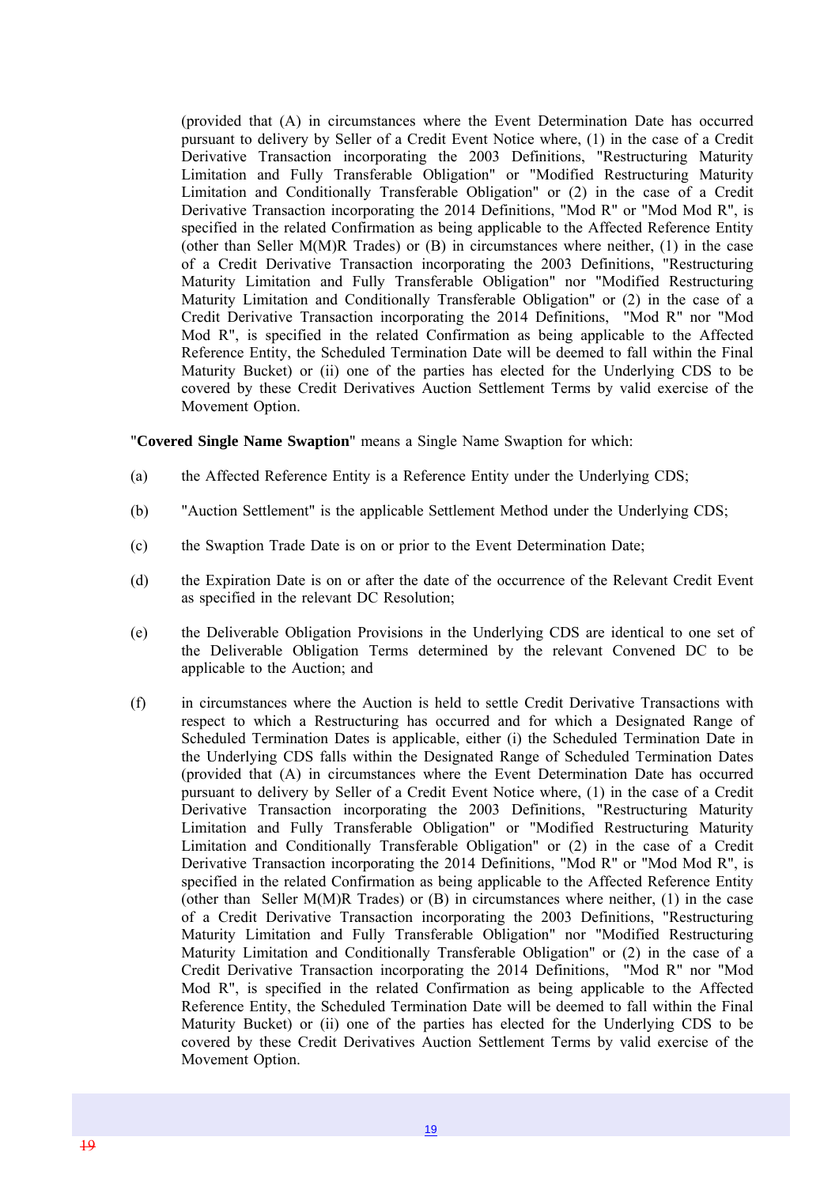(provided that (A) in circumstances where the Event Determination Date has occurred pursuant to delivery by Seller of a Credit Event Notice where, (1) in the case of a Credit Derivative Transaction incorporating the 2003 Definitions, "Restructuring Maturity Limitation and Fully Transferable Obligation" or "Modified Restructuring Maturity Limitation and Conditionally Transferable Obligation" or (2) in the case of a Credit Derivative Transaction incorporating the 2014 Definitions, "Mod R" or "Mod Mod R", is specified in the related Confirmation as being applicable to the Affected Reference Entity (other than Seller M(M)R Trades) or (B) in circumstances where neither, (1) in the case of a Credit Derivative Transaction incorporating the 2003 Definitions, "Restructuring Maturity Limitation and Fully Transferable Obligation" nor "Modified Restructuring Maturity Limitation and Conditionally Transferable Obligation" or (2) in the case of a Credit Derivative Transaction incorporating the 2014 Definitions, "Mod R" nor "Mod Mod R", is specified in the related Confirmation as being applicable to the Affected Reference Entity, the Scheduled Termination Date will be deemed to fall within the Final Maturity Bucket) or (ii) one of the parties has elected for the Underlying CDS to be covered by these Credit Derivatives Auction Settlement Terms by valid exercise of the Movement Option.

"**Covered Single Name Swaption**" means a Single Name Swaption for which:

(a) the Affected Reference Entity is a Reference Entity under the Underlying CDS;

(b) "Auction Settlement" is the applicable Settlement Method under the Underlying CDS;

(c) the Swaption Trade Date is on or prior to the Event Determination Date;

(d) the Expiration Date is on or after the date of the occurrence of the Relevant Credit Event as specified in the relevant DC Resolution;

(e) the Deliverable Obligation Provisions in the Underlying CDS are identical to one set of the Deliverable Obligation Terms determined by the relevant Convened DC to be applicable to the Auction; and

(f) in circumstances where the Auction is held to settle Credit Derivative Transactions with respect to which a Restructuring has occurred and for which a Designated Range of Scheduled Termination Dates is applicable, either (i) the Scheduled Termination Date in the Underlying CDS falls within the Designated Range of Scheduled Termination Dates (provided that (A) in circumstances where the Event Determination Date has occurred pursuant to delivery by Seller of a Credit Event Notice where, (1) in the case of a Credit Derivative Transaction incorporating the 2003 Definitions, "Restructuring Maturity Limitation and Fully Transferable Obligation" or "Modified Restructuring Maturity Limitation and Conditionally Transferable Obligation" or (2) in the case of a Credit Derivative Transaction incorporating the 2014 Definitions, "Mod R" or "Mod Mod R", is specified in the related Confirmation as being applicable to the Affected Reference Entity (other than Seller M(M)R Trades) or (B) in circumstances where neither, (1) in the case of a Credit Derivative Transaction incorporating the 2003 Definitions, "Restructuring Maturity Limitation and Fully Transferable Obligation" nor "Modified Restructuring Maturity Limitation and Conditionally Transferable Obligation" or (2) in the case of a Credit Derivative Transaction incorporating the 2014 Definitions, "Mod R" nor "Mod Mod R", is specified in the related Confirmation as being applicable to the Affected Reference Entity, the Scheduled Termination Date will be deemed to fall within the Final Maturity Bucket) or (ii) one of the parties has elected for the Underlying CDS to be covered by these Credit Derivatives Auction Settlement Terms by valid exercise of the Movement Option.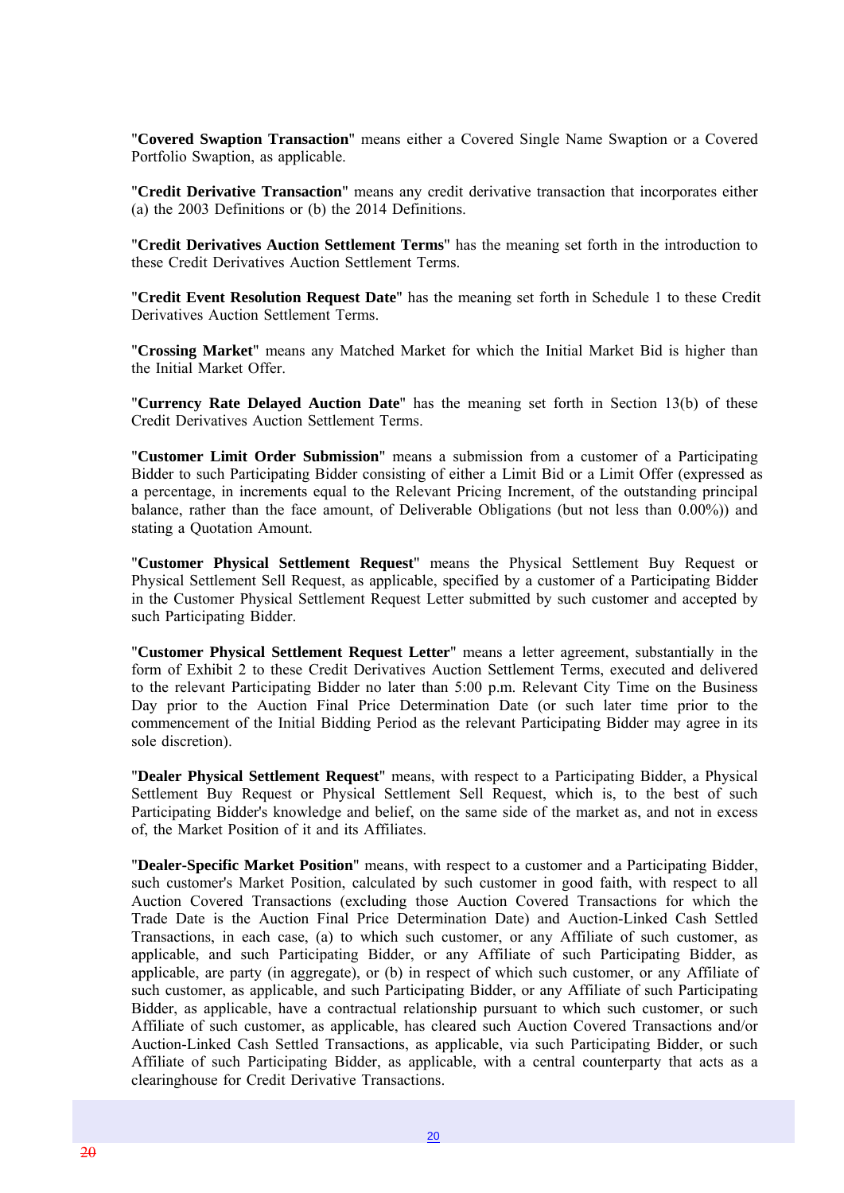"**Covered Swaption Transaction**" means either a Covered Single Name Swaption or a Covered Portfolio Swaption, as applicable.

"**Credit Derivative Transaction**" means any credit derivative transaction that incorporates either (a) the 2003 Definitions or (b) the 2014 Definitions.

"**Credit Derivatives Auction Settlement Terms**" has the meaning set forth in the introduction to these Credit Derivatives Auction Settlement Terms.

"**Credit Event Resolution Request Date**" has the meaning set forth in Schedule 1 to these Credit Derivatives Auction Settlement Terms.

"**Crossing Market**" means any Matched Market for which the Initial Market Bid is higher than the Initial Market Offer.

"**Currency Rate Delayed Auction Date**" has the meaning set forth in Section 13(b) of these Credit Derivatives Auction Settlement Terms.

"**Customer Limit Order Submission**" means a submission from a customer of a Participating Bidder to such Participating Bidder consisting of either a Limit Bid or a Limit Offer (expressed as a percentage, in increments equal to the Relevant Pricing Increment, of the outstanding principal balance, rather than the face amount, of Deliverable Obligations (but not less than 0.00%)) and stating a Quotation Amount.

"**Customer Physical Settlement Request**" means the Physical Settlement Buy Request or Physical Settlement Sell Request, as applicable, specified by a customer of a Participating Bidder in the Customer Physical Settlement Request Letter submitted by such customer and accepted by such Participating Bidder.

"**Customer Physical Settlement Request Letter**" means a letter agreement, substantially in the form of Exhibit 2 to these Credit Derivatives Auction Settlement Terms, executed and delivered to the relevant Participating Bidder no later than 5:00 p.m. Relevant City Time on the Business Day prior to the Auction Final Price Determination Date (or such later time prior to the commencement of the Initial Bidding Period as the relevant Participating Bidder may agree in its sole discretion).

"**Dealer Physical Settlement Request**" means, with respect to a Participating Bidder, a Physical Settlement Buy Request or Physical Settlement Sell Request, which is, to the best of such Participating Bidder's knowledge and belief, on the same side of the market as, and not in excess of, the Market Position of it and its Affiliates.

"**Dealer-Specific Market Position**" means, with respect to a customer and a Participating Bidder, such customer's Market Position, calculated by such customer in good faith, with respect to all Auction Covered Transactions (excluding those Auction Covered Transactions for which the Trade Date is the Auction Final Price Determination Date) and Auction-Linked Cash Settled Transactions, in each case, (a) to which such customer, or any Affiliate of such customer, as applicable, and such Participating Bidder, or any Affiliate of such Participating Bidder, as applicable, are party (in aggregate), or (b) in respect of which such customer, or any Affiliate of such customer, as applicable, and such Participating Bidder, or any Affiliate of such Participating Bidder, as applicable, have a contractual relationship pursuant to which such customer, or such Affiliate of such customer, as applicable, has cleared such Auction Covered Transactions and/or Auction-Linked Cash Settled Transactions, as applicable, via such Participating Bidder, or such Affiliate of such Participating Bidder, as applicable, with a central counterparty that acts as a clearinghouse for Credit Derivative Transactions.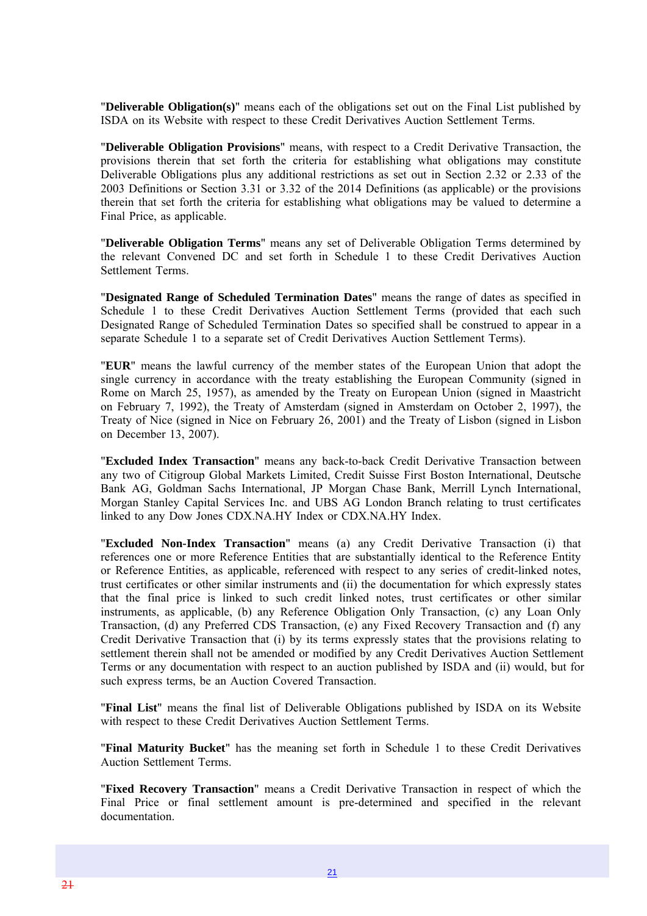"**Deliverable Obligation(s)**" means each of the obligations set out on the Final List published by ISDA on its Website with respect to these Credit Derivatives Auction Settlement Terms.

"**Deliverable Obligation Provisions**" means, with respect to a Credit Derivative Transaction, the provisions therein that set forth the criteria for establishing what obligations may constitute Deliverable Obligations plus any additional restrictions as set out in Section 2.32 or 2.33 of the 2003 Definitions or Section 3.31 or 3.32 of the 2014 Definitions (as applicable) or the provisions therein that set forth the criteria for establishing what obligations may be valued to determine a Final Price, as applicable.

"**Deliverable Obligation Terms**" means any set of Deliverable Obligation Terms determined by the relevant Convened DC and set forth in Schedule 1 to these Credit Derivatives Auction Settlement Terms.

"**Designated Range of Scheduled Termination Dates**" means the range of dates as specified in Schedule 1 to these Credit Derivatives Auction Settlement Terms (provided that each such Designated Range of Scheduled Termination Dates so specified shall be construed to appear in a separate Schedule 1 to a separate set of Credit Derivatives Auction Settlement Terms).

"**EUR**" means the lawful currency of the member states of the European Union that adopt the single currency in accordance with the treaty establishing the European Community (signed in Rome on March 25, 1957), as amended by the Treaty on European Union (signed in Maastricht on February 7, 1992), the Treaty of Amsterdam (signed in Amsterdam on October 2, 1997), the Treaty of Nice (signed in Nice on February 26, 2001) and the Treaty of Lisbon (signed in Lisbon on December 13, 2007).

"**Excluded Index Transaction**" means any back-to-back Credit Derivative Transaction between any two of Citigroup Global Markets Limited, Credit Suisse First Boston International, Deutsche Bank AG, Goldman Sachs International, JP Morgan Chase Bank, Merrill Lynch International, Morgan Stanley Capital Services Inc. and UBS AG London Branch relating to trust certificates linked to any Dow Jones CDX.NA.HY Index or CDX.NA.HY Index.

"**Excluded Non-Index Transaction**" means (a) any Credit Derivative Transaction (i) that references one or more Reference Entities that are substantially identical to the Reference Entity or Reference Entities, as applicable, referenced with respect to any series of credit-linked notes, trust certificates or other similar instruments and (ii) the documentation for which expressly states that the final price is linked to such credit linked notes, trust certificates or other similar instruments, as applicable, (b) any Reference Obligation Only Transaction, (c) any Loan Only Transaction, (d) any Preferred CDS Transaction, (e) any Fixed Recovery Transaction and (f) any Credit Derivative Transaction that (i) by its terms expressly states that the provisions relating to settlement therein shall not be amended or modified by any Credit Derivatives Auction Settlement Terms or any documentation with respect to an auction published by ISDA and (ii) would, but for such express terms, be an Auction Covered Transaction.

"**Final List**" means the final list of Deliverable Obligations published by ISDA on its Website with respect to these Credit Derivatives Auction Settlement Terms.

"**Final Maturity Bucket**" has the meaning set forth in Schedule 1 to these Credit Derivatives Auction Settlement Terms.

"**Fixed Recovery Transaction**" means a Credit Derivative Transaction in respect of which the Final Price or final settlement amount is pre-determined and specified in the relevant documentation.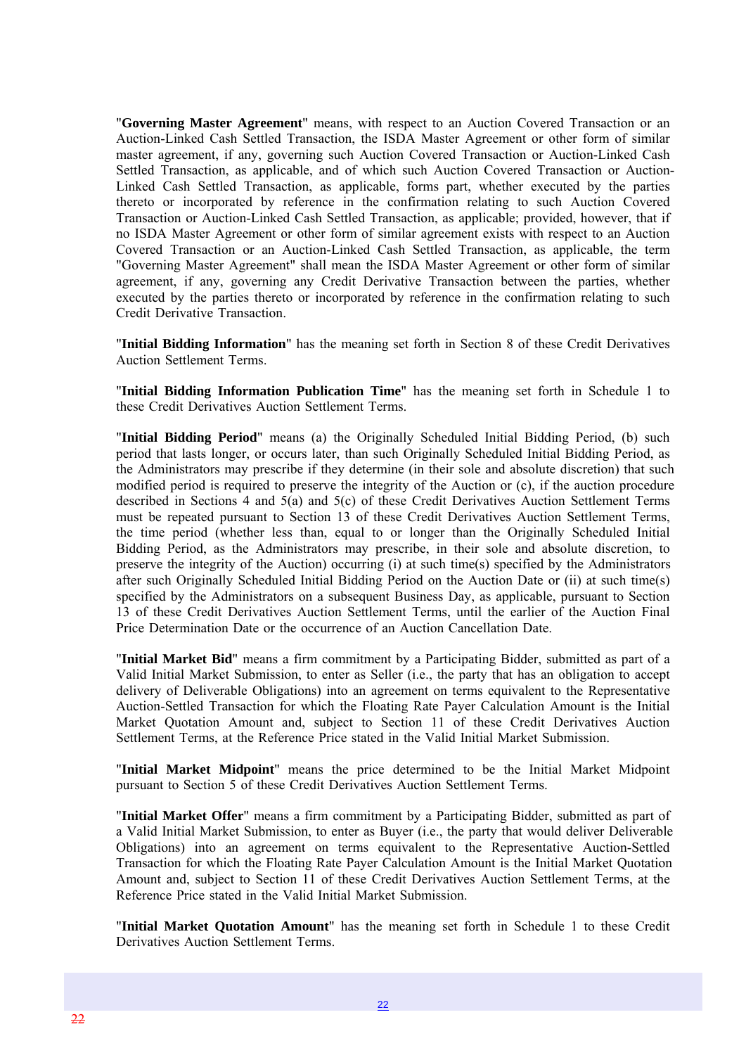"**Governing Master Agreement**" means, with respect to an Auction Covered Transaction or an Auction-Linked Cash Settled Transaction, the ISDA Master Agreement or other form of similar master agreement, if any, governing such Auction Covered Transaction or Auction-Linked Cash Settled Transaction, as applicable, and of which such Auction Covered Transaction or Auction-Linked Cash Settled Transaction, as applicable, forms part, whether executed by the parties thereto or incorporated by reference in the confirmation relating to such Auction Covered Transaction or Auction-Linked Cash Settled Transaction, as applicable; provided, however, that if no ISDA Master Agreement or other form of similar agreement exists with respect to an Auction Covered Transaction or an Auction-Linked Cash Settled Transaction, as applicable, the term "Governing Master Agreement" shall mean the ISDA Master Agreement or other form of similar agreement, if any, governing any Credit Derivative Transaction between the parties, whether executed by the parties thereto or incorporated by reference in the confirmation relating to such Credit Derivative Transaction.

"**Initial Bidding Information**" has the meaning set forth in Section 8 of these Credit Derivatives Auction Settlement Terms.

"**Initial Bidding Information Publication Time**" has the meaning set forth in Schedule 1 to these Credit Derivatives Auction Settlement Terms.

"**Initial Bidding Period**" means (a) the Originally Scheduled Initial Bidding Period, (b) such period that lasts longer, or occurs later, than such Originally Scheduled Initial Bidding Period, as the Administrators may prescribe if they determine (in their sole and absolute discretion) that such modified period is required to preserve the integrity of the Auction or (c), if the auction procedure described in Sections 4 and 5(a) and 5(c) of these Credit Derivatives Auction Settlement Terms must be repeated pursuant to Section 13 of these Credit Derivatives Auction Settlement Terms, the time period (whether less than, equal to or longer than the Originally Scheduled Initial Bidding Period, as the Administrators may prescribe, in their sole and absolute discretion, to preserve the integrity of the Auction) occurring (i) at such time(s) specified by the Administrators after such Originally Scheduled Initial Bidding Period on the Auction Date or (ii) at such time(s) specified by the Administrators on a subsequent Business Day, as applicable, pursuant to Section 13 of these Credit Derivatives Auction Settlement Terms, until the earlier of the Auction Final Price Determination Date or the occurrence of an Auction Cancellation Date.

"**Initial Market Bid**" means a firm commitment by a Participating Bidder, submitted as part of a Valid Initial Market Submission, to enter as Seller (i.e., the party that has an obligation to accept delivery of Deliverable Obligations) into an agreement on terms equivalent to the Representative Auction-Settled Transaction for which the Floating Rate Payer Calculation Amount is the Initial Market Quotation Amount and, subject to Section 11 of these Credit Derivatives Auction Settlement Terms, at the Reference Price stated in the Valid Initial Market Submission.

"**Initial Market Midpoint**" means the price determined to be the Initial Market Midpoint pursuant to Section 5 of these Credit Derivatives Auction Settlement Terms.

"**Initial Market Offer**" means a firm commitment by a Participating Bidder, submitted as part of a Valid Initial Market Submission, to enter as Buyer (i.e., the party that would deliver Deliverable Obligations) into an agreement on terms equivalent to the Representative Auction-Settled Transaction for which the Floating Rate Payer Calculation Amount is the Initial Market Quotation Amount and, subject to Section 11 of these Credit Derivatives Auction Settlement Terms, at the Reference Price stated in the Valid Initial Market Submission.

"**Initial Market Quotation Amount**" has the meaning set forth in Schedule 1 to these Credit Derivatives Auction Settlement Terms.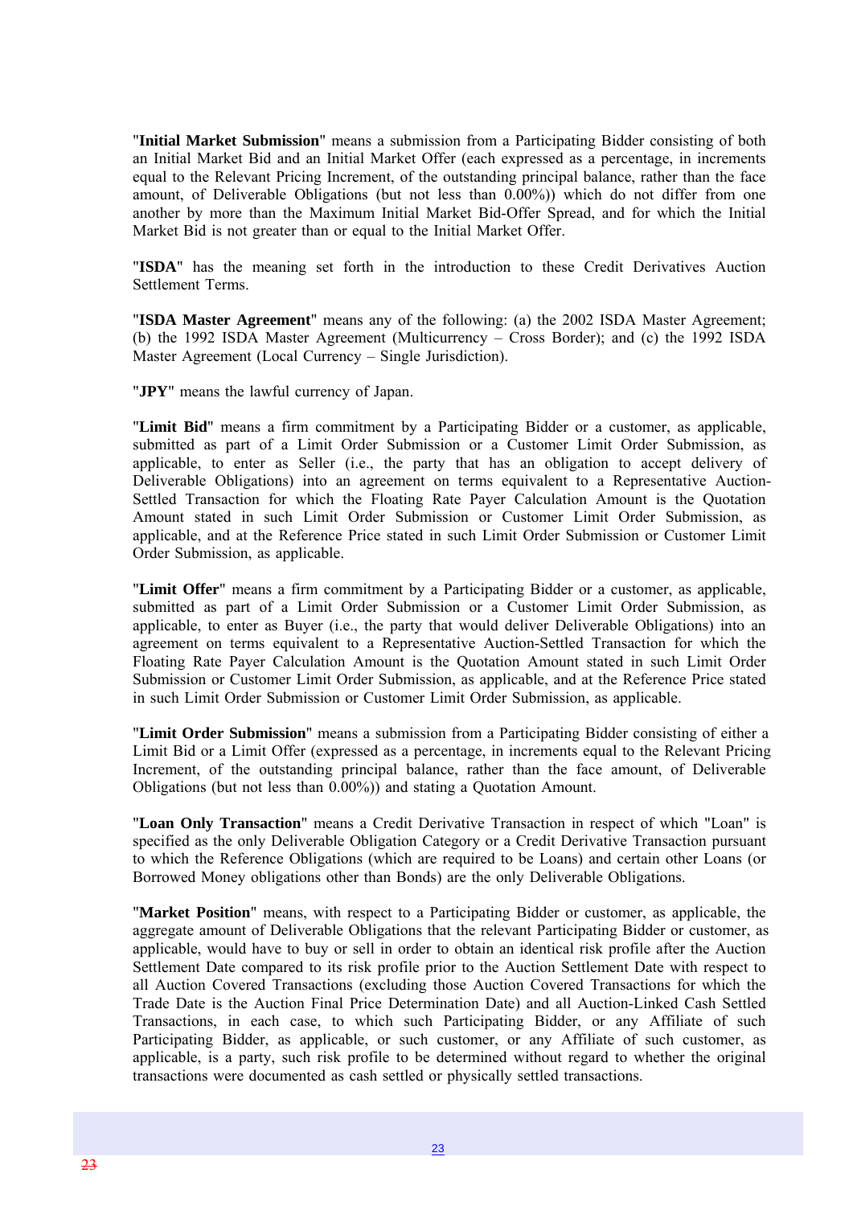"**Initial Market Submission**" means a submission from a Participating Bidder consisting of both an Initial Market Bid and an Initial Market Offer (each expressed as a percentage, in increments equal to the Relevant Pricing Increment, of the outstanding principal balance, rather than the face amount, of Deliverable Obligations (but not less than 0.00%)) which do not differ from one another by more than the Maximum Initial Market Bid-Offer Spread, and for which the Initial Market Bid is not greater than or equal to the Initial Market Offer.

"**ISDA**" has the meaning set forth in the introduction to these Credit Derivatives Auction Settlement Terms.

"**ISDA Master Agreement**" means any of the following: (a) the 2002 ISDA Master Agreement; (b) the 1992 ISDA Master Agreement (Multicurrency – Cross Border); and (c) the 1992 ISDA Master Agreement (Local Currency – Single Jurisdiction).

"**JPY**" means the lawful currency of Japan.

"**Limit Bid**" means a firm commitment by a Participating Bidder or a customer, as applicable, submitted as part of a Limit Order Submission or a Customer Limit Order Submission, as applicable, to enter as Seller (i.e., the party that has an obligation to accept delivery of Deliverable Obligations) into an agreement on terms equivalent to a Representative Auction-Settled Transaction for which the Floating Rate Payer Calculation Amount is the Quotation Amount stated in such Limit Order Submission or Customer Limit Order Submission, as applicable, and at the Reference Price stated in such Limit Order Submission or Customer Limit Order Submission, as applicable.

"**Limit Offer**" means a firm commitment by a Participating Bidder or a customer, as applicable, submitted as part of a Limit Order Submission or a Customer Limit Order Submission, as applicable, to enter as Buyer (i.e., the party that would deliver Deliverable Obligations) into an agreement on terms equivalent to a Representative Auction-Settled Transaction for which the Floating Rate Payer Calculation Amount is the Quotation Amount stated in such Limit Order Submission or Customer Limit Order Submission, as applicable, and at the Reference Price stated in such Limit Order Submission or Customer Limit Order Submission, as applicable.

"**Limit Order Submission**" means a submission from a Participating Bidder consisting of either a Limit Bid or a Limit Offer (expressed as a percentage, in increments equal to the Relevant Pricing Increment, of the outstanding principal balance, rather than the face amount, of Deliverable Obligations (but not less than 0.00%)) and stating a Quotation Amount.

"**Loan Only Transaction**" means a Credit Derivative Transaction in respect of which "Loan" is specified as the only Deliverable Obligation Category or a Credit Derivative Transaction pursuant to which the Reference Obligations (which are required to be Loans) and certain other Loans (or Borrowed Money obligations other than Bonds) are the only Deliverable Obligations.

"**Market Position**" means, with respect to a Participating Bidder or customer, as applicable, the aggregate amount of Deliverable Obligations that the relevant Participating Bidder or customer, as applicable, would have to buy or sell in order to obtain an identical risk profile after the Auction Settlement Date compared to its risk profile prior to the Auction Settlement Date with respect to all Auction Covered Transactions (excluding those Auction Covered Transactions for which the Trade Date is the Auction Final Price Determination Date) and all Auction-Linked Cash Settled Transactions, in each case, to which such Participating Bidder, or any Affiliate of such Participating Bidder, as applicable, or such customer, or any Affiliate of such customer, as applicable, is a party, such risk profile to be determined without regard to whether the original transactions were documented as cash settled or physically settled transactions.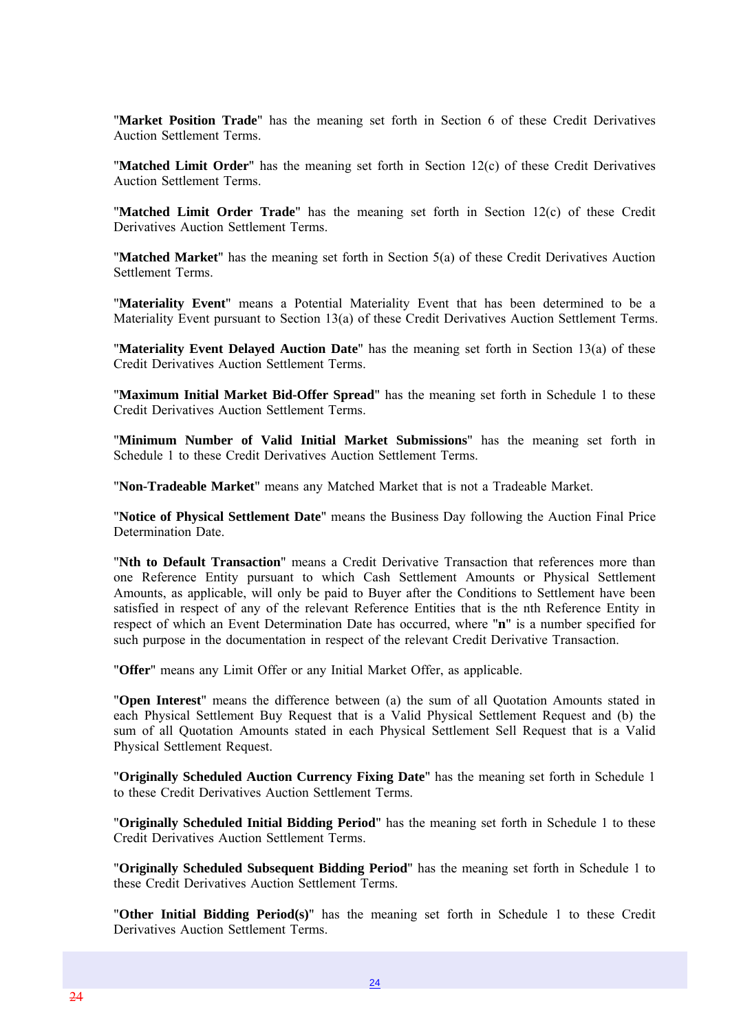"**Market Position Trade**" has the meaning set forth in Section 6 of these Credit Derivatives Auction Settlement Terms.

"**Matched Limit Order**" has the meaning set forth in Section 12(c) of these Credit Derivatives Auction Settlement Terms.

"**Matched Limit Order Trade**" has the meaning set forth in Section 12(c) of these Credit Derivatives Auction Settlement Terms.

"**Matched Market**" has the meaning set forth in Section 5(a) of these Credit Derivatives Auction Settlement Terms.

"**Materiality Event**" means a Potential Materiality Event that has been determined to be a Materiality Event pursuant to Section 13(a) of these Credit Derivatives Auction Settlement Terms.

"**Materiality Event Delayed Auction Date**" has the meaning set forth in Section 13(a) of these Credit Derivatives Auction Settlement Terms.

"**Maximum Initial Market Bid-Offer Spread**" has the meaning set forth in Schedule 1 to these Credit Derivatives Auction Settlement Terms.

"**Minimum Number of Valid Initial Market Submissions**" has the meaning set forth in Schedule 1 to these Credit Derivatives Auction Settlement Terms.

"**Non-Tradeable Market**" means any Matched Market that is not a Tradeable Market.

"**Notice of Physical Settlement Date**" means the Business Day following the Auction Final Price Determination Date.

"**Nth to Default Transaction**" means a Credit Derivative Transaction that references more than one Reference Entity pursuant to which Cash Settlement Amounts or Physical Settlement Amounts, as applicable, will only be paid to Buyer after the Conditions to Settlement have been satisfied in respect of any of the relevant Reference Entities that is the nth Reference Entity in respect of which an Event Determination Date has occurred, where "**n**" is a number specified for such purpose in the documentation in respect of the relevant Credit Derivative Transaction.

"**Offer**" means any Limit Offer or any Initial Market Offer, as applicable.

"**Open Interest**" means the difference between (a) the sum of all Quotation Amounts stated in each Physical Settlement Buy Request that is a Valid Physical Settlement Request and (b) the sum of all Quotation Amounts stated in each Physical Settlement Sell Request that is a Valid Physical Settlement Request.

"**Originally Scheduled Auction Currency Fixing Date**" has the meaning set forth in Schedule 1 to these Credit Derivatives Auction Settlement Terms.

"**Originally Scheduled Initial Bidding Period**" has the meaning set forth in Schedule 1 to these Credit Derivatives Auction Settlement Terms.

"**Originally Scheduled Subsequent Bidding Period**" has the meaning set forth in Schedule 1 to these Credit Derivatives Auction Settlement Terms.

"**Other Initial Bidding Period(s)**" has the meaning set forth in Schedule 1 to these Credit Derivatives Auction Settlement Terms.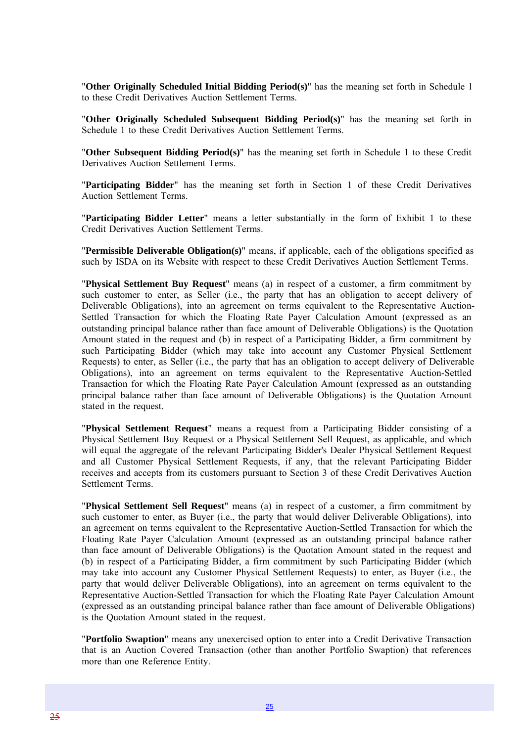"**Other Originally Scheduled Initial Bidding Period(s)**" has the meaning set forth in Schedule 1 to these Credit Derivatives Auction Settlement Terms.

"**Other Originally Scheduled Subsequent Bidding Period(s)**" has the meaning set forth in Schedule 1 to these Credit Derivatives Auction Settlement Terms.

"**Other Subsequent Bidding Period(s)**" has the meaning set forth in Schedule 1 to these Credit Derivatives Auction Settlement Terms.

"**Participating Bidder**" has the meaning set forth in Section 1 of these Credit Derivatives Auction Settlement Terms.

"**Participating Bidder Letter**" means a letter substantially in the form of Exhibit 1 to these Credit Derivatives Auction Settlement Terms.

"**Permissible Deliverable Obligation(s)**" means, if applicable, each of the obligations specified as such by ISDA on its Website with respect to these Credit Derivatives Auction Settlement Terms.

"**Physical Settlement Buy Request**" means (a) in respect of a customer, a firm commitment by such customer to enter, as Seller (i.e., the party that has an obligation to accept delivery of Deliverable Obligations), into an agreement on terms equivalent to the Representative Auction-Settled Transaction for which the Floating Rate Payer Calculation Amount (expressed as an outstanding principal balance rather than face amount of Deliverable Obligations) is the Quotation Amount stated in the request and (b) in respect of a Participating Bidder, a firm commitment by such Participating Bidder (which may take into account any Customer Physical Settlement Requests) to enter, as Seller (i.e., the party that has an obligation to accept delivery of Deliverable Obligations), into an agreement on terms equivalent to the Representative Auction-Settled Transaction for which the Floating Rate Payer Calculation Amount (expressed as an outstanding principal balance rather than face amount of Deliverable Obligations) is the Quotation Amount stated in the request.

"**Physical Settlement Request**" means a request from a Participating Bidder consisting of a Physical Settlement Buy Request or a Physical Settlement Sell Request, as applicable, and which will equal the aggregate of the relevant Participating Bidder's Dealer Physical Settlement Request and all Customer Physical Settlement Requests, if any, that the relevant Participating Bidder receives and accepts from its customers pursuant to Section 3 of these Credit Derivatives Auction Settlement Terms.

"**Physical Settlement Sell Request**" means (a) in respect of a customer, a firm commitment by such customer to enter, as Buyer (i.e., the party that would deliver Deliverable Obligations), into an agreement on terms equivalent to the Representative Auction-Settled Transaction for which the Floating Rate Payer Calculation Amount (expressed as an outstanding principal balance rather than face amount of Deliverable Obligations) is the Quotation Amount stated in the request and (b) in respect of a Participating Bidder, a firm commitment by such Participating Bidder (which may take into account any Customer Physical Settlement Requests) to enter, as Buyer (i.e., the party that would deliver Deliverable Obligations), into an agreement on terms equivalent to the Representative Auction-Settled Transaction for which the Floating Rate Payer Calculation Amount (expressed as an outstanding principal balance rather than face amount of Deliverable Obligations) is the Quotation Amount stated in the request.

"**Portfolio Swaption**" means any unexercised option to enter into a Credit Derivative Transaction that is an Auction Covered Transaction (other than another Portfolio Swaption) that references more than one Reference Entity.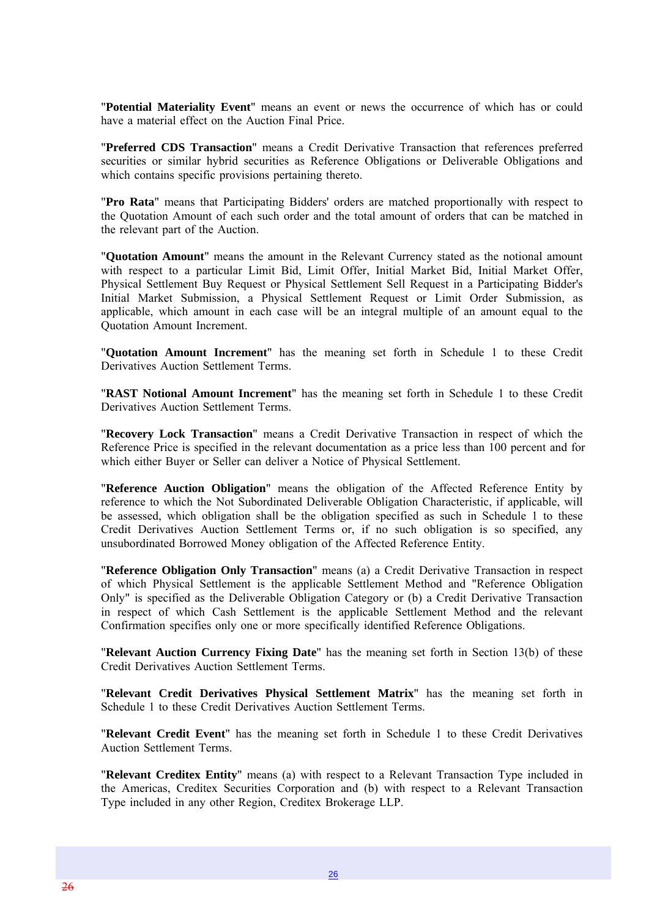"**Potential Materiality Event**" means an event or news the occurrence of which has or could have a material effect on the Auction Final Price.

"**Preferred CDS Transaction**" means a Credit Derivative Transaction that references preferred securities or similar hybrid securities as Reference Obligations or Deliverable Obligations and which contains specific provisions pertaining thereto.

"**Pro Rata**" means that Participating Bidders' orders are matched proportionally with respect to the Quotation Amount of each such order and the total amount of orders that can be matched in the relevant part of the Auction.

"**Quotation Amount**" means the amount in the Relevant Currency stated as the notional amount with respect to a particular Limit Bid, Limit Offer, Initial Market Bid, Initial Market Offer, Physical Settlement Buy Request or Physical Settlement Sell Request in a Participating Bidder's Initial Market Submission, a Physical Settlement Request or Limit Order Submission, as applicable, which amount in each case will be an integral multiple of an amount equal to the Quotation Amount Increment.

"**Quotation Amount Increment**" has the meaning set forth in Schedule 1 to these Credit Derivatives Auction Settlement Terms.

"**RAST Notional Amount Increment**" has the meaning set forth in Schedule 1 to these Credit Derivatives Auction Settlement Terms.

"**Recovery Lock Transaction**" means a Credit Derivative Transaction in respect of which the Reference Price is specified in the relevant documentation as a price less than 100 percent and for which either Buyer or Seller can deliver a Notice of Physical Settlement.

"**Reference Auction Obligation**" means the obligation of the Affected Reference Entity by reference to which the Not Subordinated Deliverable Obligation Characteristic, if applicable, will be assessed, which obligation shall be the obligation specified as such in Schedule 1 to these Credit Derivatives Auction Settlement Terms or, if no such obligation is so specified, any unsubordinated Borrowed Money obligation of the Affected Reference Entity.

"**Reference Obligation Only Transaction**" means (a) a Credit Derivative Transaction in respect of which Physical Settlement is the applicable Settlement Method and "Reference Obligation Only" is specified as the Deliverable Obligation Category or (b) a Credit Derivative Transaction in respect of which Cash Settlement is the applicable Settlement Method and the relevant Confirmation specifies only one or more specifically identified Reference Obligations.

"**Relevant Auction Currency Fixing Date**" has the meaning set forth in Section 13(b) of these Credit Derivatives Auction Settlement Terms.

"**Relevant Credit Derivatives Physical Settlement Matrix**" has the meaning set forth in Schedule 1 to these Credit Derivatives Auction Settlement Terms.

"**Relevant Credit Event**" has the meaning set forth in Schedule 1 to these Credit Derivatives Auction Settlement Terms.

"**Relevant Creditex Entity**" means (a) with respect to a Relevant Transaction Type included in the Americas, Creditex Securities Corporation and (b) with respect to a Relevant Transaction Type included in any other Region, Creditex Brokerage LLP.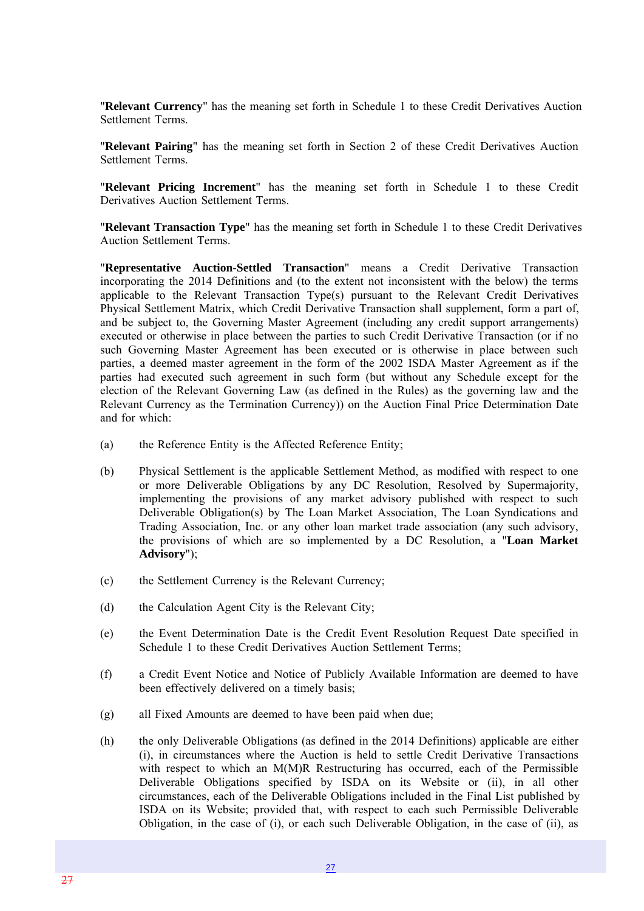"**Relevant Currency**" has the meaning set forth in Schedule 1 to these Credit Derivatives Auction Settlement Terms.

"**Relevant Pairing**" has the meaning set forth in Section 2 of these Credit Derivatives Auction Settlement Terms.

"**Relevant Pricing Increment**" has the meaning set forth in Schedule 1 to these Credit Derivatives Auction Settlement Terms.

"**Relevant Transaction Type**" has the meaning set forth in Schedule 1 to these Credit Derivatives Auction Settlement Terms.

"**Representative Auction-Settled Transaction**" means a Credit Derivative Transaction incorporating the 2014 Definitions and (to the extent not inconsistent with the below) the terms applicable to the Relevant Transaction Type(s) pursuant to the Relevant Credit Derivatives Physical Settlement Matrix, which Credit Derivative Transaction shall supplement, form a part of, and be subject to, the Governing Master Agreement (including any credit support arrangements) executed or otherwise in place between the parties to such Credit Derivative Transaction (or if no such Governing Master Agreement has been executed or is otherwise in place between such parties, a deemed master agreement in the form of the 2002 ISDA Master Agreement as if the parties had executed such agreement in such form (but without any Schedule except for the election of the Relevant Governing Law (as defined in the Rules) as the governing law and the Relevant Currency as the Termination Currency)) on the Auction Final Price Determination Date and for which:

(a) the Reference Entity is the Affected Reference Entity;

(b) Physical Settlement is the applicable Settlement Method, as modified with respect to one or more Deliverable Obligations by any DC Resolution, Resolved by Supermajority, implementing the provisions of any market advisory published with respect to such Deliverable Obligation(s) by The Loan Market Association, The Loan Syndications and Trading Association, Inc. or any other loan market trade association (any such advisory, the provisions of which are so implemented by a DC Resolution, a "**Loan Market Advisory**");

(c) the Settlement Currency is the Relevant Currency;

(d) the Calculation Agent City is the Relevant City;

(e) the Event Determination Date is the Credit Event Resolution Request Date specified in Schedule 1 to these Credit Derivatives Auction Settlement Terms;

(f) a Credit Event Notice and Notice of Publicly Available Information are deemed to have been effectively delivered on a timely basis;

(g) all Fixed Amounts are deemed to have been paid when due;

(h) the only Deliverable Obligations (as defined in the 2014 Definitions) applicable are either (i), in circumstances where the Auction is held to settle Credit Derivative Transactions with respect to which an M(M)R Restructuring has occurred, each of the Permissible Deliverable Obligations specified by ISDA on its Website or (ii), in all other circumstances, each of the Deliverable Obligations included in the Final List published by ISDA on its Website; provided that, with respect to each such Permissible Deliverable Obligation, in the case of (i), or each such Deliverable Obligation, in the case of (ii), as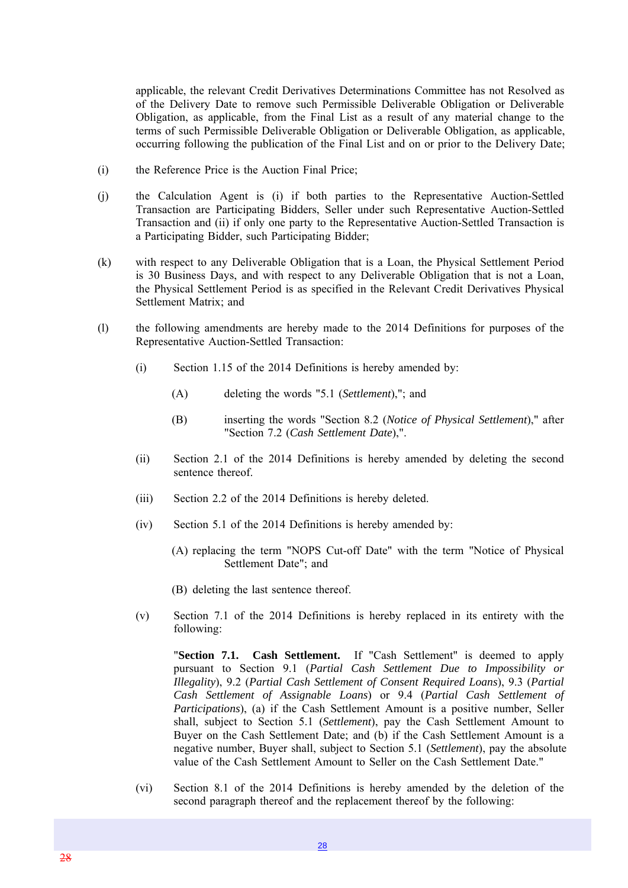applicable, the relevant Credit Derivatives Determinations Committee has not Resolved as of the Delivery Date to remove such Permissible Deliverable Obligation or Deliverable Obligation, as applicable, from the Final List as a result of any material change to the terms of such Permissible Deliverable Obligation or Deliverable Obligation, as applicable, occurring following the publication of the Final List and on or prior to the Delivery Date;

(i) the Reference Price is the Auction Final Price;

(j) the Calculation Agent is (i) if both parties to the Representative Auction-Settled Transaction are Participating Bidders, Seller under such Representative Auction-Settled Transaction and (ii) if only one party to the Representative Auction-Settled Transaction is a Participating Bidder, such Participating Bidder;

(k) with respect to any Deliverable Obligation that is a Loan, the Physical Settlement Period is 30 Business Days, and with respect to any Deliverable Obligation that is not a Loan, the Physical Settlement Period is as specified in the Relevant Credit Derivatives Physical Settlement Matrix; and

(l) the following amendments are hereby made to the 2014 Definitions for purposes of the Representative Auction-Settled Transaction:

(i) Section 1.15 of the 2014 Definitions is hereby amended by:

(A) deleting the words "5.1 (*Settlement*),"; and

(B) inserting the words "Section 8.2 (*Notice of Physical Settlement*)," after "Section 7.2 (*Cash Settlement Date*),".

(ii) Section 2.1 of the 2014 Definitions is hereby amended by deleting the second sentence thereof.

(iii) Section 2.2 of the 2014 Definitions is hereby deleted.

(iv) Section 5.1 of the 2014 Definitions is hereby amended by:

(A) replacing the term "NOPS Cut-off Date" with the term "Notice of Physical Settlement Date"; and

(B) deleting the last sentence thereof.

(v) Section 7.1 of the 2014 Definitions is hereby replaced in its entirety with the following:

"**Section 7.1. Cash Settlement.** If "Cash Settlement" is deemed to apply pursuant to Section 9.1 (*Partial Cash Settlement Due to Impossibility or Illegality*), 9.2 (*Partial Cash Settlement of Consent Required Loans*), 9.3 (*Partial Cash Settlement of Assignable Loans*) or 9.4 (*Partial Cash Settlement of Participations*), (a) if the Cash Settlement Amount is a positive number, Seller shall, subject to Section 5.1 (*Settlement*), pay the Cash Settlement Amount to Buyer on the Cash Settlement Date; and (b) if the Cash Settlement Amount is a negative number, Buyer shall, subject to Section 5.1 (*Settlement*), pay the absolute value of the Cash Settlement Amount to Seller on the Cash Settlement Date."

(vi) Section 8.1 of the 2014 Definitions is hereby amended by the deletion of the second paragraph thereof and the replacement thereof by the following: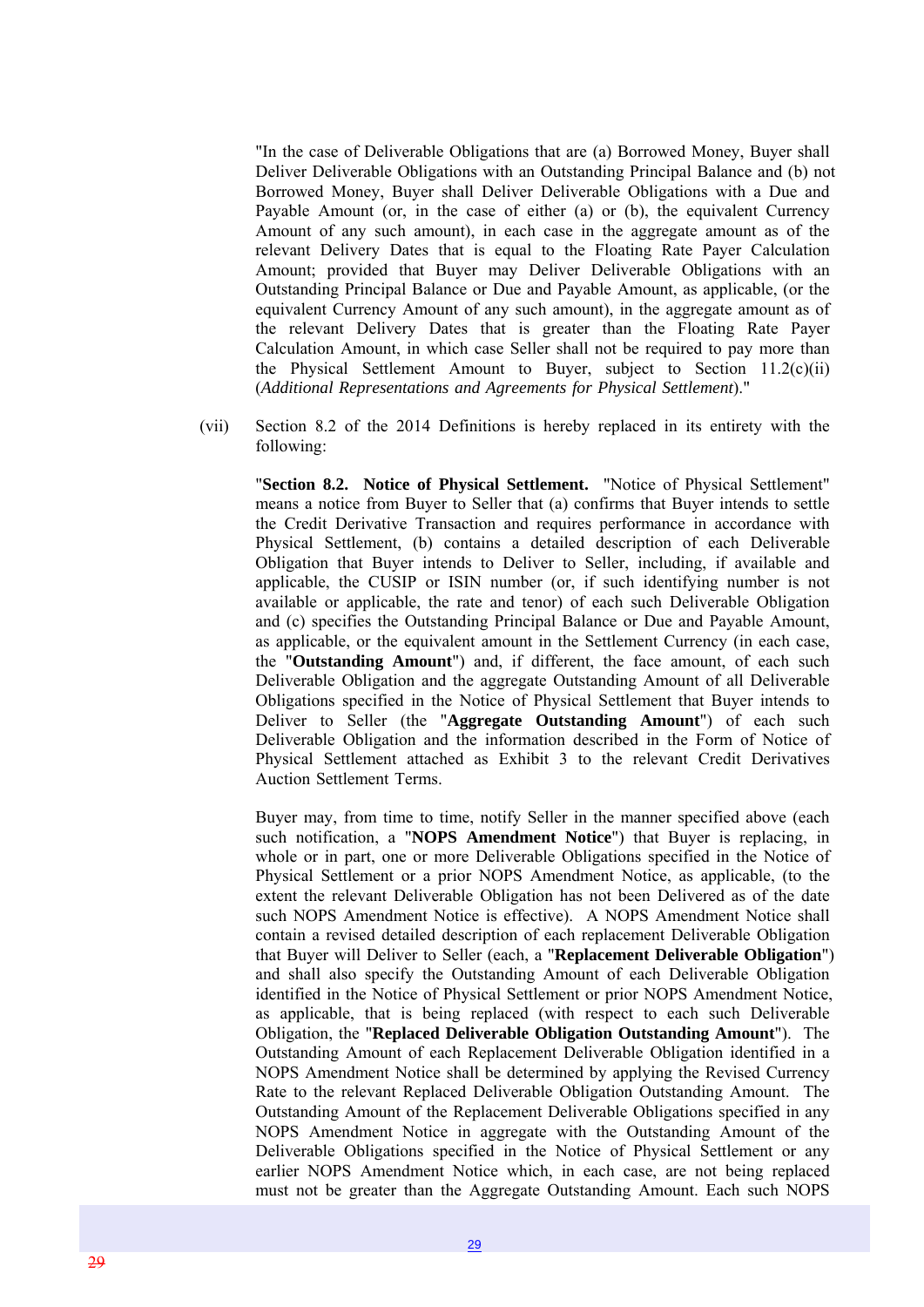"In the case of Deliverable Obligations that are (a) Borrowed Money, Buyer shall Deliver Deliverable Obligations with an Outstanding Principal Balance and (b) not Borrowed Money, Buyer shall Deliver Deliverable Obligations with a Due and Payable Amount (or, in the case of either (a) or (b), the equivalent Currency Amount of any such amount), in each case in the aggregate amount as of the relevant Delivery Dates that is equal to the Floating Rate Payer Calculation Amount; provided that Buyer may Deliver Deliverable Obligations with an Outstanding Principal Balance or Due and Payable Amount, as applicable, (or the equivalent Currency Amount of any such amount), in the aggregate amount as of the relevant Delivery Dates that is greater than the Floating Rate Payer Calculation Amount, in which case Seller shall not be required to pay more than the Physical Settlement Amount to Buyer, subject to Section 11.2(c)(ii) (*Additional Representations and Agreements for Physical Settlement*)."

(vii) Section 8.2 of the 2014 Definitions is hereby replaced in its entirety with the following:

"**Section 8.2. Notice of Physical Settlement.** "Notice of Physical Settlement" means a notice from Buyer to Seller that (a) confirms that Buyer intends to settle the Credit Derivative Transaction and requires performance in accordance with Physical Settlement, (b) contains a detailed description of each Deliverable Obligation that Buyer intends to Deliver to Seller, including, if available and applicable, the CUSIP or ISIN number (or, if such identifying number is not available or applicable, the rate and tenor) of each such Deliverable Obligation and (c) specifies the Outstanding Principal Balance or Due and Payable Amount, as applicable, or the equivalent amount in the Settlement Currency (in each case, the "**Outstanding Amount**") and, if different, the face amount, of each such Deliverable Obligation and the aggregate Outstanding Amount of all Deliverable Obligations specified in the Notice of Physical Settlement that Buyer intends to Deliver to Seller (the "**Aggregate Outstanding Amount**") of each such Deliverable Obligation and the information described in the Form of Notice of Physical Settlement attached as Exhibit 3 to the relevant Credit Derivatives Auction Settlement Terms.

Buyer may, from time to time, notify Seller in the manner specified above (each such notification, a "**NOPS Amendment Notice**") that Buyer is replacing, in whole or in part, one or more Deliverable Obligations specified in the Notice of Physical Settlement or a prior NOPS Amendment Notice, as applicable, (to the extent the relevant Deliverable Obligation has not been Delivered as of the date such NOPS Amendment Notice is effective). A NOPS Amendment Notice shall contain a revised detailed description of each replacement Deliverable Obligation that Buyer will Deliver to Seller (each, a "**Replacement Deliverable Obligation**") and shall also specify the Outstanding Amount of each Deliverable Obligation identified in the Notice of Physical Settlement or prior NOPS Amendment Notice, as applicable, that is being replaced (with respect to each such Deliverable Obligation, the "**Replaced Deliverable Obligation Outstanding Amount**"). The Outstanding Amount of each Replacement Deliverable Obligation identified in a NOPS Amendment Notice shall be determined by applying the Revised Currency Rate to the relevant Replaced Deliverable Obligation Outstanding Amount. The Outstanding Amount of the Replacement Deliverable Obligations specified in any NOPS Amendment Notice in aggregate with the Outstanding Amount of the Deliverable Obligations specified in the Notice of Physical Settlement or any earlier NOPS Amendment Notice which, in each case, are not being replaced must not be greater than the Aggregate Outstanding Amount. Each such NOPS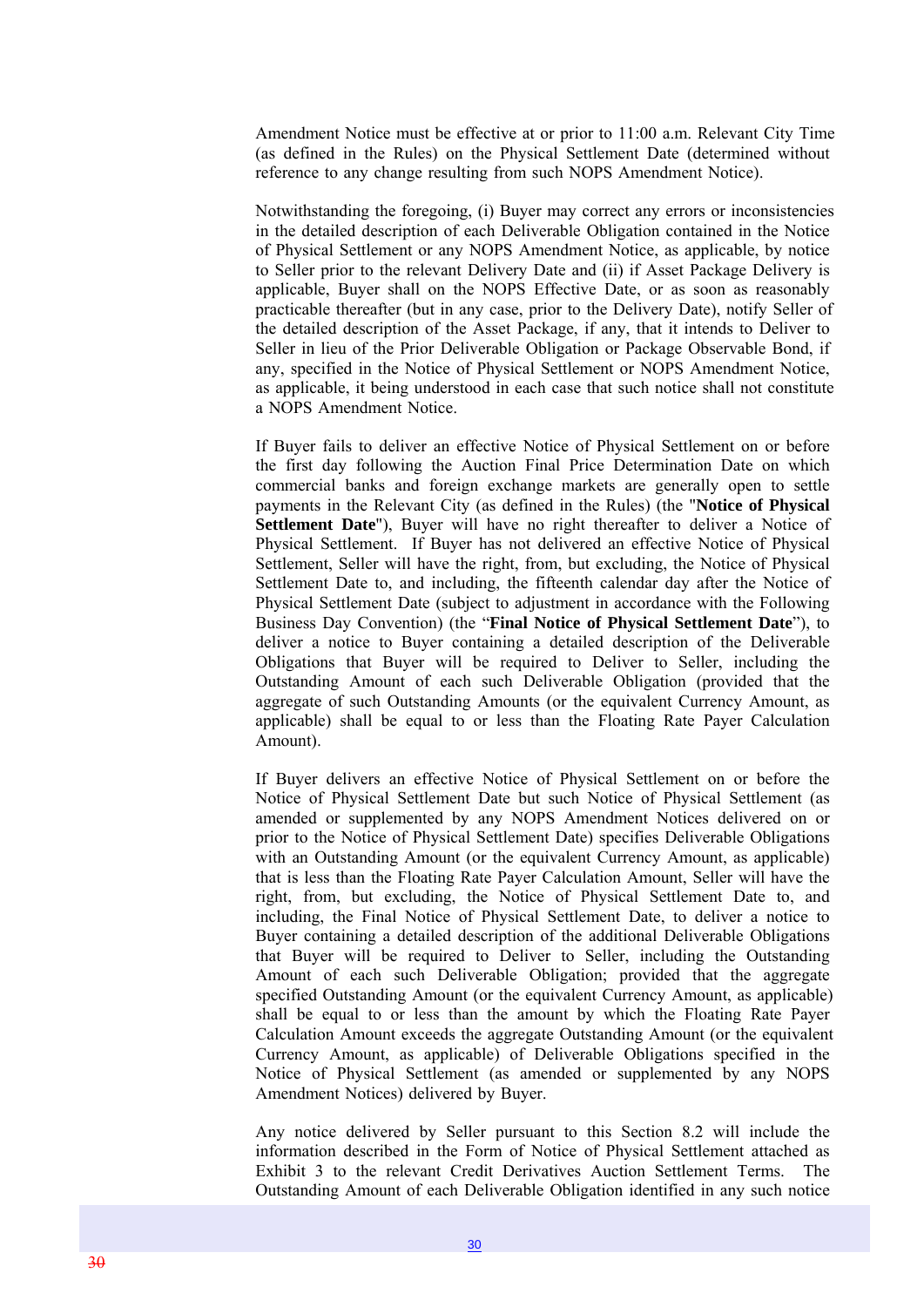Amendment Notice must be effective at or prior to 11:00 a.m. Relevant City Time (as defined in the Rules) on the Physical Settlement Date (determined without reference to any change resulting from such NOPS Amendment Notice).

Notwithstanding the foregoing, (i) Buyer may correct any errors or inconsistencies in the detailed description of each Deliverable Obligation contained in the Notice of Physical Settlement or any NOPS Amendment Notice, as applicable, by notice to Seller prior to the relevant Delivery Date and (ii) if Asset Package Delivery is applicable, Buyer shall on the NOPS Effective Date, or as soon as reasonably practicable thereafter (but in any case, prior to the Delivery Date), notify Seller of the detailed description of the Asset Package, if any, that it intends to Deliver to Seller in lieu of the Prior Deliverable Obligation or Package Observable Bond, if any, specified in the Notice of Physical Settlement or NOPS Amendment Notice, as applicable, it being understood in each case that such notice shall not constitute a NOPS Amendment Notice.

If Buyer fails to deliver an effective Notice of Physical Settlement on or before the first day following the Auction Final Price Determination Date on which commercial banks and foreign exchange markets are generally open to settle payments in the Relevant City (as defined in the Rules) (the "**Notice of Physical Settlement Date**"), Buyer will have no right thereafter to deliver a Notice of Physical Settlement. If Buyer has not delivered an effective Notice of Physical Settlement, Seller will have the right, from, but excluding, the Notice of Physical Settlement Date to, and including, the fifteenth calendar day after the Notice of Physical Settlement Date (subject to adjustment in accordance with the Following Business Day Convention) (the "**Final Notice of Physical Settlement Date**"), to deliver a notice to Buyer containing a detailed description of the Deliverable Obligations that Buyer will be required to Deliver to Seller, including the Outstanding Amount of each such Deliverable Obligation (provided that the aggregate of such Outstanding Amounts (or the equivalent Currency Amount, as applicable) shall be equal to or less than the Floating Rate Payer Calculation Amount).

If Buyer delivers an effective Notice of Physical Settlement on or before the Notice of Physical Settlement Date but such Notice of Physical Settlement (as amended or supplemented by any NOPS Amendment Notices delivered on or prior to the Notice of Physical Settlement Date) specifies Deliverable Obligations with an Outstanding Amount (or the equivalent Currency Amount, as applicable) that is less than the Floating Rate Payer Calculation Amount, Seller will have the right, from, but excluding, the Notice of Physical Settlement Date to, and including, the Final Notice of Physical Settlement Date, to deliver a notice to Buyer containing a detailed description of the additional Deliverable Obligations that Buyer will be required to Deliver to Seller, including the Outstanding Amount of each such Deliverable Obligation; provided that the aggregate specified Outstanding Amount (or the equivalent Currency Amount, as applicable) shall be equal to or less than the amount by which the Floating Rate Payer Calculation Amount exceeds the aggregate Outstanding Amount (or the equivalent Currency Amount, as applicable) of Deliverable Obligations specified in the Notice of Physical Settlement (as amended or supplemented by any NOPS Amendment Notices) delivered by Buyer.

Any notice delivered by Seller pursuant to this Section 8.2 will include the information described in the Form of Notice of Physical Settlement attached as Exhibit 3 to the relevant Credit Derivatives Auction Settlement Terms. The Outstanding Amount of each Deliverable Obligation identified in any such notice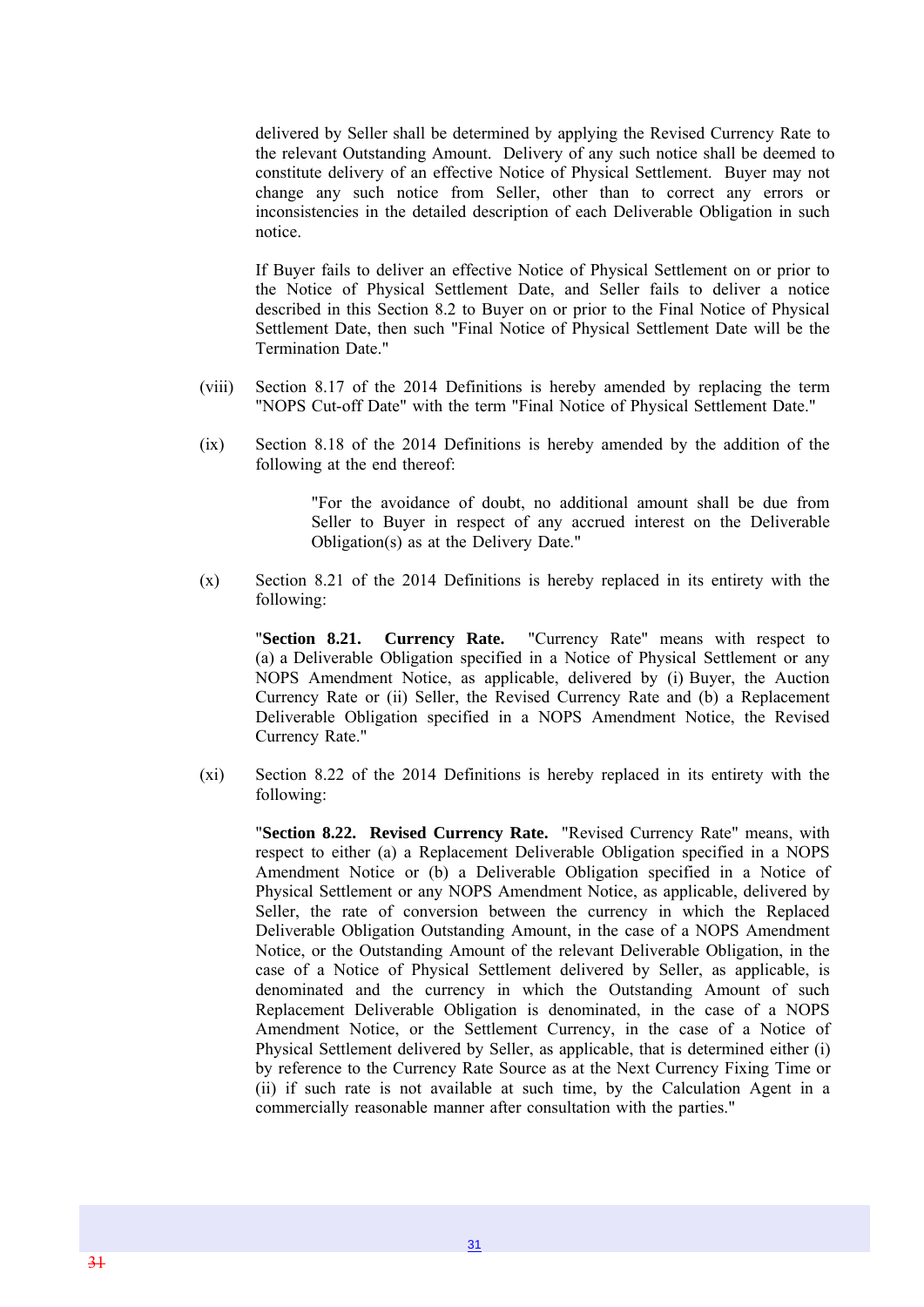delivered by Seller shall be determined by applying the Revised Currency Rate to the relevant Outstanding Amount. Delivery of any such notice shall be deemed to constitute delivery of an effective Notice of Physical Settlement. Buyer may not change any such notice from Seller, other than to correct any errors or inconsistencies in the detailed description of each Deliverable Obligation in such notice.

If Buyer fails to deliver an effective Notice of Physical Settlement on or prior to the Notice of Physical Settlement Date, and Seller fails to deliver a notice described in this Section 8.2 to Buyer on or prior to the Final Notice of Physical Settlement Date, then such "Final Notice of Physical Settlement Date will be the Termination Date."

(viii) Section 8.17 of the 2014 Definitions is hereby amended by replacing the term "NOPS Cut-off Date" with the term "Final Notice of Physical Settlement Date."

(ix) Section 8.18 of the 2014 Definitions is hereby amended by the addition of the following at the end thereof:

> "For the avoidance of doubt, no additional amount shall be due from Seller to Buyer in respect of any accrued interest on the Deliverable Obligation(s) as at the Delivery Date."

(x) Section 8.21 of the 2014 Definitions is hereby replaced in its entirety with the following:

"**Section 8.21. Currency Rate.** "Currency Rate" means with respect to (a) a Deliverable Obligation specified in a Notice of Physical Settlement or any NOPS Amendment Notice, as applicable, delivered by (i) Buyer, the Auction Currency Rate or (ii) Seller, the Revised Currency Rate and (b) a Replacement Deliverable Obligation specified in a NOPS Amendment Notice, the Revised Currency Rate."

(xi) Section 8.22 of the 2014 Definitions is hereby replaced in its entirety with the following:

"**Section 8.22. Revised Currency Rate.** "Revised Currency Rate" means, with respect to either (a) a Replacement Deliverable Obligation specified in a NOPS Amendment Notice or (b) a Deliverable Obligation specified in a Notice of Physical Settlement or any NOPS Amendment Notice, as applicable, delivered by Seller, the rate of conversion between the currency in which the Replaced Deliverable Obligation Outstanding Amount, in the case of a NOPS Amendment Notice, or the Outstanding Amount of the relevant Deliverable Obligation, in the case of a Notice of Physical Settlement delivered by Seller, as applicable, is denominated and the currency in which the Outstanding Amount of such Replacement Deliverable Obligation is denominated, in the case of a NOPS Amendment Notice, or the Settlement Currency, in the case of a Notice of Physical Settlement delivered by Seller, as applicable, that is determined either (i) by reference to the Currency Rate Source as at the Next Currency Fixing Time or (ii) if such rate is not available at such time, by the Calculation Agent in a commercially reasonable manner after consultation with the parties."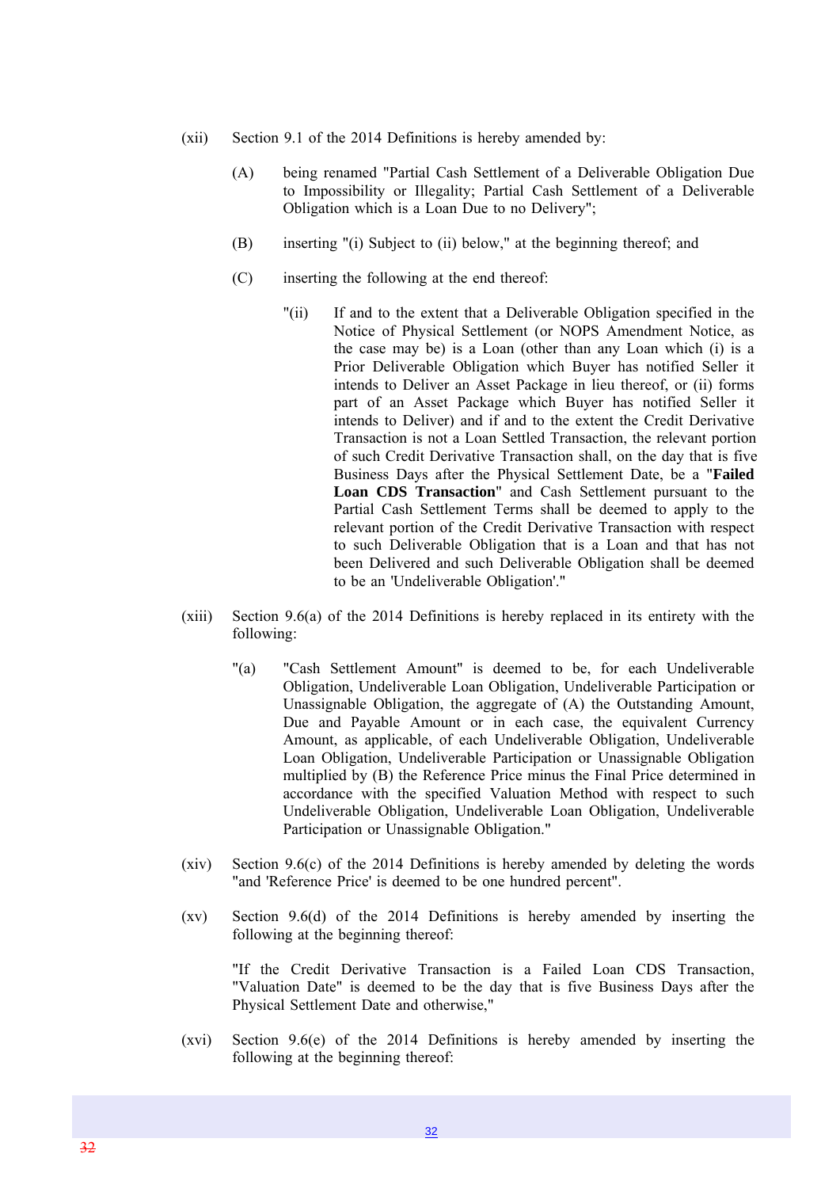(xii) Section 9.1 of the 2014 Definitions is hereby amended by:

(A) being renamed "Partial Cash Settlement of a Deliverable Obligation Due to Impossibility or Illegality; Partial Cash Settlement of a Deliverable Obligation which is a Loan Due to no Delivery";

(B) inserting "(i) Subject to (ii) below," at the beginning thereof; and

(C) inserting the following at the end thereof:

"(ii) If and to the extent that a Deliverable Obligation specified in the Notice of Physical Settlement (or NOPS Amendment Notice, as the case may be) is a Loan (other than any Loan which (i) is a Prior Deliverable Obligation which Buyer has notified Seller it intends to Deliver an Asset Package in lieu thereof, or (ii) forms part of an Asset Package which Buyer has notified Seller it intends to Deliver) and if and to the extent the Credit Derivative Transaction is not a Loan Settled Transaction, the relevant portion of such Credit Derivative Transaction shall, on the day that is five Business Days after the Physical Settlement Date, be a "**Failed Loan CDS Transaction**" and Cash Settlement pursuant to the Partial Cash Settlement Terms shall be deemed to apply to the relevant portion of the Credit Derivative Transaction with respect to such Deliverable Obligation that is a Loan and that has not been Delivered and such Deliverable Obligation shall be deemed to be an 'Undeliverable Obligation'."

(xiii) Section 9.6(a) of the 2014 Definitions is hereby replaced in its entirety with the following:

"(a) "Cash Settlement Amount" is deemed to be, for each Undeliverable Obligation, Undeliverable Loan Obligation, Undeliverable Participation or Unassignable Obligation, the aggregate of (A) the Outstanding Amount, Due and Payable Amount or in each case, the equivalent Currency Amount, as applicable, of each Undeliverable Obligation, Undeliverable Loan Obligation, Undeliverable Participation or Unassignable Obligation multiplied by (B) the Reference Price minus the Final Price determined in accordance with the specified Valuation Method with respect to such Undeliverable Obligation, Undeliverable Loan Obligation, Undeliverable Participation or Unassignable Obligation."

(xiv) Section 9.6(c) of the 2014 Definitions is hereby amended by deleting the words "and 'Reference Price' is deemed to be one hundred percent".

(xv) Section 9.6(d) of the 2014 Definitions is hereby amended by inserting the following at the beginning thereof:

"If the Credit Derivative Transaction is a Failed Loan CDS Transaction, "Valuation Date" is deemed to be the day that is five Business Days after the Physical Settlement Date and otherwise,"

(xvi) Section 9.6(e) of the 2014 Definitions is hereby amended by inserting the following at the beginning thereof: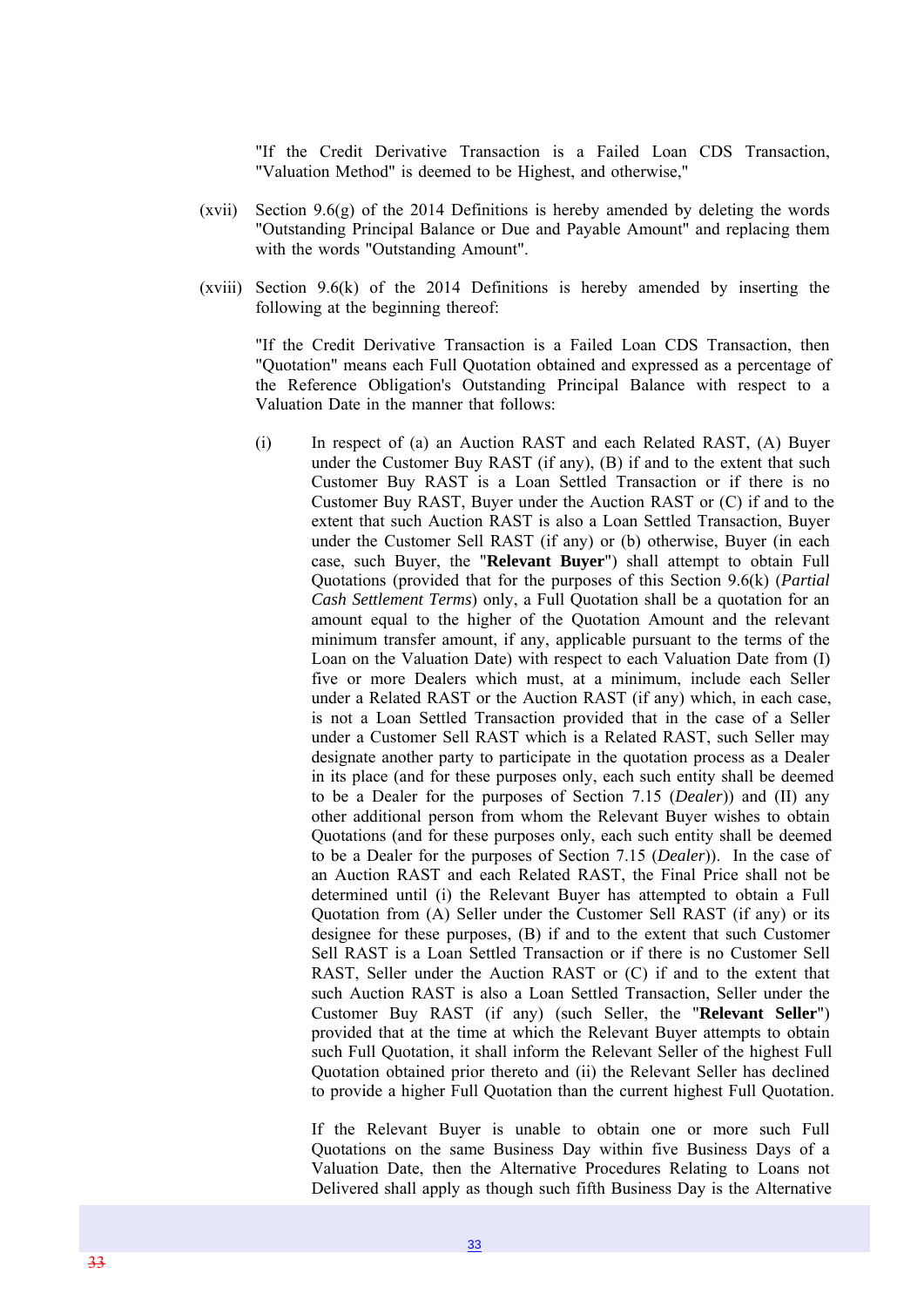"If the Credit Derivative Transaction is a Failed Loan CDS Transaction, "Valuation Method" is deemed to be Highest, and otherwise,"

(xvii) Section 9.6(g) of the 2014 Definitions is hereby amended by deleting the words "Outstanding Principal Balance or Due and Payable Amount" and replacing them with the words "Outstanding Amount".

(xviii) Section 9.6(k) of the 2014 Definitions is hereby amended by inserting the following at the beginning thereof:

"If the Credit Derivative Transaction is a Failed Loan CDS Transaction, then "Quotation" means each Full Quotation obtained and expressed as a percentage of the Reference Obligation's Outstanding Principal Balance with respect to a Valuation Date in the manner that follows:

(i) In respect of (a) an Auction RAST and each Related RAST, (A) Buyer under the Customer Buy RAST (if any), (B) if and to the extent that such Customer Buy RAST is a Loan Settled Transaction or if there is no Customer Buy RAST, Buyer under the Auction RAST or (C) if and to the extent that such Auction RAST is also a Loan Settled Transaction, Buyer under the Customer Sell RAST (if any) or (b) otherwise, Buyer (in each case, such Buyer, the "**Relevant Buyer**") shall attempt to obtain Full Quotations (provided that for the purposes of this Section 9.6(k) (*Partial Cash Settlement Terms*) only, a Full Quotation shall be a quotation for an amount equal to the higher of the Quotation Amount and the relevant minimum transfer amount, if any, applicable pursuant to the terms of the Loan on the Valuation Date) with respect to each Valuation Date from (I) five or more Dealers which must, at a minimum, include each Seller under a Related RAST or the Auction RAST (if any) which, in each case, is not a Loan Settled Transaction provided that in the case of a Seller under a Customer Sell RAST which is a Related RAST, such Seller may designate another party to participate in the quotation process as a Dealer in its place (and for these purposes only, each such entity shall be deemed to be a Dealer for the purposes of Section 7.15 (*Dealer*)) and (II) any other additional person from whom the Relevant Buyer wishes to obtain Quotations (and for these purposes only, each such entity shall be deemed to be a Dealer for the purposes of Section 7.15 (*Dealer*)). In the case of an Auction RAST and each Related RAST, the Final Price shall not be determined until (i) the Relevant Buyer has attempted to obtain a Full Quotation from (A) Seller under the Customer Sell RAST (if any) or its designee for these purposes, (B) if and to the extent that such Customer Sell RAST is a Loan Settled Transaction or if there is no Customer Sell RAST, Seller under the Auction RAST or (C) if and to the extent that such Auction RAST is also a Loan Settled Transaction, Seller under the Customer Buy RAST (if any) (such Seller, the "**Relevant Seller**") provided that at the time at which the Relevant Buyer attempts to obtain such Full Quotation, it shall inform the Relevant Seller of the highest Full Quotation obtained prior thereto and (ii) the Relevant Seller has declined to provide a higher Full Quotation than the current highest Full Quotation.

If the Relevant Buyer is unable to obtain one or more such Full Quotations on the same Business Day within five Business Days of a Valuation Date, then the Alternative Procedures Relating to Loans not Delivered shall apply as though such fifth Business Day is the Alternative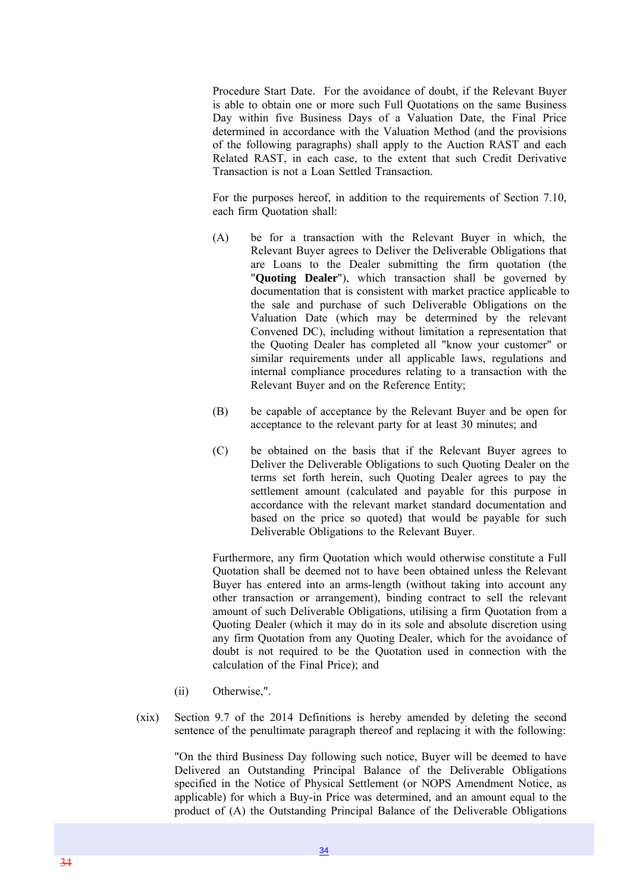Procedure Start Date. For the avoidance of doubt, if the Relevant Buyer is able to obtain one or more such Full Quotations on the same Business Day within five Business Days of a Valuation Date, the Final Price determined in accordance with the Valuation Method (and the provisions of the following paragraphs) shall apply to the Auction RAST and each Related RAST, in each case, to the extent that such Credit Derivative Transaction is not a Loan Settled Transaction.

For the purposes hereof, in addition to the requirements of Section 7.10, each firm Quotation shall:

(A) be for a transaction with the Relevant Buyer in which, the Relevant Buyer agrees to Deliver the Deliverable Obligations that are Loans to the Dealer submitting the firm quotation (the "**Quoting Dealer**"), which transaction shall be governed by documentation that is consistent with market practice applicable to the sale and purchase of such Deliverable Obligations on the Valuation Date (which may be determined by the relevant Convened DC), including without limitation a representation that the Quoting Dealer has completed all "know your customer" or similar requirements under all applicable laws, regulations and internal compliance procedures relating to a transaction with the Relevant Buyer and on the Reference Entity;

(B) be capable of acceptance by the Relevant Buyer and be open for acceptance to the relevant party for at least 30 minutes; and

(C) be obtained on the basis that if the Relevant Buyer agrees to Deliver the Deliverable Obligations to such Quoting Dealer on the terms set forth herein, such Quoting Dealer agrees to pay the settlement amount (calculated and payable for this purpose in accordance with the relevant market standard documentation and based on the price so quoted) that would be payable for such Deliverable Obligations to the Relevant Buyer.

Furthermore, any firm Quotation which would otherwise constitute a Full Quotation shall be deemed not to have been obtained unless the Relevant Buyer has entered into an arms-length (without taking into account any other transaction or arrangement), binding contract to sell the relevant amount of such Deliverable Obligations, utilising a firm Quotation from a Quoting Dealer (which it may do in its sole and absolute discretion using any firm Quotation from any Quoting Dealer, which for the avoidance of doubt is not required to be the Quotation used in connection with the calculation of the Final Price); and

(ii) Otherwise,".

(xix) Section 9.7 of the 2014 Definitions is hereby amended by deleting the second sentence of the penultimate paragraph thereof and replacing it with the following:

"On the third Business Day following such notice, Buyer will be deemed to have Delivered an Outstanding Principal Balance of the Deliverable Obligations specified in the Notice of Physical Settlement (or NOPS Amendment Notice, as applicable) for which a Buy-in Price was determined, and an amount equal to the product of (A) the Outstanding Principal Balance of the Deliverable Obligations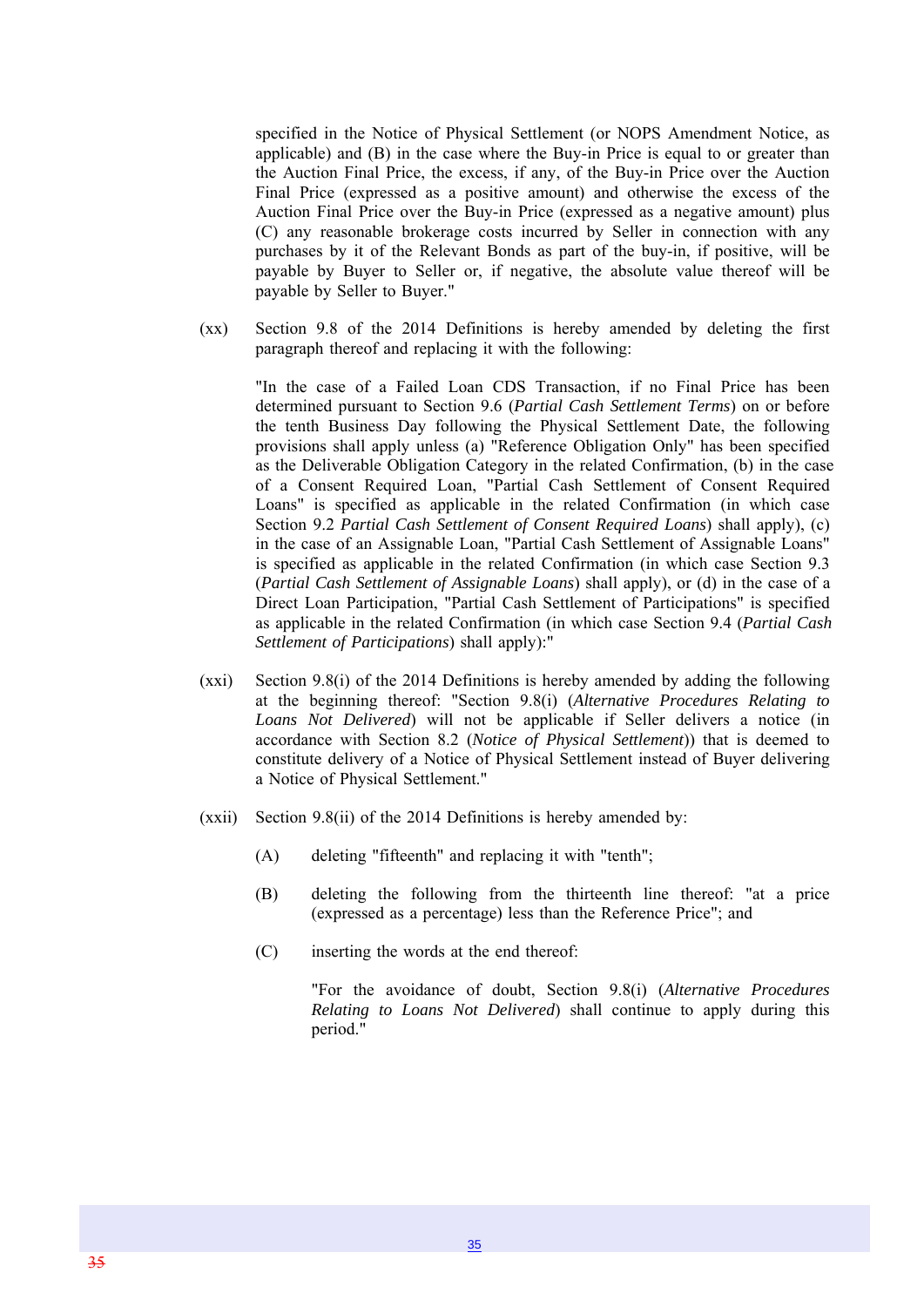specified in the Notice of Physical Settlement (or NOPS Amendment Notice, as applicable) and (B) in the case where the Buy-in Price is equal to or greater than the Auction Final Price, the excess, if any, of the Buy-in Price over the Auction Final Price (expressed as a positive amount) and otherwise the excess of the Auction Final Price over the Buy-in Price (expressed as a negative amount) plus (C) any reasonable brokerage costs incurred by Seller in connection with any purchases by it of the Relevant Bonds as part of the buy-in, if positive, will be payable by Buyer to Seller or, if negative, the absolute value thereof will be payable by Seller to Buyer."

(xx) Section 9.8 of the 2014 Definitions is hereby amended by deleting the first paragraph thereof and replacing it with the following:

"In the case of a Failed Loan CDS Transaction, if no Final Price has been determined pursuant to Section 9.6 (*Partial Cash Settlement Terms*) on or before the tenth Business Day following the Physical Settlement Date, the following provisions shall apply unless (a) "Reference Obligation Only" has been specified as the Deliverable Obligation Category in the related Confirmation, (b) in the case of a Consent Required Loan, "Partial Cash Settlement of Consent Required Loans" is specified as applicable in the related Confirmation (in which case Section 9.2 *Partial Cash Settlement of Consent Required Loans*) shall apply), (c) in the case of an Assignable Loan, "Partial Cash Settlement of Assignable Loans" is specified as applicable in the related Confirmation (in which case Section 9.3 (*Partial Cash Settlement of Assignable Loans*) shall apply), or (d) in the case of a Direct Loan Participation, "Partial Cash Settlement of Participations" is specified as applicable in the related Confirmation (in which case Section 9.4 (*Partial Cash Settlement of Participations*) shall apply):"

(xxi) Section 9.8(i) of the 2014 Definitions is hereby amended by adding the following at the beginning thereof: "Section 9.8(i) (*Alternative Procedures Relating to Loans Not Delivered*) will not be applicable if Seller delivers a notice (in accordance with Section 8.2 (*Notice of Physical Settlement*)) that is deemed to constitute delivery of a Notice of Physical Settlement instead of Buyer delivering a Notice of Physical Settlement."

(xxii) Section 9.8(ii) of the 2014 Definitions is hereby amended by:

(A) deleting "fifteenth" and replacing it with "tenth";

(B) deleting the following from the thirteenth line thereof: "at a price (expressed as a percentage) less than the Reference Price"; and

(C) inserting the words at the end thereof:

"For the avoidance of doubt, Section 9.8(i) (*Alternative Procedures Relating to Loans Not Delivered*) shall continue to apply during this period."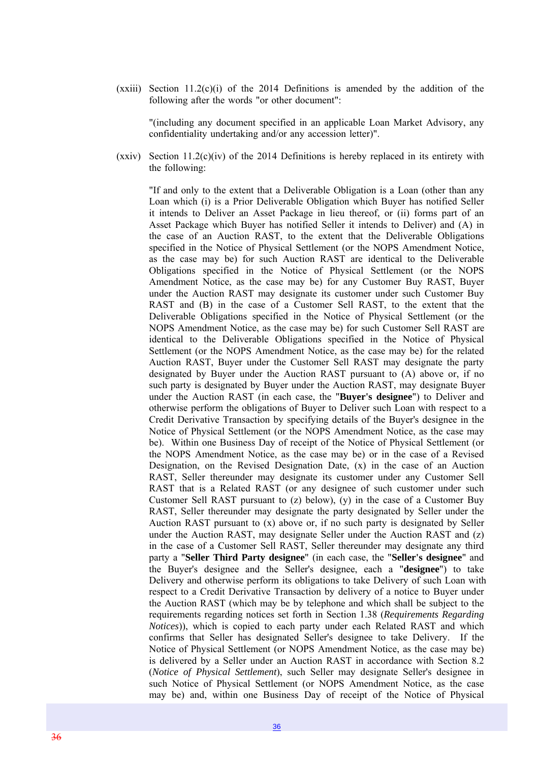(xxiii) Section 11.2(c)(i) of the 2014 Definitions is amended by the addition of the following after the words "or other document":

"(including any document specified in an applicable Loan Market Advisory, any confidentiality undertaking and/or any accession letter)".

(xxiv) Section 11.2(c)(iv) of the 2014 Definitions is hereby replaced in its entirety with the following:

"If and only to the extent that a Deliverable Obligation is a Loan (other than any Loan which (i) is a Prior Deliverable Obligation which Buyer has notified Seller it intends to Deliver an Asset Package in lieu thereof, or (ii) forms part of an Asset Package which Buyer has notified Seller it intends to Deliver) and (A) in the case of an Auction RAST, to the extent that the Deliverable Obligations specified in the Notice of Physical Settlement (or the NOPS Amendment Notice, as the case may be) for such Auction RAST are identical to the Deliverable Obligations specified in the Notice of Physical Settlement (or the NOPS Amendment Notice, as the case may be) for any Customer Buy RAST, Buyer under the Auction RAST may designate its customer under such Customer Buy RAST and (B) in the case of a Customer Sell RAST, to the extent that the Deliverable Obligations specified in the Notice of Physical Settlement (or the NOPS Amendment Notice, as the case may be) for such Customer Sell RAST are identical to the Deliverable Obligations specified in the Notice of Physical Settlement (or the NOPS Amendment Notice, as the case may be) for the related Auction RAST, Buyer under the Customer Sell RAST may designate the party designated by Buyer under the Auction RAST pursuant to (A) above or, if no such party is designated by Buyer under the Auction RAST, may designate Buyer under the Auction RAST (in each case, the "**Buyer's designee**") to Deliver and otherwise perform the obligations of Buyer to Deliver such Loan with respect to a Credit Derivative Transaction by specifying details of the Buyer's designee in the Notice of Physical Settlement (or the NOPS Amendment Notice, as the case may be). Within one Business Day of receipt of the Notice of Physical Settlement (or the NOPS Amendment Notice, as the case may be) or in the case of a Revised Designation, on the Revised Designation Date, (x) in the case of an Auction RAST, Seller thereunder may designate its customer under any Customer Sell RAST that is a Related RAST (or any designee of such customer under such Customer Sell RAST pursuant to (z) below), (y) in the case of a Customer Buy RAST, Seller thereunder may designate the party designated by Seller under the Auction RAST pursuant to (x) above or, if no such party is designated by Seller under the Auction RAST, may designate Seller under the Auction RAST and (z) in the case of a Customer Sell RAST, Seller thereunder may designate any third party a "**Seller Third Party designee**" (in each case, the "**Seller's designee**" and the Buyer's designee and the Seller's designee, each a "**designee**") to take Delivery and otherwise perform its obligations to take Delivery of such Loan with respect to a Credit Derivative Transaction by delivery of a notice to Buyer under the Auction RAST (which may be by telephone and which shall be subject to the requirements regarding notices set forth in Section 1.38 (*Requirements Regarding Notices*)), which is copied to each party under each Related RAST and which confirms that Seller has designated Seller's designee to take Delivery. If the Notice of Physical Settlement (or NOPS Amendment Notice, as the case may be) is delivered by a Seller under an Auction RAST in accordance with Section 8.2 (*Notice of Physical Settlement*), such Seller may designate Seller's designee in such Notice of Physical Settlement (or NOPS Amendment Notice, as the case may be) and, within one Business Day of receipt of the Notice of Physical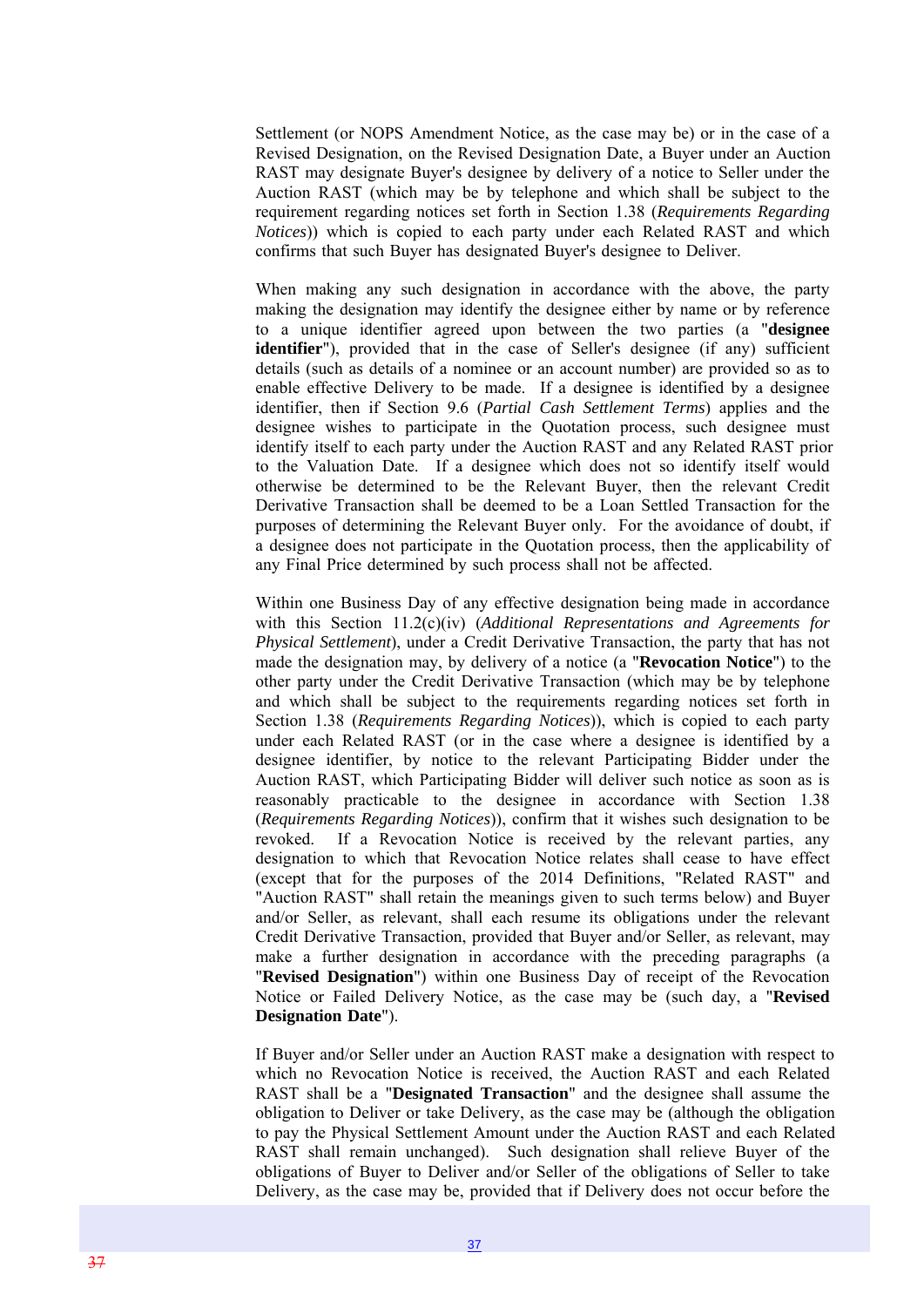Settlement (or NOPS Amendment Notice, as the case may be) or in the case of a Revised Designation, on the Revised Designation Date, a Buyer under an Auction RAST may designate Buyer's designee by delivery of a notice to Seller under the Auction RAST (which may be by telephone and which shall be subject to the requirement regarding notices set forth in Section 1.38 (*Requirements Regarding Notices*)) which is copied to each party under each Related RAST and which confirms that such Buyer has designated Buyer's designee to Deliver.

When making any such designation in accordance with the above, the party making the designation may identify the designee either by name or by reference to a unique identifier agreed upon between the two parties (a "**designee identifier**"), provided that in the case of Seller's designee (if any) sufficient details (such as details of a nominee or an account number) are provided so as to enable effective Delivery to be made. If a designee is identified by a designee identifier, then if Section 9.6 (*Partial Cash Settlement Terms*) applies and the designee wishes to participate in the Quotation process, such designee must identify itself to each party under the Auction RAST and any Related RAST prior to the Valuation Date. If a designee which does not so identify itself would otherwise be determined to be the Relevant Buyer, then the relevant Credit Derivative Transaction shall be deemed to be a Loan Settled Transaction for the purposes of determining the Relevant Buyer only. For the avoidance of doubt, if a designee does not participate in the Quotation process, then the applicability of any Final Price determined by such process shall not be affected.

Within one Business Day of any effective designation being made in accordance with this Section 11.2(c)(iv) (*Additional Representations and Agreements for Physical Settlement*), under a Credit Derivative Transaction, the party that has not made the designation may, by delivery of a notice (a "**Revocation Notice**") to the other party under the Credit Derivative Transaction (which may be by telephone and which shall be subject to the requirements regarding notices set forth in Section 1.38 (*Requirements Regarding Notices*)), which is copied to each party under each Related RAST (or in the case where a designee is identified by a designee identifier, by notice to the relevant Participating Bidder under the Auction RAST, which Participating Bidder will deliver such notice as soon as is reasonably practicable to the designee in accordance with Section 1.38 (*Requirements Regarding Notices*)), confirm that it wishes such designation to be revoked. If a Revocation Notice is received by the relevant parties, any designation to which that Revocation Notice relates shall cease to have effect (except that for the purposes of the 2014 Definitions, "Related RAST" and "Auction RAST" shall retain the meanings given to such terms below) and Buyer and/or Seller, as relevant, shall each resume its obligations under the relevant Credit Derivative Transaction, provided that Buyer and/or Seller, as relevant, may make a further designation in accordance with the preceding paragraphs (a "**Revised Designation**") within one Business Day of receipt of the Revocation Notice or Failed Delivery Notice, as the case may be (such day, a "**Revised Designation Date**").

If Buyer and/or Seller under an Auction RAST make a designation with respect to which no Revocation Notice is received, the Auction RAST and each Related RAST shall be a "**Designated Transaction**" and the designee shall assume the obligation to Deliver or take Delivery, as the case may be (although the obligation to pay the Physical Settlement Amount under the Auction RAST and each Related RAST shall remain unchanged). Such designation shall relieve Buyer of the obligations of Buyer to Deliver and/or Seller of the obligations of Seller to take Delivery, as the case may be, provided that if Delivery does not occur before the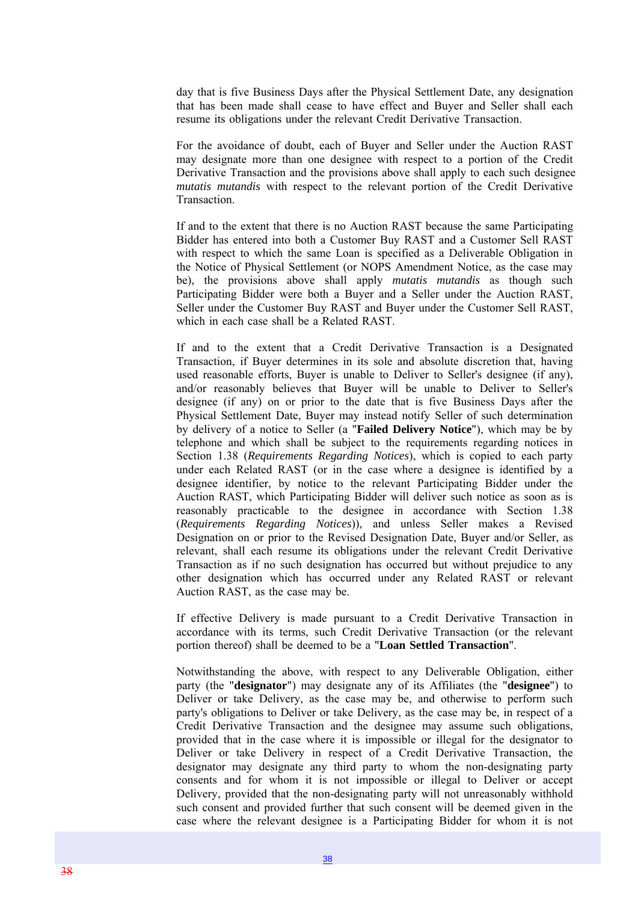day that is five Business Days after the Physical Settlement Date, any designation that has been made shall cease to have effect and Buyer and Seller shall each resume its obligations under the relevant Credit Derivative Transaction.

For the avoidance of doubt, each of Buyer and Seller under the Auction RAST may designate more than one designee with respect to a portion of the Credit Derivative Transaction and the provisions above shall apply to each such designee *mutatis mutandis* with respect to the relevant portion of the Credit Derivative Transaction.

If and to the extent that there is no Auction RAST because the same Participating Bidder has entered into both a Customer Buy RAST and a Customer Sell RAST with respect to which the same Loan is specified as a Deliverable Obligation in the Notice of Physical Settlement (or NOPS Amendment Notice, as the case may be), the provisions above shall apply *mutatis mutandis* as though such Participating Bidder were both a Buyer and a Seller under the Auction RAST, Seller under the Customer Buy RAST and Buyer under the Customer Sell RAST, which in each case shall be a Related RAST.

If and to the extent that a Credit Derivative Transaction is a Designated Transaction, if Buyer determines in its sole and absolute discretion that, having used reasonable efforts, Buyer is unable to Deliver to Seller's designee (if any), and/or reasonably believes that Buyer will be unable to Deliver to Seller's designee (if any) on or prior to the date that is five Business Days after the Physical Settlement Date, Buyer may instead notify Seller of such determination by delivery of a notice to Seller (a "**Failed Delivery Notice**"), which may be by telephone and which shall be subject to the requirements regarding notices in Section 1.38 (*Requirements Regarding Notices*), which is copied to each party under each Related RAST (or in the case where a designee is identified by a designee identifier, by notice to the relevant Participating Bidder under the Auction RAST, which Participating Bidder will deliver such notice as soon as is reasonably practicable to the designee in accordance with Section 1.38 (*Requirements Regarding Notices*)), and unless Seller makes a Revised Designation on or prior to the Revised Designation Date, Buyer and/or Seller, as relevant, shall each resume its obligations under the relevant Credit Derivative Transaction as if no such designation has occurred but without prejudice to any other designation which has occurred under any Related RAST or relevant Auction RAST, as the case may be.

If effective Delivery is made pursuant to a Credit Derivative Transaction in accordance with its terms, such Credit Derivative Transaction (or the relevant portion thereof) shall be deemed to be a "**Loan Settled Transaction**".

Notwithstanding the above, with respect to any Deliverable Obligation, either party (the "**designator**") may designate any of its Affiliates (the "**designee**") to Deliver or take Delivery, as the case may be, and otherwise to perform such party's obligations to Deliver or take Delivery, as the case may be, in respect of a Credit Derivative Transaction and the designee may assume such obligations, provided that in the case where it is impossible or illegal for the designator to Deliver or take Delivery in respect of a Credit Derivative Transaction, the designator may designate any third party to whom the non-designating party consents and for whom it is not impossible or illegal to Deliver or accept Delivery, provided that the non-designating party will not unreasonably withhold such consent and provided further that such consent will be deemed given in the case where the relevant designee is a Participating Bidder for whom it is not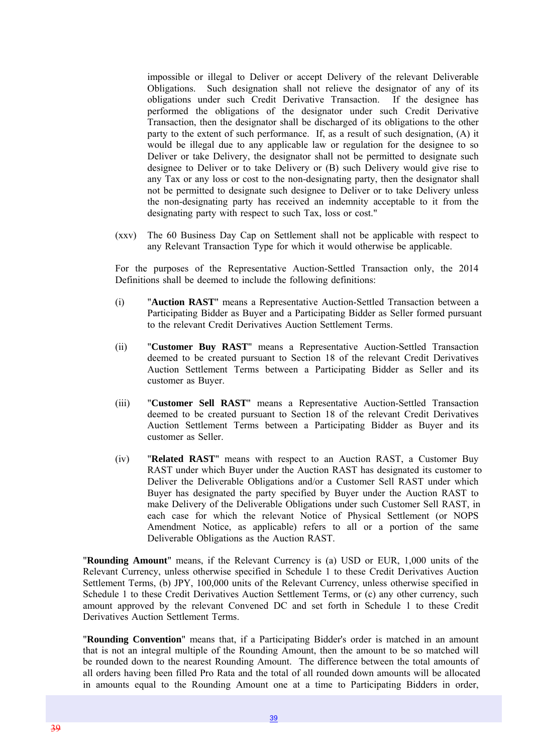impossible or illegal to Deliver or accept Delivery of the relevant Deliverable Obligations. Such designation shall not relieve the designator of any of its obligations under such Credit Derivative Transaction. If the designee has performed the obligations of the designator under such Credit Derivative Transaction, then the designator shall be discharged of its obligations to the other party to the extent of such performance. If, as a result of such designation, (A) it would be illegal due to any applicable law or regulation for the designee to so Deliver or take Delivery, the designator shall not be permitted to designate such designee to Deliver or to take Delivery or (B) such Delivery would give rise to any Tax or any loss or cost to the non-designating party, then the designator shall not be permitted to designate such designee to Deliver or to take Delivery unless the non-designating party has received an indemnity acceptable to it from the designating party with respect to such Tax, loss or cost."

(xxv) The 60 Business Day Cap on Settlement shall not be applicable with respect to any Relevant Transaction Type for which it would otherwise be applicable.

For the purposes of the Representative Auction-Settled Transaction only, the 2014 Definitions shall be deemed to include the following definitions:

(i) "**Auction RAST**" means a Representative Auction-Settled Transaction between a Participating Bidder as Buyer and a Participating Bidder as Seller formed pursuant to the relevant Credit Derivatives Auction Settlement Terms.

(ii) "**Customer Buy RAST**" means a Representative Auction-Settled Transaction deemed to be created pursuant to Section 18 of the relevant Credit Derivatives Auction Settlement Terms between a Participating Bidder as Seller and its customer as Buyer.

(iii) "**Customer Sell RAST**" means a Representative Auction-Settled Transaction deemed to be created pursuant to Section 18 of the relevant Credit Derivatives Auction Settlement Terms between a Participating Bidder as Buyer and its customer as Seller.

(iv) "**Related RAST**" means with respect to an Auction RAST, a Customer Buy RAST under which Buyer under the Auction RAST has designated its customer to Deliver the Deliverable Obligations and/or a Customer Sell RAST under which Buyer has designated the party specified by Buyer under the Auction RAST to make Delivery of the Deliverable Obligations under such Customer Sell RAST, in each case for which the relevant Notice of Physical Settlement (or NOPS Amendment Notice, as applicable) refers to all or a portion of the same Deliverable Obligations as the Auction RAST.

"**Rounding Amount**" means, if the Relevant Currency is (a) USD or EUR, 1,000 units of the Relevant Currency, unless otherwise specified in Schedule 1 to these Credit Derivatives Auction Settlement Terms, (b) JPY, 100,000 units of the Relevant Currency, unless otherwise specified in Schedule 1 to these Credit Derivatives Auction Settlement Terms, or (c) any other currency, such amount approved by the relevant Convened DC and set forth in Schedule 1 to these Credit Derivatives Auction Settlement Terms.

"**Rounding Convention**" means that, if a Participating Bidder's order is matched in an amount that is not an integral multiple of the Rounding Amount, then the amount to be so matched will be rounded down to the nearest Rounding Amount. The difference between the total amounts of all orders having been filled Pro Rata and the total of all rounded down amounts will be allocated in amounts equal to the Rounding Amount one at a time to Participating Bidders in order,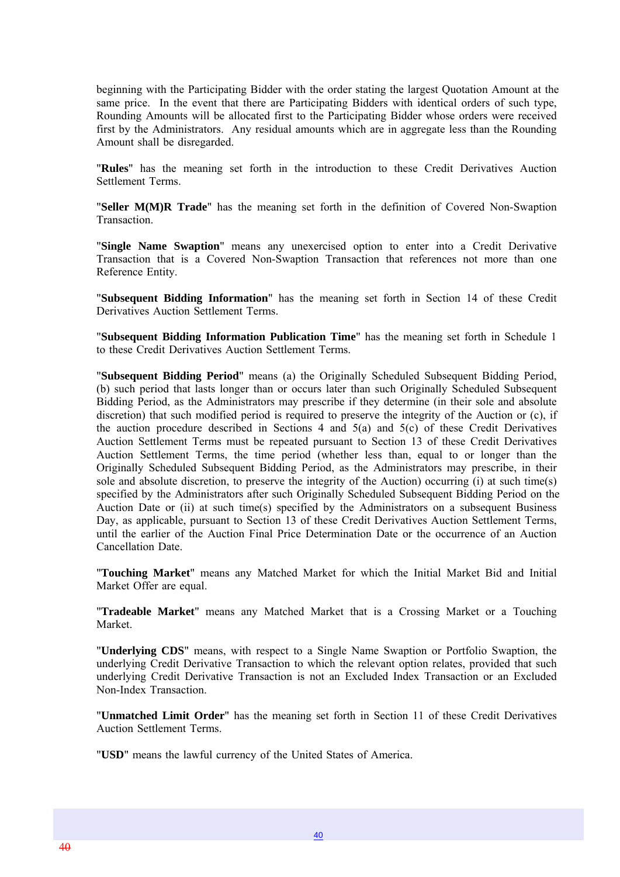beginning with the Participating Bidder with the order stating the largest Quotation Amount at the same price. In the event that there are Participating Bidders with identical orders of such type, Rounding Amounts will be allocated first to the Participating Bidder whose orders were received first by the Administrators. Any residual amounts which are in aggregate less than the Rounding Amount shall be disregarded.

"**Rules**" has the meaning set forth in the introduction to these Credit Derivatives Auction Settlement Terms.

"**Seller M(M)R Trade**" has the meaning set forth in the definition of Covered Non-Swaption Transaction.

"**Single Name Swaption**" means any unexercised option to enter into a Credit Derivative Transaction that is a Covered Non-Swaption Transaction that references not more than one Reference Entity.

"**Subsequent Bidding Information**" has the meaning set forth in Section 14 of these Credit Derivatives Auction Settlement Terms.

"**Subsequent Bidding Information Publication Time**" has the meaning set forth in Schedule 1 to these Credit Derivatives Auction Settlement Terms.

"**Subsequent Bidding Period**" means (a) the Originally Scheduled Subsequent Bidding Period, (b) such period that lasts longer than or occurs later than such Originally Scheduled Subsequent Bidding Period, as the Administrators may prescribe if they determine (in their sole and absolute discretion) that such modified period is required to preserve the integrity of the Auction or (c), if the auction procedure described in Sections 4 and 5(a) and 5(c) of these Credit Derivatives Auction Settlement Terms must be repeated pursuant to Section 13 of these Credit Derivatives Auction Settlement Terms, the time period (whether less than, equal to or longer than the Originally Scheduled Subsequent Bidding Period, as the Administrators may prescribe, in their sole and absolute discretion, to preserve the integrity of the Auction) occurring (i) at such time(s) specified by the Administrators after such Originally Scheduled Subsequent Bidding Period on the Auction Date or (ii) at such time(s) specified by the Administrators on a subsequent Business Day, as applicable, pursuant to Section 13 of these Credit Derivatives Auction Settlement Terms, until the earlier of the Auction Final Price Determination Date or the occurrence of an Auction Cancellation Date.

"**Touching Market**" means any Matched Market for which the Initial Market Bid and Initial Market Offer are equal.

"**Tradeable Market**" means any Matched Market that is a Crossing Market or a Touching Market.

"**Underlying CDS**" means, with respect to a Single Name Swaption or Portfolio Swaption, the underlying Credit Derivative Transaction to which the relevant option relates, provided that such underlying Credit Derivative Transaction is not an Excluded Index Transaction or an Excluded Non-Index Transaction.

"**Unmatched Limit Order**" has the meaning set forth in Section 11 of these Credit Derivatives Auction Settlement Terms.

"**USD**" means the lawful currency of the United States of America.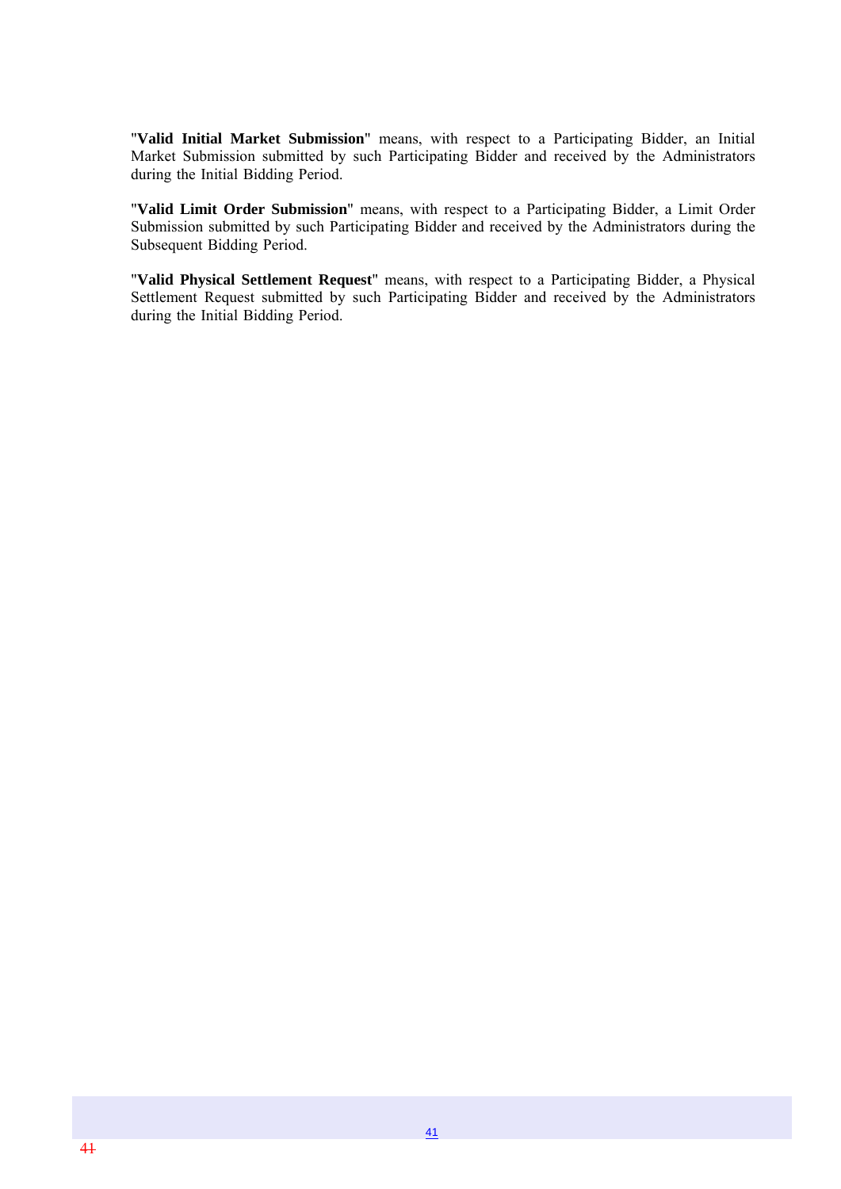"**Valid Initial Market Submission**" means, with respect to a Participating Bidder, an Initial Market Submission submitted by such Participating Bidder and received by the Administrators during the Initial Bidding Period.

"**Valid Limit Order Submission**" means, with respect to a Participating Bidder, a Limit Order Submission submitted by such Participating Bidder and received by the Administrators during the Subsequent Bidding Period.

"**Valid Physical Settlement Request**" means, with respect to a Participating Bidder, a Physical Settlement Request submitted by such Participating Bidder and received by the Administrators during the Initial Bidding Period.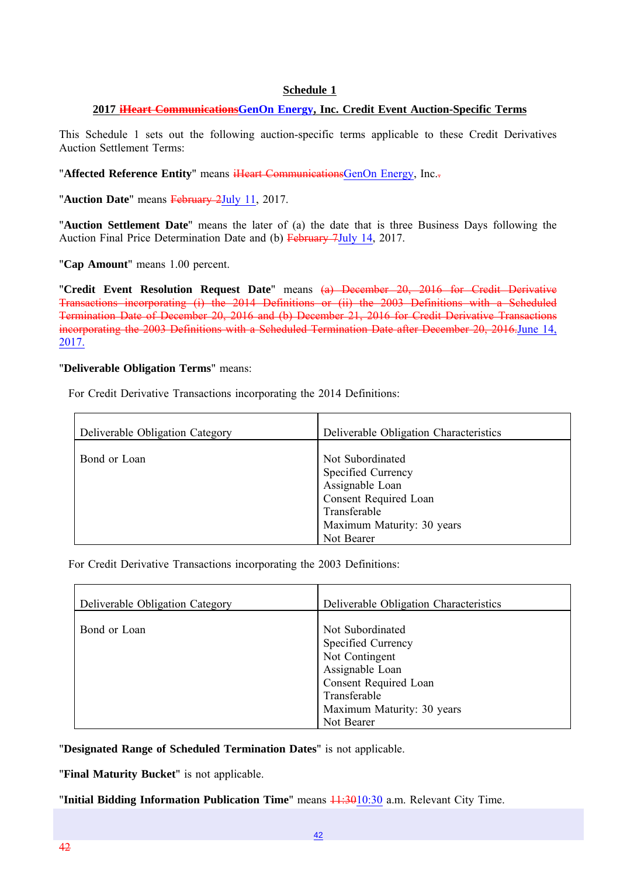**Schedule 1**

**2017 ~~iHeart Communications~~GenOn Energy, Inc. Credit Event Auction-Specific Terms**

This Schedule 1 sets out the following auction-specific terms applicable to these Credit Derivatives Auction Settlement Terms:

"**Affected Reference Entity**" means ~~iHeart Communications~~GenOn Energy, Inc.~~.~~

"**Auction Date**" means ~~February 2~~July 11, 2017.

"**Auction Settlement Date**" means the later of (a) the date that is three Business Days following the Auction Final Price Determination Date and (b) ~~February 7~~July 14, 2017.

"**Cap Amount**" means 1.00 percent.

"**Credit Event Resolution Request Date**" means ~~(a) December 20, 2016 for Credit Derivative Transactions incorporating (i) the 2014 Definitions or (ii) the 2003 Definitions with a Scheduled Termination Date of December 20, 2016 and (b) December 21, 2016 for Credit Derivative Transactions incorporating the 2003 Definitions with a Scheduled Termination Date after December 20, 2016.~~June 14, 2017.

"**Deliverable Obligation Terms**" means:

For Credit Derivative Transactions incorporating the 2014 Definitions:

| Deliverable Obligation Category | Deliverable Obligation Characteristics |
|---|---|
| Bond or Loan | Not Subordinated<br>Specified Currency<br>Assignable Loan<br>Consent Required Loan<br>Transferable<br>Maximum Maturity: 30 years<br>Not Bearer |

For Credit Derivative Transactions incorporating the 2003 Definitions:

| Deliverable Obligation Category | Deliverable Obligation Characteristics |
|---|---|
| Bond or Loan | Not Subordinated<br>Specified Currency<br>Not Contingent<br>Assignable Loan<br>Consent Required Loan<br>Transferable<br>Maximum Maturity: 30 years<br>Not Bearer |

"**Designated Range of Scheduled Termination Dates**" is not applicable.

"**Final Maturity Bucket**" is not applicable.

"**Initial Bidding Information Publication Time**" means ~~11:30~~10:30 a.m. Relevant City Time.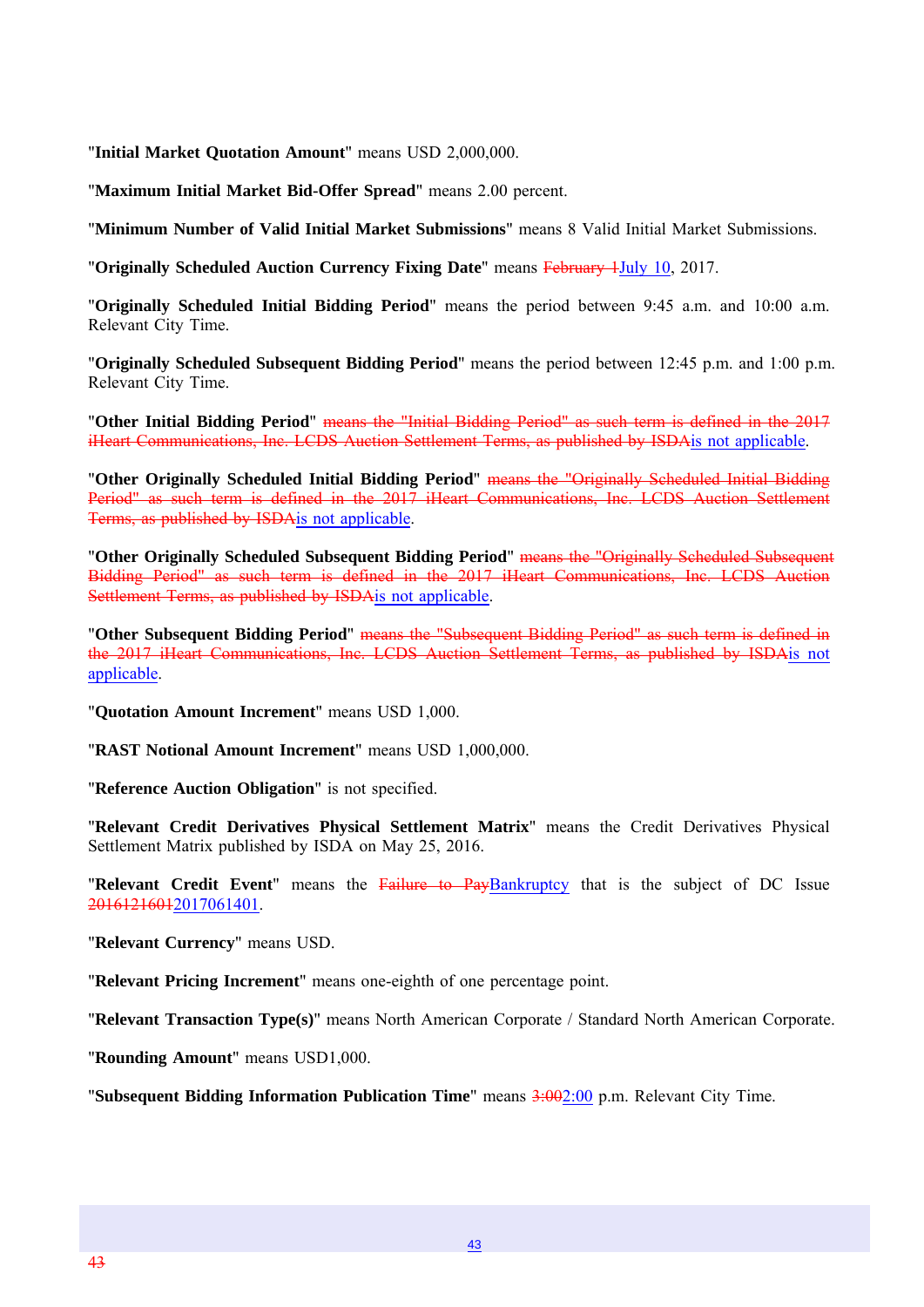"**Initial Market Quotation Amount**" means USD 2,000,000.

"**Maximum Initial Market Bid-Offer Spread**" means 2.00 percent.

"**Minimum Number of Valid Initial Market Submissions**" means 8 Valid Initial Market Submissions.

"**Originally Scheduled Auction Currency Fixing Date**" means ~~February 1~~July 10, 2017.

"**Originally Scheduled Initial Bidding Period**" means the period between 9:45 a.m. and 10:00 a.m. Relevant City Time.

"**Originally Scheduled Subsequent Bidding Period**" means the period between 12:45 p.m. and 1:00 p.m. Relevant City Time.

"**Other Initial Bidding Period**" ~~means the "Initial Bidding Period" as such term is defined in the 2017 iHeart Communications, Inc. LCDS Auction Settlement Terms, as published by ISDA~~is not applicable.

"**Other Originally Scheduled Initial Bidding Period**" ~~means the "Originally Scheduled Initial Bidding Period" as such term is defined in the 2017 iHeart Communications, Inc. LCDS Auction Settlement Terms, as published by ISDA~~is not applicable.

"**Other Originally Scheduled Subsequent Bidding Period**" ~~means the "Originally Scheduled Subsequent Bidding Period" as such term is defined in the 2017 iHeart Communications, Inc. LCDS Auction Settlement Terms, as published by ISDA~~is not applicable.

"**Other Subsequent Bidding Period**" ~~means the "Subsequent Bidding Period" as such term is defined in the 2017 iHeart Communications, Inc. LCDS Auction Settlement Terms, as published by ISDA~~is not applicable.

"**Quotation Amount Increment**" means USD 1,000.

"**RAST Notional Amount Increment**" means USD 1,000,000.

"**Reference Auction Obligation**" is not specified.

"**Relevant Credit Derivatives Physical Settlement Matrix**" means the Credit Derivatives Physical Settlement Matrix published by ISDA on May 25, 2016.

"**Relevant Credit Event**" means the ~~Failure to Pay~~Bankruptcy that is the subject of DC Issue ~~2016121601~~2017061401.

"**Relevant Currency**" means USD.

"**Relevant Pricing Increment**" means one-eighth of one percentage point.

"**Relevant Transaction Type(s)**" means North American Corporate / Standard North American Corporate.

"**Rounding Amount**" means USD1,000.

"**Subsequent Bidding Information Publication Time**" means ~~3:00~~2:00 p.m. Relevant City Time.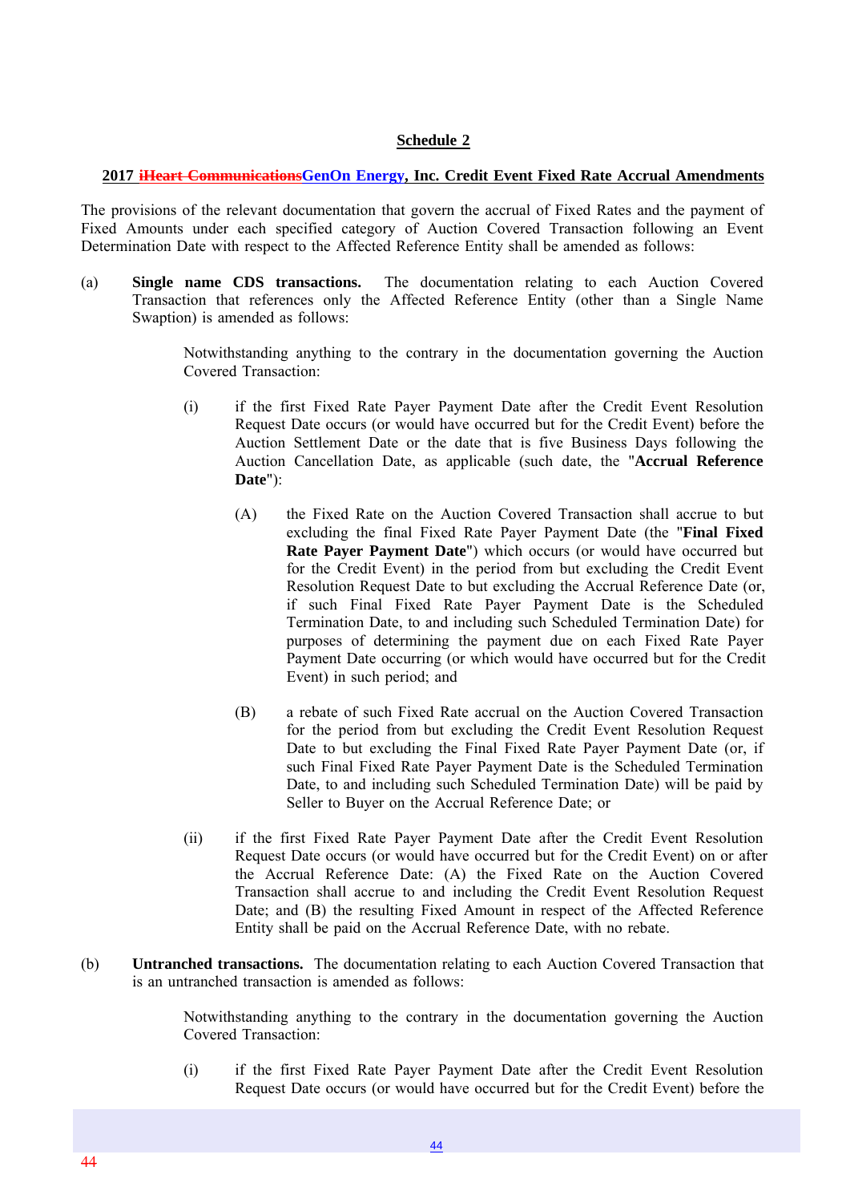**Schedule 2**

**2017 ~~iHeart Communications~~GenOn Energy, Inc. Credit Event Fixed Rate Accrual Amendments**

The provisions of the relevant documentation that govern the accrual of Fixed Rates and the payment of Fixed Amounts under each specified category of Auction Covered Transaction following an Event Determination Date with respect to the Affected Reference Entity shall be amended as follows:

(a) **Single name CDS transactions.** The documentation relating to each Auction Covered Transaction that references only the Affected Reference Entity (other than a Single Name Swaption) is amended as follows:

Notwithstanding anything to the contrary in the documentation governing the Auction Covered Transaction:

(i) if the first Fixed Rate Payer Payment Date after the Credit Event Resolution Request Date occurs (or would have occurred but for the Credit Event) before the Auction Settlement Date or the date that is five Business Days following the Auction Cancellation Date, as applicable (such date, the "**Accrual Reference Date**"):

(A) the Fixed Rate on the Auction Covered Transaction shall accrue to but excluding the final Fixed Rate Payer Payment Date (the "**Final Fixed Rate Payer Payment Date**") which occurs (or would have occurred but for the Credit Event) in the period from but excluding the Credit Event Resolution Request Date to but excluding the Accrual Reference Date (or, if such Final Fixed Rate Payer Payment Date is the Scheduled Termination Date, to and including such Scheduled Termination Date) for purposes of determining the payment due on each Fixed Rate Payer Payment Date occurring (or which would have occurred but for the Credit Event) in such period; and

(B) a rebate of such Fixed Rate accrual on the Auction Covered Transaction for the period from but excluding the Credit Event Resolution Request Date to but excluding the Final Fixed Rate Payer Payment Date (or, if such Final Fixed Rate Payer Payment Date is the Scheduled Termination Date, to and including such Scheduled Termination Date) will be paid by Seller to Buyer on the Accrual Reference Date; or

(ii) if the first Fixed Rate Payer Payment Date after the Credit Event Resolution Request Date occurs (or would have occurred but for the Credit Event) on or after the Accrual Reference Date: (A) the Fixed Rate on the Auction Covered Transaction shall accrue to and including the Credit Event Resolution Request Date; and (B) the resulting Fixed Amount in respect of the Affected Reference Entity shall be paid on the Accrual Reference Date, with no rebate.

(b) **Untranched transactions.** The documentation relating to each Auction Covered Transaction that is an untranched transaction is amended as follows:

Notwithstanding anything to the contrary in the documentation governing the Auction Covered Transaction:

(i) if the first Fixed Rate Payer Payment Date after the Credit Event Resolution Request Date occurs (or would have occurred but for the Credit Event) before the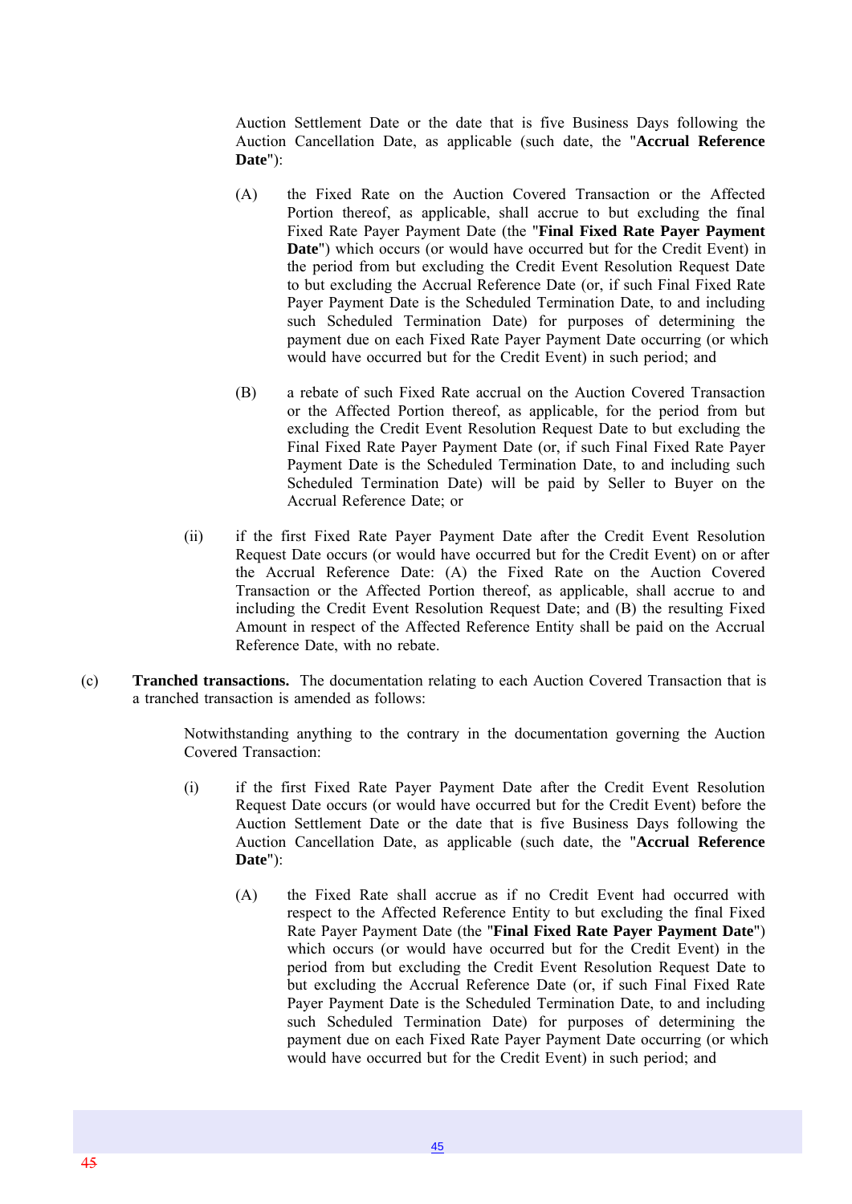Auction Settlement Date or the date that is five Business Days following the Auction Cancellation Date, as applicable (such date, the "**Accrual Reference Date**"):

(A) the Fixed Rate on the Auction Covered Transaction or the Affected Portion thereof, as applicable, shall accrue to but excluding the final Fixed Rate Payer Payment Date (the "**Final Fixed Rate Payer Payment Date**") which occurs (or would have occurred but for the Credit Event) in the period from but excluding the Credit Event Resolution Request Date to but excluding the Accrual Reference Date (or, if such Final Fixed Rate Payer Payment Date is the Scheduled Termination Date, to and including such Scheduled Termination Date) for purposes of determining the payment due on each Fixed Rate Payer Payment Date occurring (or which would have occurred but for the Credit Event) in such period; and

(B) a rebate of such Fixed Rate accrual on the Auction Covered Transaction or the Affected Portion thereof, as applicable, for the period from but excluding the Credit Event Resolution Request Date to but excluding the Final Fixed Rate Payer Payment Date (or, if such Final Fixed Rate Payer Payment Date is the Scheduled Termination Date, to and including such Scheduled Termination Date) will be paid by Seller to Buyer on the Accrual Reference Date; or

(ii) if the first Fixed Rate Payer Payment Date after the Credit Event Resolution Request Date occurs (or would have occurred but for the Credit Event) on or after the Accrual Reference Date: (A) the Fixed Rate on the Auction Covered Transaction or the Affected Portion thereof, as applicable, shall accrue to and including the Credit Event Resolution Request Date; and (B) the resulting Fixed Amount in respect of the Affected Reference Entity shall be paid on the Accrual Reference Date, with no rebate.

(c) **Tranched transactions.** The documentation relating to each Auction Covered Transaction that is a tranched transaction is amended as follows:

Notwithstanding anything to the contrary in the documentation governing the Auction Covered Transaction:

(i) if the first Fixed Rate Payer Payment Date after the Credit Event Resolution Request Date occurs (or would have occurred but for the Credit Event) before the Auction Settlement Date or the date that is five Business Days following the Auction Cancellation Date, as applicable (such date, the "**Accrual Reference Date**"):

(A) the Fixed Rate shall accrue as if no Credit Event had occurred with respect to the Affected Reference Entity to but excluding the final Fixed Rate Payer Payment Date (the "**Final Fixed Rate Payer Payment Date**") which occurs (or would have occurred but for the Credit Event) in the period from but excluding the Credit Event Resolution Request Date to but excluding the Accrual Reference Date (or, if such Final Fixed Rate Payer Payment Date is the Scheduled Termination Date, to and including such Scheduled Termination Date) for purposes of determining the payment due on each Fixed Rate Payer Payment Date occurring (or which would have occurred but for the Credit Event) in such period; and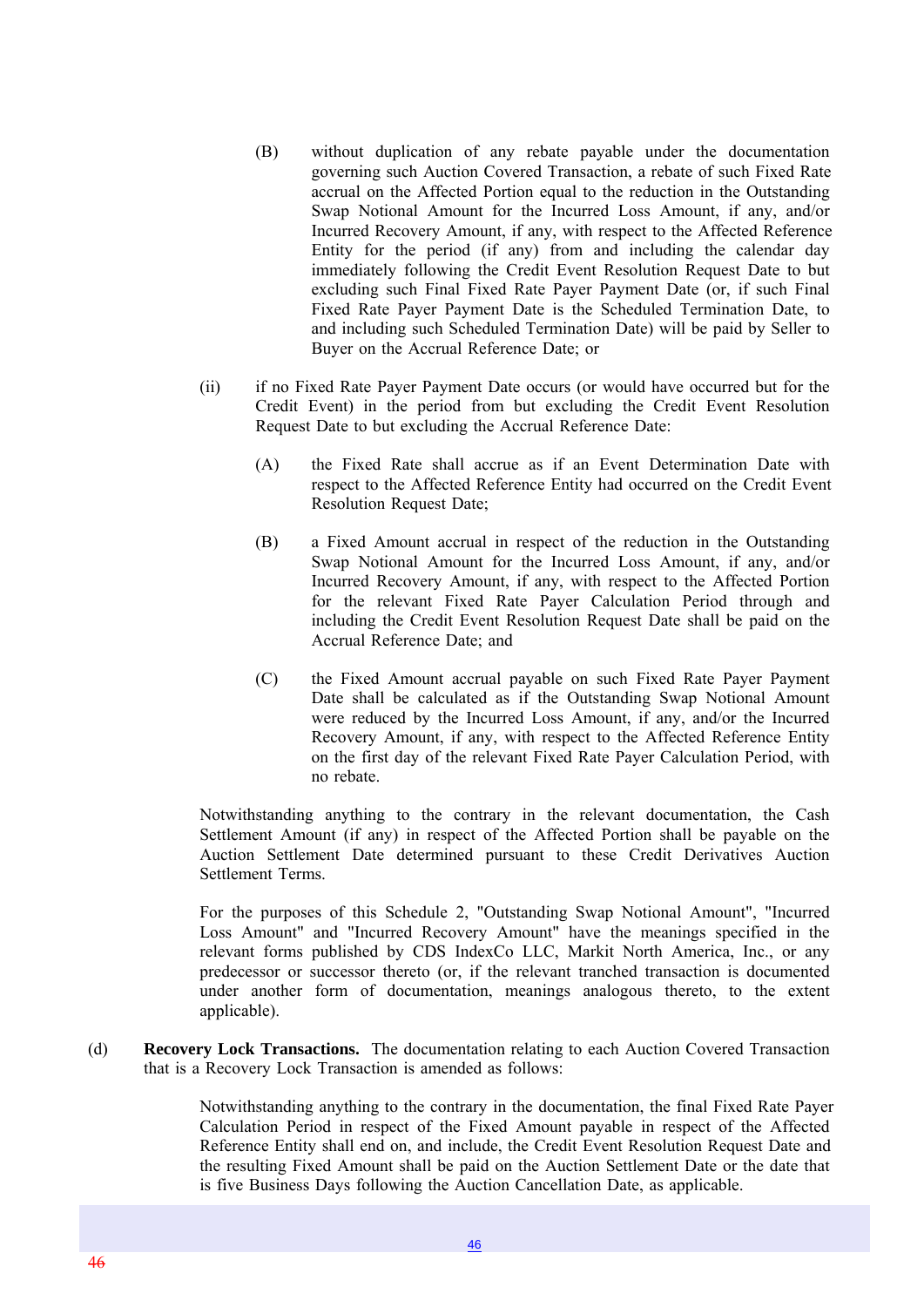(B) without duplication of any rebate payable under the documentation governing such Auction Covered Transaction, a rebate of such Fixed Rate accrual on the Affected Portion equal to the reduction in the Outstanding Swap Notional Amount for the Incurred Loss Amount, if any, and/or Incurred Recovery Amount, if any, with respect to the Affected Reference Entity for the period (if any) from and including the calendar day immediately following the Credit Event Resolution Request Date to but excluding such Final Fixed Rate Payer Payment Date (or, if such Final Fixed Rate Payer Payment Date is the Scheduled Termination Date, to and including such Scheduled Termination Date) will be paid by Seller to Buyer on the Accrual Reference Date; or

(ii) if no Fixed Rate Payer Payment Date occurs (or would have occurred but for the Credit Event) in the period from but excluding the Credit Event Resolution Request Date to but excluding the Accrual Reference Date:

(A) the Fixed Rate shall accrue as if an Event Determination Date with respect to the Affected Reference Entity had occurred on the Credit Event Resolution Request Date;

(B) a Fixed Amount accrual in respect of the reduction in the Outstanding Swap Notional Amount for the Incurred Loss Amount, if any, and/or Incurred Recovery Amount, if any, with respect to the Affected Portion for the relevant Fixed Rate Payer Calculation Period through and including the Credit Event Resolution Request Date shall be paid on the Accrual Reference Date; and

(C) the Fixed Amount accrual payable on such Fixed Rate Payer Payment Date shall be calculated as if the Outstanding Swap Notional Amount were reduced by the Incurred Loss Amount, if any, and/or the Incurred Recovery Amount, if any, with respect to the Affected Reference Entity on the first day of the relevant Fixed Rate Payer Calculation Period, with no rebate.

Notwithstanding anything to the contrary in the relevant documentation, the Cash Settlement Amount (if any) in respect of the Affected Portion shall be payable on the Auction Settlement Date determined pursuant to these Credit Derivatives Auction Settlement Terms.

For the purposes of this Schedule 2, "Outstanding Swap Notional Amount", "Incurred Loss Amount" and "Incurred Recovery Amount" have the meanings specified in the relevant forms published by CDS IndexCo LLC, Markit North America, Inc., or any predecessor or successor thereto (or, if the relevant tranched transaction is documented under another form of documentation, meanings analogous thereto, to the extent applicable).

(d) **Recovery Lock Transactions.** The documentation relating to each Auction Covered Transaction that is a Recovery Lock Transaction is amended as follows:

Notwithstanding anything to the contrary in the documentation, the final Fixed Rate Payer Calculation Period in respect of the Fixed Amount payable in respect of the Affected Reference Entity shall end on, and include, the Credit Event Resolution Request Date and the resulting Fixed Amount shall be paid on the Auction Settlement Date or the date that is five Business Days following the Auction Cancellation Date, as applicable.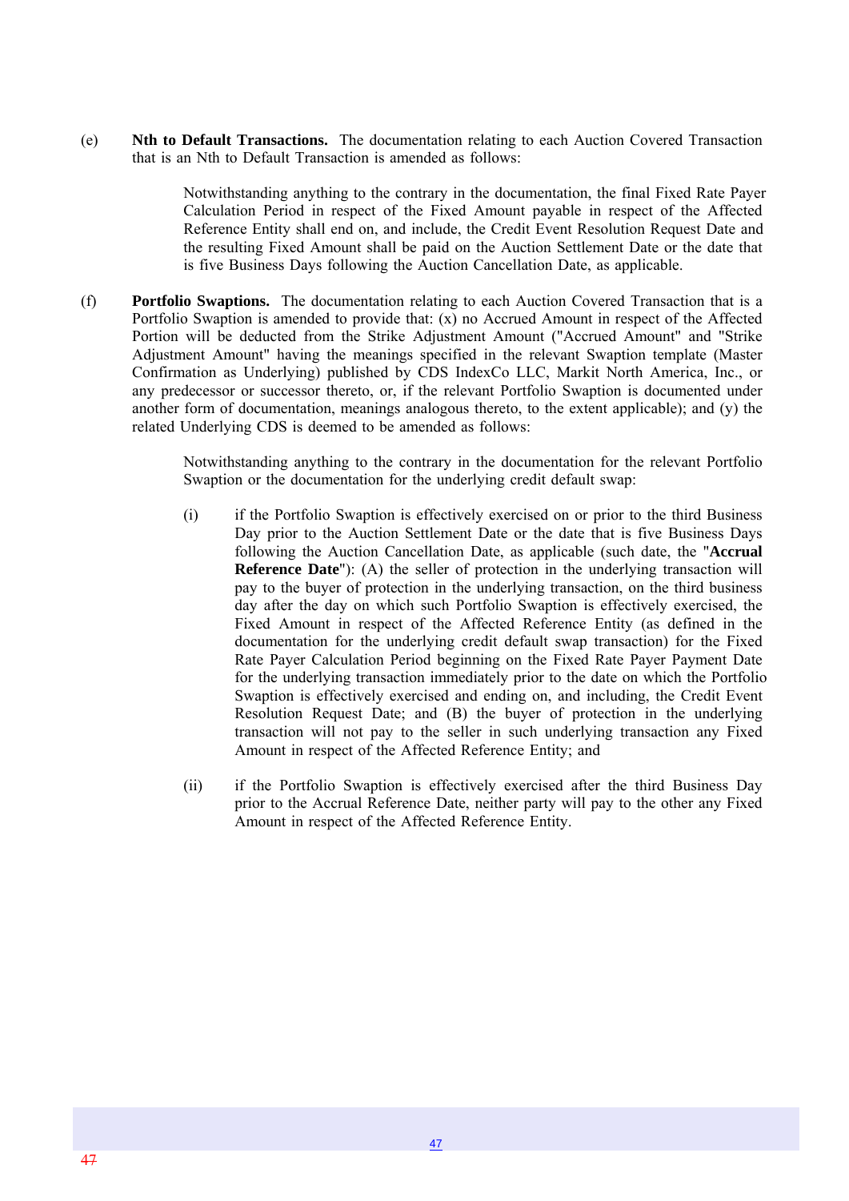(e) **Nth to Default Transactions.** The documentation relating to each Auction Covered Transaction that is an Nth to Default Transaction is amended as follows:

> Notwithstanding anything to the contrary in the documentation, the final Fixed Rate Payer Calculation Period in respect of the Fixed Amount payable in respect of the Affected Reference Entity shall end on, and include, the Credit Event Resolution Request Date and the resulting Fixed Amount shall be paid on the Auction Settlement Date or the date that is five Business Days following the Auction Cancellation Date, as applicable.

(f) **Portfolio Swaptions.** The documentation relating to each Auction Covered Transaction that is a Portfolio Swaption is amended to provide that: (x) no Accrued Amount in respect of the Affected Portion will be deducted from the Strike Adjustment Amount ("Accrued Amount" and "Strike Adjustment Amount" having the meanings specified in the relevant Swaption template (Master Confirmation as Underlying) published by CDS IndexCo LLC, Markit North America, Inc., or any predecessor or successor thereto, or, if the relevant Portfolio Swaption is documented under another form of documentation, meanings analogous thereto, to the extent applicable); and (y) the related Underlying CDS is deemed to be amended as follows:

> Notwithstanding anything to the contrary in the documentation for the relevant Portfolio Swaption or the documentation for the underlying credit default swap:
>
> (i) if the Portfolio Swaption is effectively exercised on or prior to the third Business Day prior to the Auction Settlement Date or the date that is five Business Days following the Auction Cancellation Date, as applicable (such date, the "**Accrual Reference Date**"): (A) the seller of protection in the underlying transaction will pay to the buyer of protection in the underlying transaction, on the third business day after the day on which such Portfolio Swaption is effectively exercised, the Fixed Amount in respect of the Affected Reference Entity (as defined in the documentation for the underlying credit default swap transaction) for the Fixed Rate Payer Calculation Period beginning on the Fixed Rate Payer Payment Date for the underlying transaction immediately prior to the date on which the Portfolio Swaption is effectively exercised and ending on, and including, the Credit Event Resolution Request Date; and (B) the buyer of protection in the underlying transaction will not pay to the seller in such underlying transaction any Fixed Amount in respect of the Affected Reference Entity; and
>
> (ii) if the Portfolio Swaption is effectively exercised after the third Business Day prior to the Accrual Reference Date, neither party will pay to the other any Fixed Amount in respect of the Affected Reference Entity.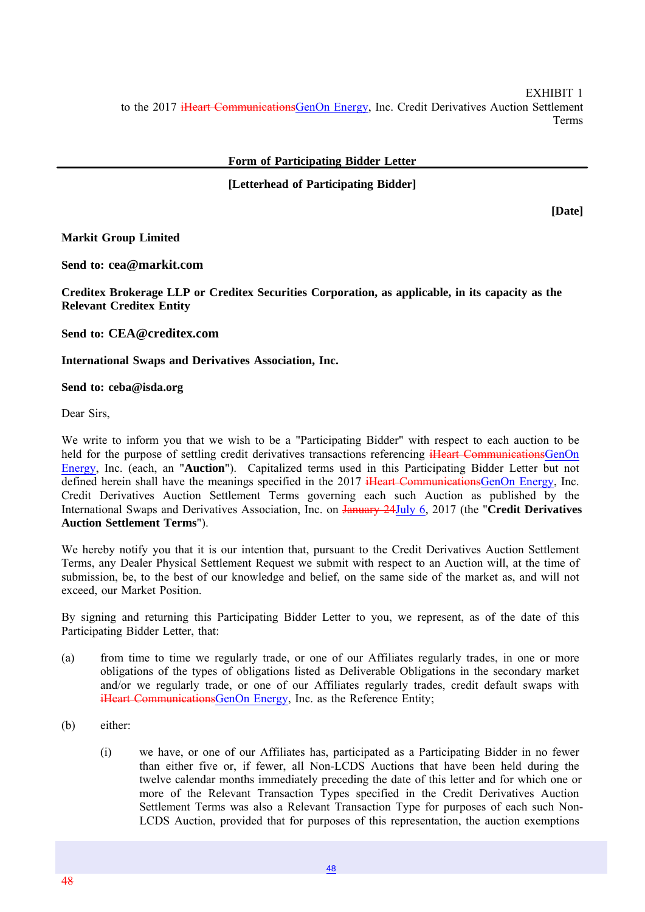EXHIBIT 1
to the 2017 ~~iHeart Communications~~GenOn Energy, Inc. Credit Derivatives Auction Settlement Terms

**Form of Participating Bidder Letter**

**[Letterhead of Participating Bidder]**

**[Date]**

**Markit Group Limited**

**Send to: cea@markit.com**

**Creditex Brokerage LLP or Creditex Securities Corporation, as applicable, in its capacity as the Relevant Creditex Entity**

**Send to: CEA@creditex.com**

**International Swaps and Derivatives Association, Inc.**

**Send to: ceba@isda.org**

Dear Sirs,

We write to inform you that we wish to be a "Participating Bidder" with respect to each auction to be held for the purpose of settling credit derivatives transactions referencing ~~iHeart Communications~~GenOn Energy, Inc. (each, an "**Auction**"). Capitalized terms used in this Participating Bidder Letter but not defined herein shall have the meanings specified in the 2017 ~~iHeart Communications~~GenOn Energy, Inc. Credit Derivatives Auction Settlement Terms governing each such Auction as published by the International Swaps and Derivatives Association, Inc. on ~~January 24~~July 6, 2017 (the "**Credit Derivatives Auction Settlement Terms**").

We hereby notify you that it is our intention that, pursuant to the Credit Derivatives Auction Settlement Terms, any Dealer Physical Settlement Request we submit with respect to an Auction will, at the time of submission, be, to the best of our knowledge and belief, on the same side of the market as, and will not exceed, our Market Position.

By signing and returning this Participating Bidder Letter to you, we represent, as of the date of this Participating Bidder Letter, that:

(a) from time to time we regularly trade, or one of our Affiliates regularly trades, in one or more obligations of the types of obligations listed as Deliverable Obligations in the secondary market and/or we regularly trade, or one of our Affiliates regularly trades, credit default swaps with ~~iHeart Communications~~GenOn Energy, Inc. as the Reference Entity;

(b) either:

(i) we have, or one of our Affiliates has, participated as a Participating Bidder in no fewer than either five or, if fewer, all Non-LCDS Auctions that have been held during the twelve calendar months immediately preceding the date of this letter and for which one or more of the Relevant Transaction Types specified in the Credit Derivatives Auction Settlement Terms was also a Relevant Transaction Type for purposes of each such Non-LCDS Auction, provided that for purposes of this representation, the auction exemptions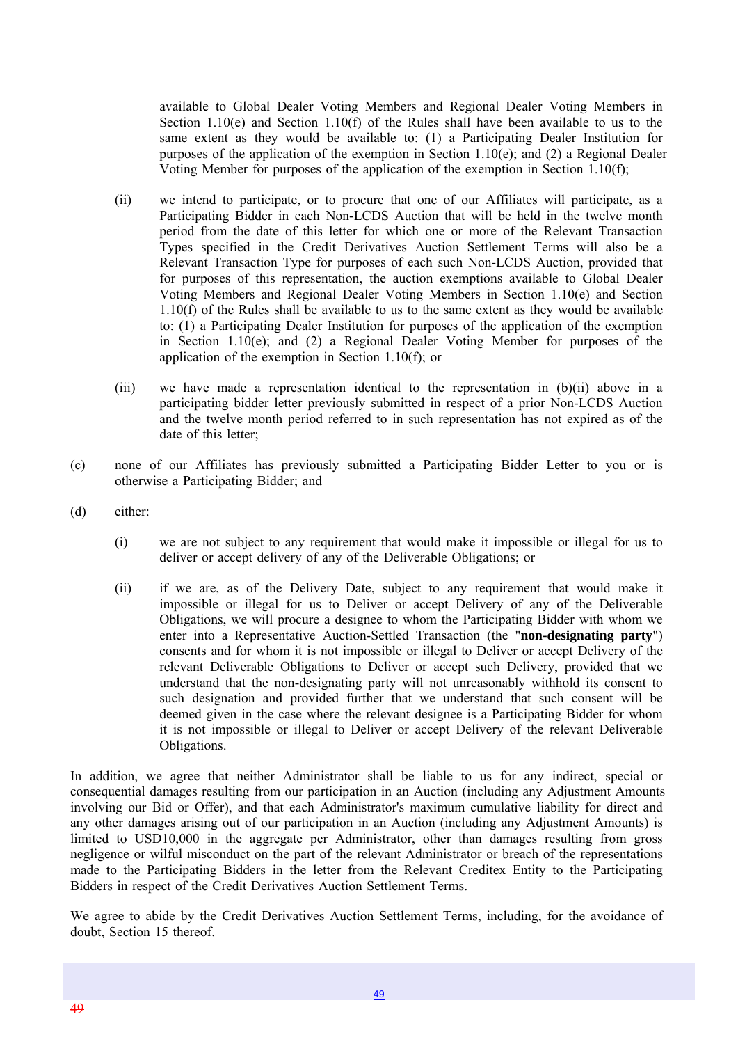available to Global Dealer Voting Members and Regional Dealer Voting Members in Section 1.10(e) and Section 1.10(f) of the Rules shall have been available to us to the same extent as they would be available to: (1) a Participating Dealer Institution for purposes of the application of the exemption in Section 1.10(e); and (2) a Regional Dealer Voting Member for purposes of the application of the exemption in Section 1.10(f);

(ii) we intend to participate, or to procure that one of our Affiliates will participate, as a Participating Bidder in each Non-LCDS Auction that will be held in the twelve month period from the date of this letter for which one or more of the Relevant Transaction Types specified in the Credit Derivatives Auction Settlement Terms will also be a Relevant Transaction Type for purposes of each such Non-LCDS Auction, provided that for purposes of this representation, the auction exemptions available to Global Dealer Voting Members and Regional Dealer Voting Members in Section 1.10(e) and Section 1.10(f) of the Rules shall be available to us to the same extent as they would be available to: (1) a Participating Dealer Institution for purposes of the application of the exemption in Section 1.10(e); and (2) a Regional Dealer Voting Member for purposes of the application of the exemption in Section 1.10(f); or

(iii) we have made a representation identical to the representation in (b)(ii) above in a participating bidder letter previously submitted in respect of a prior Non-LCDS Auction and the twelve month period referred to in such representation has not expired as of the date of this letter;

(c) none of our Affiliates has previously submitted a Participating Bidder Letter to you or is otherwise a Participating Bidder; and

(d) either:

(i) we are not subject to any requirement that would make it impossible or illegal for us to deliver or accept delivery of any of the Deliverable Obligations; or

(ii) if we are, as of the Delivery Date, subject to any requirement that would make it impossible or illegal for us to Deliver or accept Delivery of any of the Deliverable Obligations, we will procure a designee to whom the Participating Bidder with whom we enter into a Representative Auction-Settled Transaction (the "**non-designating party**") consents and for whom it is not impossible or illegal to Deliver or accept Delivery of the relevant Deliverable Obligations to Deliver or accept such Delivery, provided that we understand that the non-designating party will not unreasonably withhold its consent to such designation and provided further that we understand that such consent will be deemed given in the case where the relevant designee is a Participating Bidder for whom it is not impossible or illegal to Deliver or accept Delivery of the relevant Deliverable Obligations.

In addition, we agree that neither Administrator shall be liable to us for any indirect, special or consequential damages resulting from our participation in an Auction (including any Adjustment Amounts involving our Bid or Offer), and that each Administrator's maximum cumulative liability for direct and any other damages arising out of our participation in an Auction (including any Adjustment Amounts) is limited to USD10,000 in the aggregate per Administrator, other than damages resulting from gross negligence or wilful misconduct on the part of the relevant Administrator or breach of the representations made to the Participating Bidders in the letter from the Relevant Creditex Entity to the Participating Bidders in respect of the Credit Derivatives Auction Settlement Terms.

We agree to abide by the Credit Derivatives Auction Settlement Terms, including, for the avoidance of doubt, Section 15 thereof.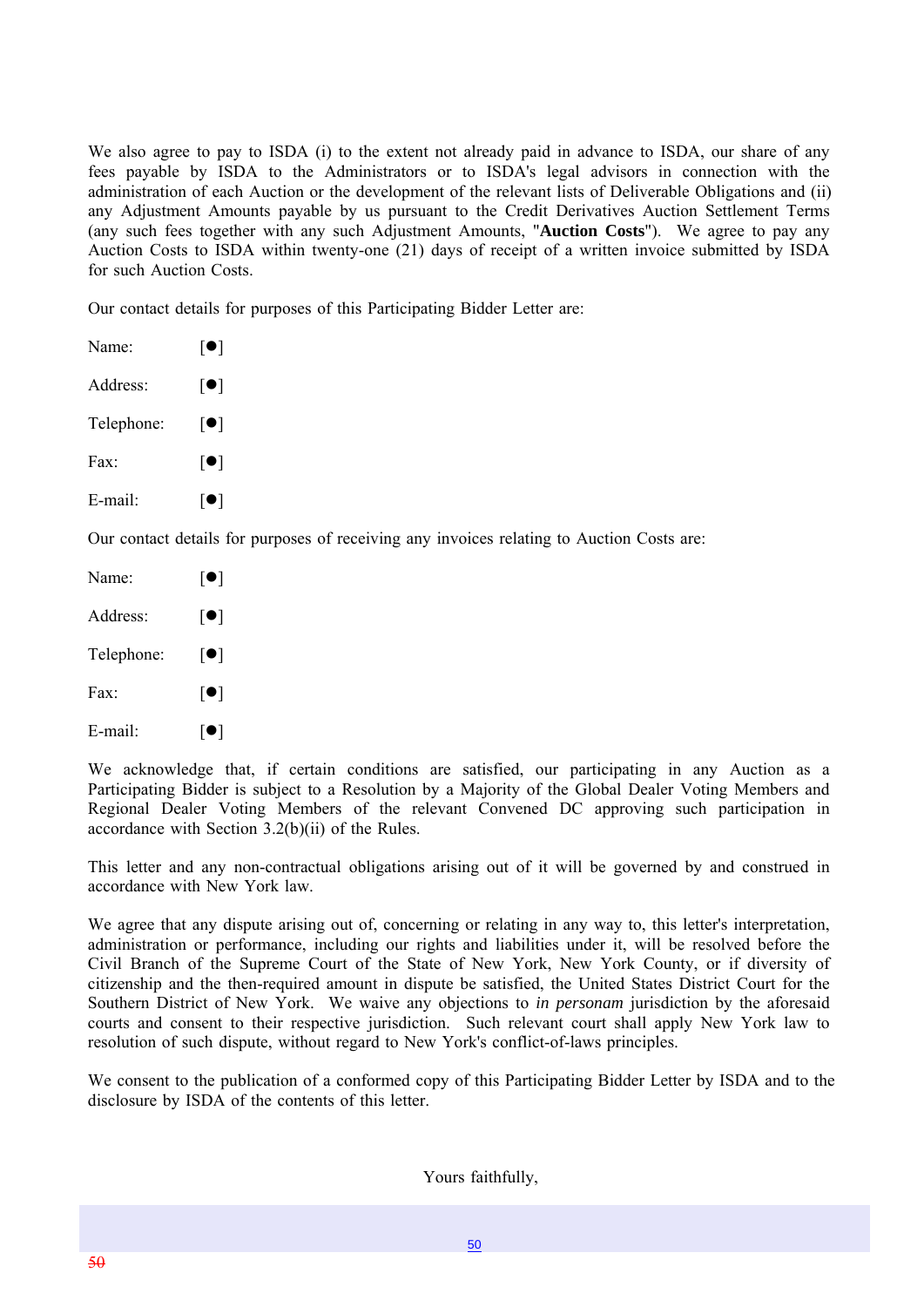We also agree to pay to ISDA (i) to the extent not already paid in advance to ISDA, our share of any fees payable by ISDA to the Administrators or to ISDA's legal advisors in connection with the administration of each Auction or the development of the relevant lists of Deliverable Obligations and (ii) any Adjustment Amounts payable by us pursuant to the Credit Derivatives Auction Settlement Terms (any such fees together with any such Adjustment Amounts, "**Auction Costs**"). We agree to pay any Auction Costs to ISDA within twenty-one (21) days of receipt of a written invoice submitted by ISDA for such Auction Costs.

Our contact details for purposes of this Participating Bidder Letter are:

Name: [●]

Address: [●]

Telephone: [●]

Fax: [●]

E-mail: [●]

Our contact details for purposes of receiving any invoices relating to Auction Costs are:

Name: [●]

Address: [●]

Telephone: [●]

Fax: [●]

E-mail: [●]

We acknowledge that, if certain conditions are satisfied, our participating in any Auction as a Participating Bidder is subject to a Resolution by a Majority of the Global Dealer Voting Members and Regional Dealer Voting Members of the relevant Convened DC approving such participation in accordance with Section 3.2(b)(ii) of the Rules.

This letter and any non-contractual obligations arising out of it will be governed by and construed in accordance with New York law.

We agree that any dispute arising out of, concerning or relating in any way to, this letter's interpretation, administration or performance, including our rights and liabilities under it, will be resolved before the Civil Branch of the Supreme Court of the State of New York, New York County, or if diversity of citizenship and the then-required amount in dispute be satisfied, the United States District Court for the Southern District of New York. We waive any objections to *in personam* jurisdiction by the aforesaid courts and consent to their respective jurisdiction. Such relevant court shall apply New York law to resolution of such dispute, without regard to New York's conflict-of-laws principles.

We consent to the publication of a conformed copy of this Participating Bidder Letter by ISDA and to the disclosure by ISDA of the contents of this letter.

Yours faithfully,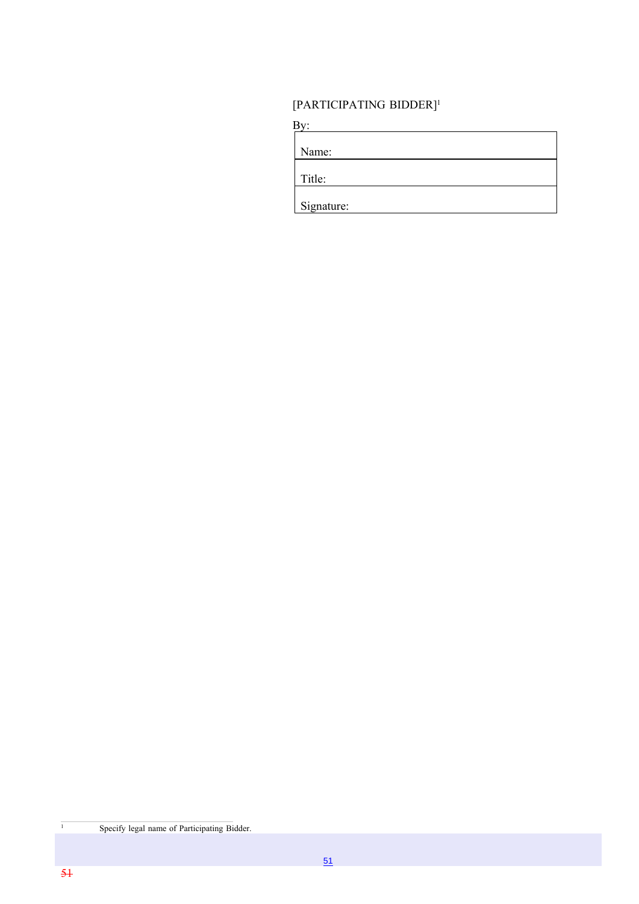[PARTICIPATING BIDDER][1]

By:

| Name: |
|---|
| Title: |
| Signature: |

[1] Specify legal name of Participating Bidder.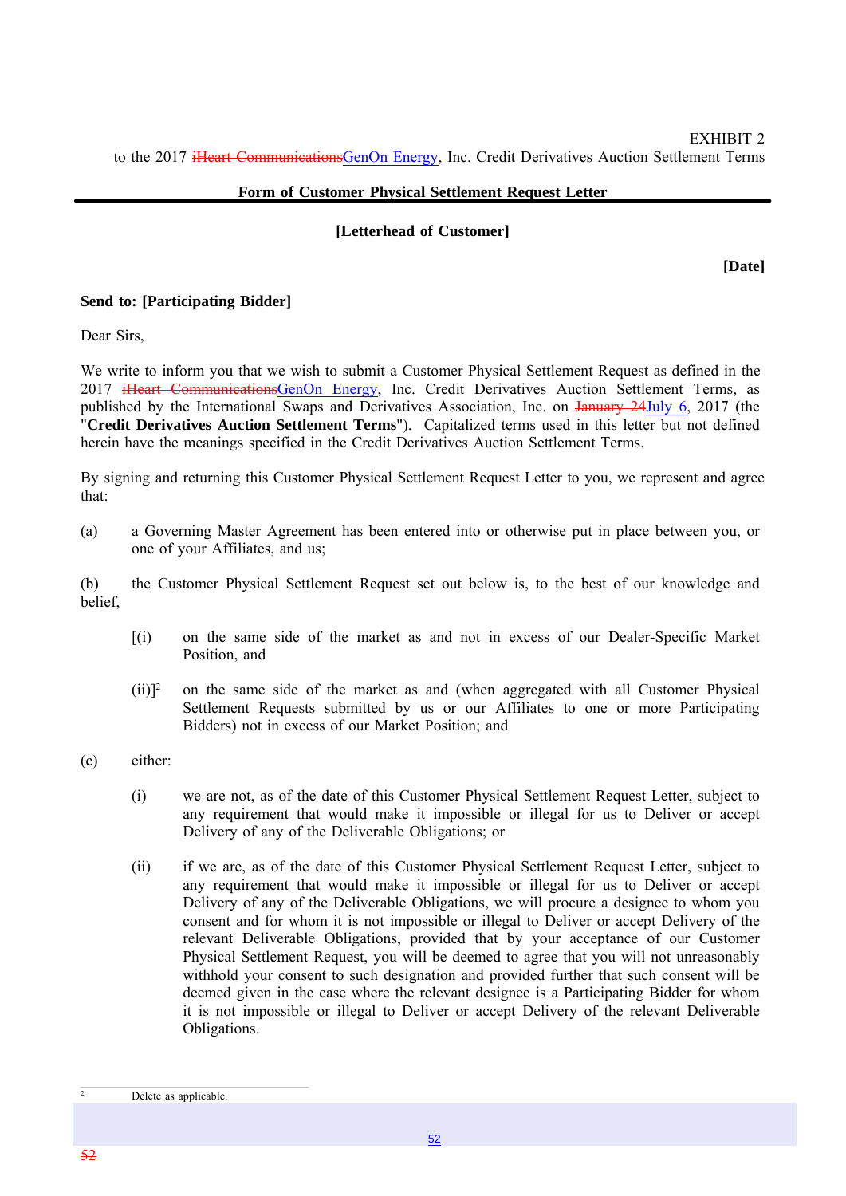EXHIBIT 2

to the 2017 ~~iHeart Communications~~GenOn Energy, Inc. Credit Derivatives Auction Settlement Terms

**Form of Customer Physical Settlement Request Letter**

**[Letterhead of Customer]**

**[Date]**

**Send to: [Participating Bidder]**

Dear Sirs,

We write to inform you that we wish to submit a Customer Physical Settlement Request as defined in the 2017 ~~iHeart Communications~~GenOn Energy, Inc. Credit Derivatives Auction Settlement Terms, as published by the International Swaps and Derivatives Association, Inc. on ~~January 24~~July 6, 2017 (the "**Credit Derivatives Auction Settlement Terms**"). Capitalized terms used in this letter but not defined herein have the meanings specified in the Credit Derivatives Auction Settlement Terms.

By signing and returning this Customer Physical Settlement Request Letter to you, we represent and agree that:

(a) a Governing Master Agreement has been entered into or otherwise put in place between you, or one of your Affiliates, and us;

(b) the Customer Physical Settlement Request set out below is, to the best of our knowledge and belief,

[(i) on the same side of the market as and not in excess of our Dealer-Specific Market Position, and

(ii)][2] on the same side of the market as and (when aggregated with all Customer Physical Settlement Requests submitted by us or our Affiliates to one or more Participating Bidders) not in excess of our Market Position; and

(c) either:

(i) we are not, as of the date of this Customer Physical Settlement Request Letter, subject to any requirement that would make it impossible or illegal for us to Deliver or accept Delivery of any of the Deliverable Obligations; or

(ii) if we are, as of the date of this Customer Physical Settlement Request Letter, subject to any requirement that would make it impossible or illegal for us to Deliver or accept Delivery of any of the Deliverable Obligations, we will procure a designee to whom you consent and for whom it is not impossible or illegal to Deliver or accept Delivery of the relevant Deliverable Obligations, provided that by your acceptance of our Customer Physical Settlement Request, you will be deemed to agree that you will not unreasonably withhold your consent to such designation and provided further that such consent will be deemed given in the case where the relevant designee is a Participating Bidder for whom it is not impossible or illegal to Deliver or accept Delivery of the relevant Deliverable Obligations.

[2] Delete as applicable.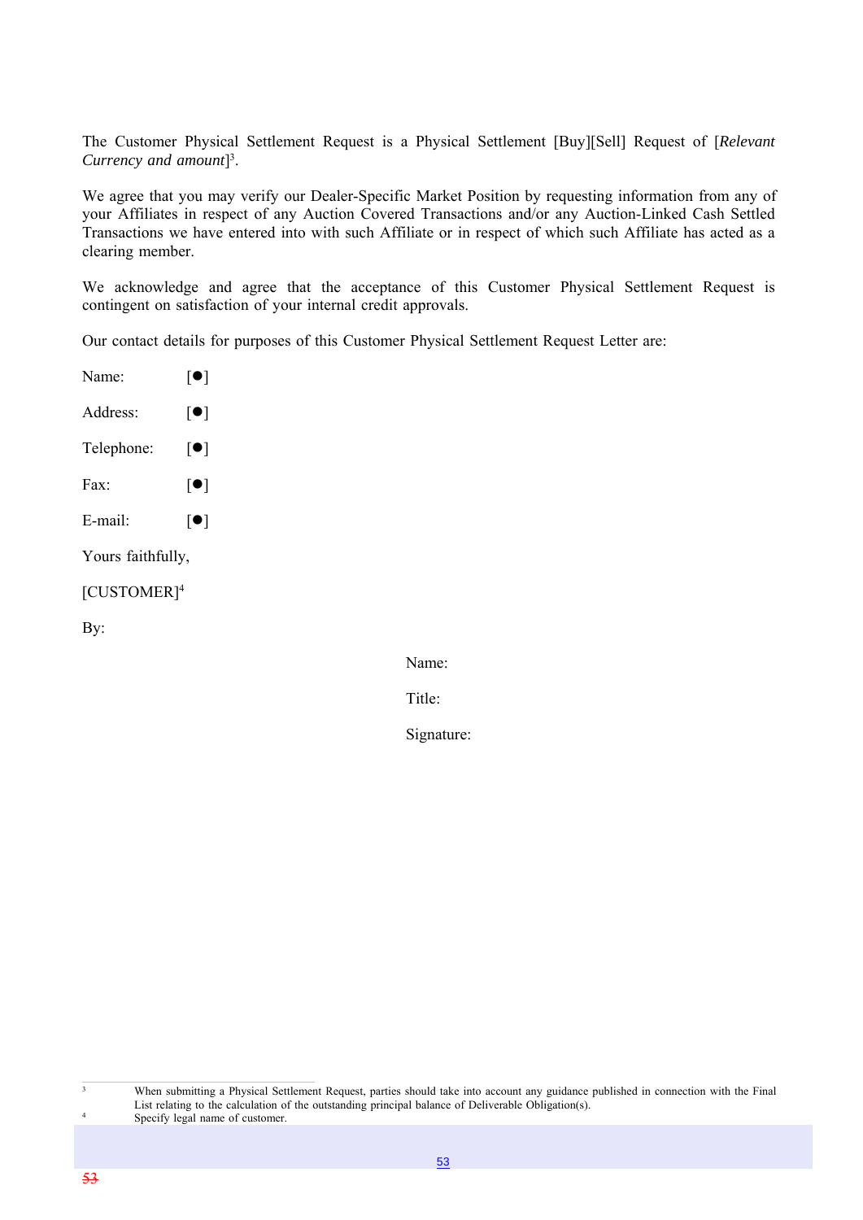The Customer Physical Settlement Request is a Physical Settlement [Buy][Sell] Request of [*Relevant Currency and amount*][3].

We agree that you may verify our Dealer-Specific Market Position by requesting information from any of your Affiliates in respect of any Auction Covered Transactions and/or any Auction-Linked Cash Settled Transactions we have entered into with such Affiliate or in respect of which such Affiliate has acted as a clearing member.

We acknowledge and agree that the acceptance of this Customer Physical Settlement Request is contingent on satisfaction of your internal credit approvals.

Our contact details for purposes of this Customer Physical Settlement Request Letter are:

Name: [●]

Address: [●]

Telephone: [●]

Fax: [●]

E-mail: [●]

Yours faithfully,

[CUSTOMER][4]

By:

Name:

Title:

Signature:

---

[3] When submitting a Physical Settlement Request, parties should take into account any guidance published in connection with the Final List relating to the calculation of the outstanding principal balance of Deliverable Obligation(s).

[4] Specify legal name of customer.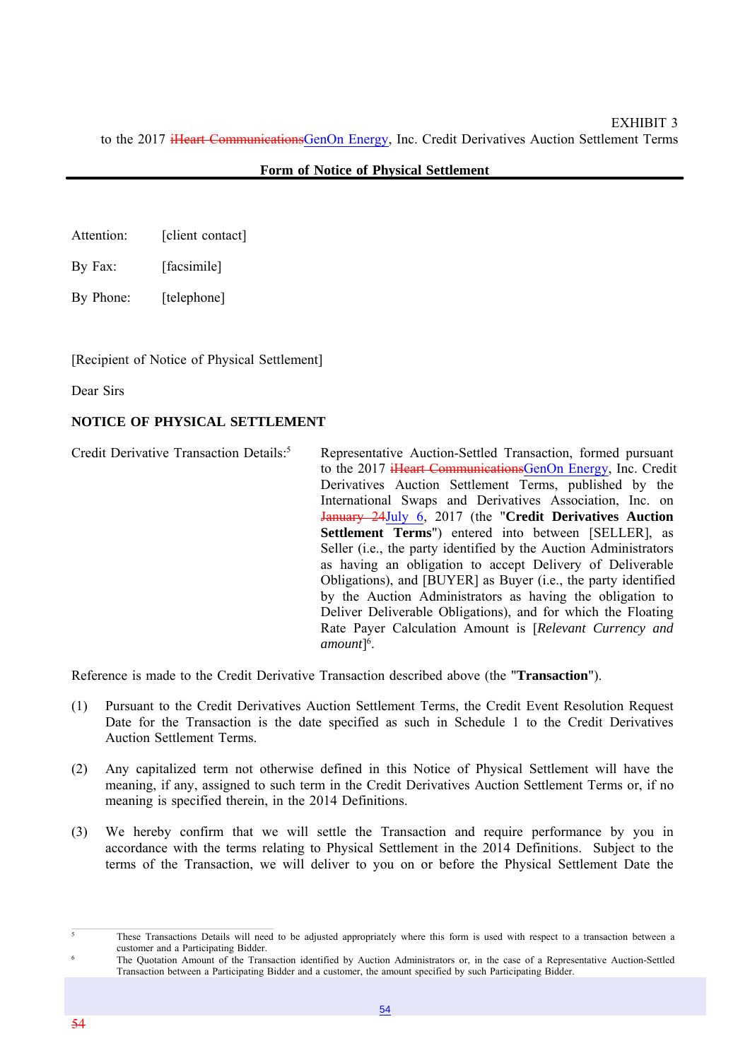EXHIBIT 3
to the 2017 ~~iHeart Communications~~GenOn Energy, Inc. Credit Derivatives Auction Settlement Terms

**Form of Notice of Physical Settlement**

Attention: [client contact]

By Fax: [facsimile]

By Phone: [telephone]

[Recipient of Notice of Physical Settlement]

Dear Sirs

**NOTICE OF PHYSICAL SETTLEMENT**

| | |
|---|---|
| Credit Derivative Transaction Details:[5] | Representative Auction-Settled Transaction, formed pursuant to the 2017 ~~iHeart Communications~~GenOn Energy, Inc. Credit Derivatives Auction Settlement Terms, published by the International Swaps and Derivatives Association, Inc. on ~~January 24~~July 6, 2017 (the "**Credit Derivatives Auction Settlement Terms**") entered into between [SELLER], as Seller (i.e., the party identified by the Auction Administrators as having an obligation to accept Delivery of Deliverable Obligations), and [BUYER] as Buyer (i.e., the party identified by the Auction Administrators as having the obligation to Deliver Deliverable Obligations), and for which the Floating Rate Payer Calculation Amount is [*Relevant Currency and amount*][6]. |

Reference is made to the Credit Derivative Transaction described above (the "**Transaction**").

(1) Pursuant to the Credit Derivatives Auction Settlement Terms, the Credit Event Resolution Request Date for the Transaction is the date specified as such in Schedule 1 to the Credit Derivatives Auction Settlement Terms.

(2) Any capitalized term not otherwise defined in this Notice of Physical Settlement will have the meaning, if any, assigned to such term in the Credit Derivatives Auction Settlement Terms or, if no meaning is specified therein, in the 2014 Definitions.

(3) We hereby confirm that we will settle the Transaction and require performance by you in accordance with the terms relating to Physical Settlement in the 2014 Definitions. Subject to the terms of the Transaction, we will deliver to you on or before the Physical Settlement Date the

---

[5] These Transactions Details will need to be adjusted appropriately where this form is used with respect to a transaction between a customer and a Participating Bidder.

[6] The Quotation Amount of the Transaction identified by Auction Administrators or, in the case of a Representative Auction-Settled Transaction between a Participating Bidder and a customer, the amount specified by such Participating Bidder.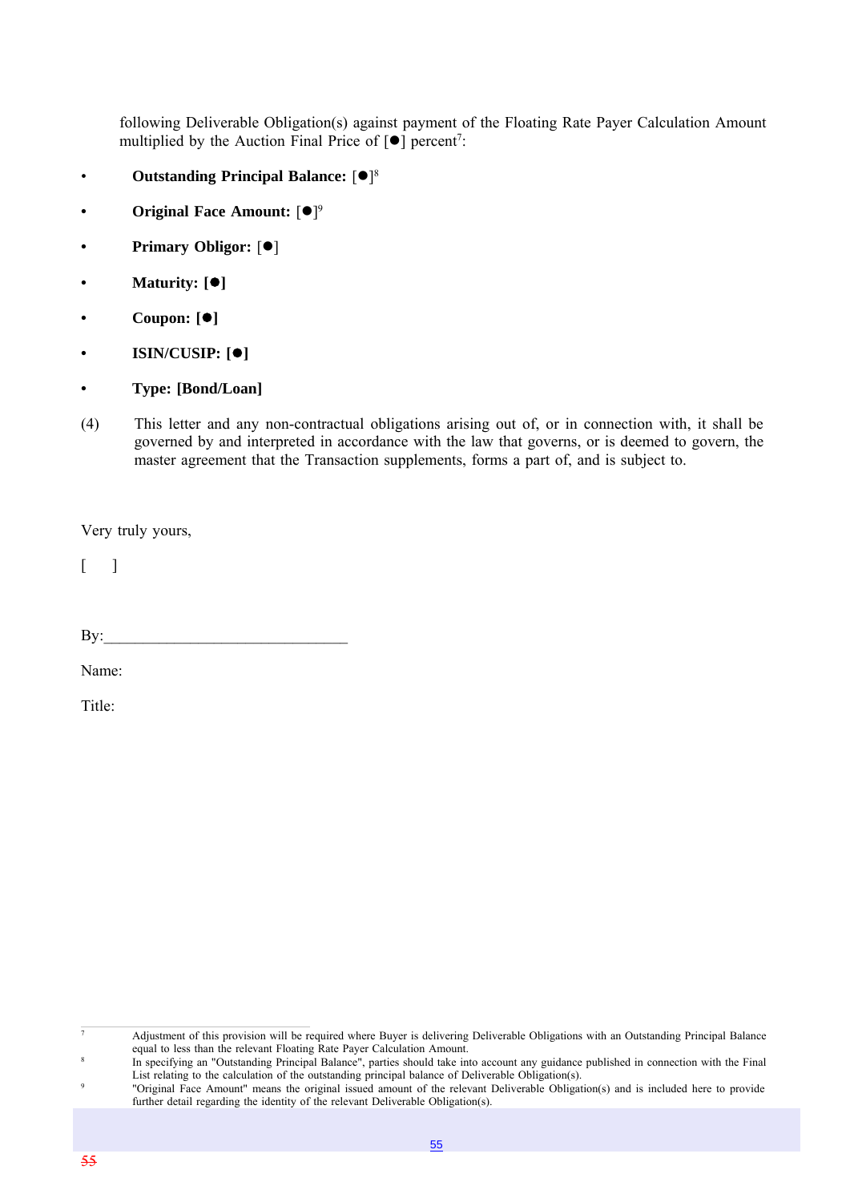following Deliverable Obligation(s) against payment of the Floating Rate Payer Calculation Amount multiplied by the Auction Final Price of [●] percent[7]:

- **Outstanding Principal Balance:** [●][8]
- **Original Face Amount:** [●][9]
- **Primary Obligor:** [●]
- **Maturity: [●]**
- **Coupon: [●]**
- **ISIN/CUSIP: [●]**
- **Type: [Bond/Loan]**

(4) This letter and any non-contractual obligations arising out of, or in connection with, it shall be governed by and interpreted in accordance with the law that governs, or is deemed to govern, the master agreement that the Transaction supplements, forms a part of, and is subject to.

Very truly yours,

[ ]

By:______________________________

Name:

Title:

---

[7] Adjustment of this provision will be required where Buyer is delivering Deliverable Obligations with an Outstanding Principal Balance equal to less than the relevant Floating Rate Payer Calculation Amount.

[8] In specifying an "Outstanding Principal Balance", parties should take into account any guidance published in connection with the Final List relating to the calculation of the outstanding principal balance of Deliverable Obligation(s).

[9] "Original Face Amount" means the original issued amount of the relevant Deliverable Obligation(s) and is included here to provide further detail regarding the identity of the relevant Deliverable Obligation(s).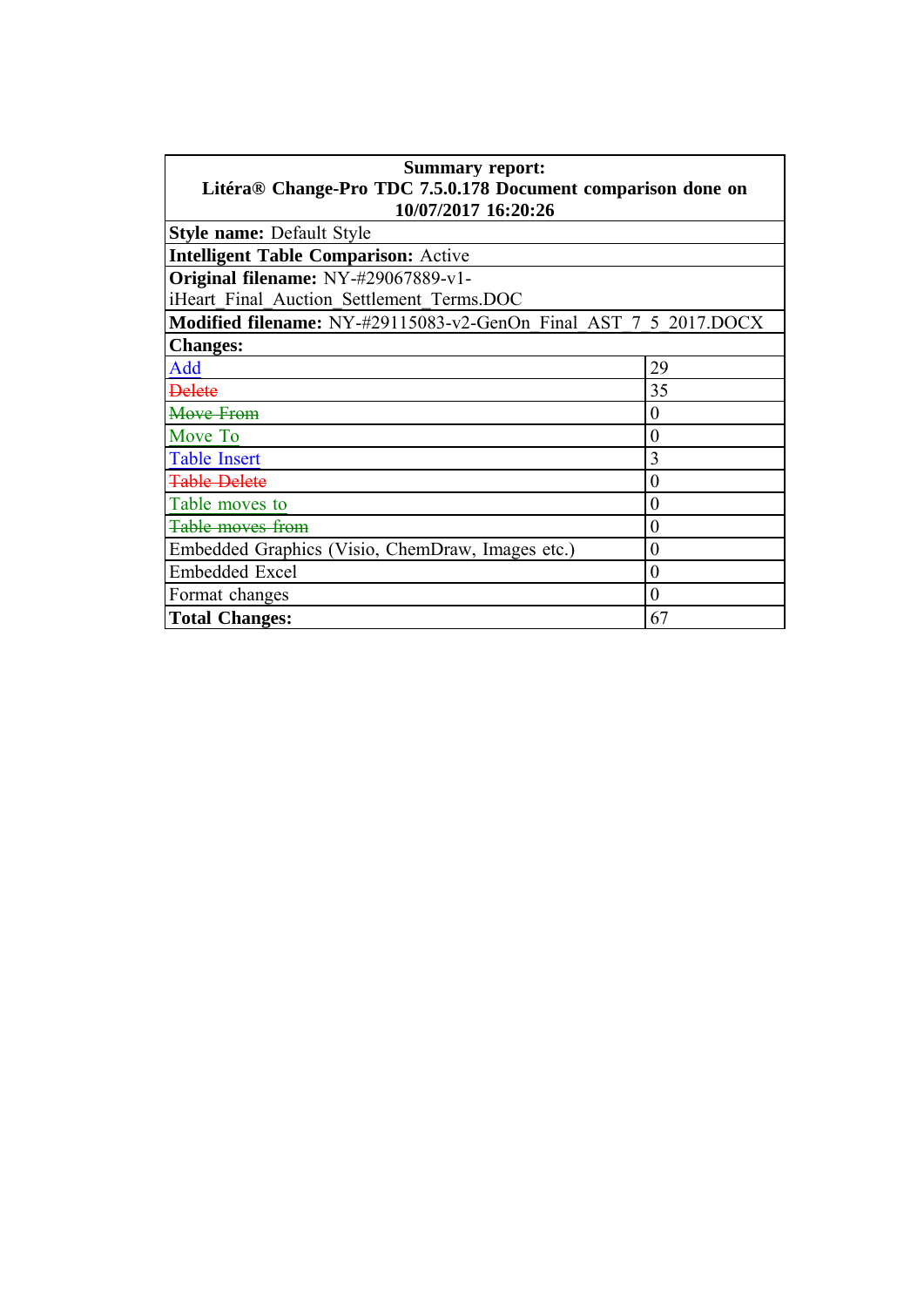| | |
|---|---|
| **Summary report:** **Litéra® Change-Pro TDC 7.5.0.178 Document comparison done on 10/07/2017 16:20:26** | |
| **Style name:** Default Style | |
| **Intelligent Table Comparison:** Active | |
| **Original filename:** NY-#29067889-v1-iHeart_Final_Auction_Settlement_Terms.DOC | |
| **Modified filename:** NY-#29115083-v2-GenOn_Final_AST_7_5_2017.DOCX | |
| **Changes:** | |
| Add | 29 |
| ~~Delete~~ | 35 |
| ~~Move From~~ | 0 |
| Move To | 0 |
| Table Insert | 3 |
| ~~Table Delete~~ | 0 |
| Table moves to | 0 |
| ~~Table moves from~~ | 0 |
| Embedded Graphics (Visio, ChemDraw, Images etc.) | 0 |
| Embedded Excel | 0 |
| Format changes | 0 |
| **Total Changes:** | 67 |